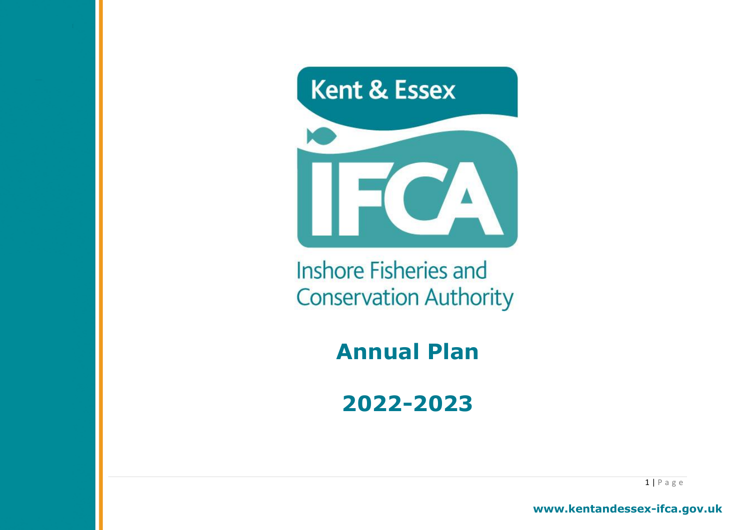Kent & Essex

IFCA

Inshore Fisheries and Conservation Authority

# Annual Plan

# 2022-2023

www.kentandessex-ifca.gov.uk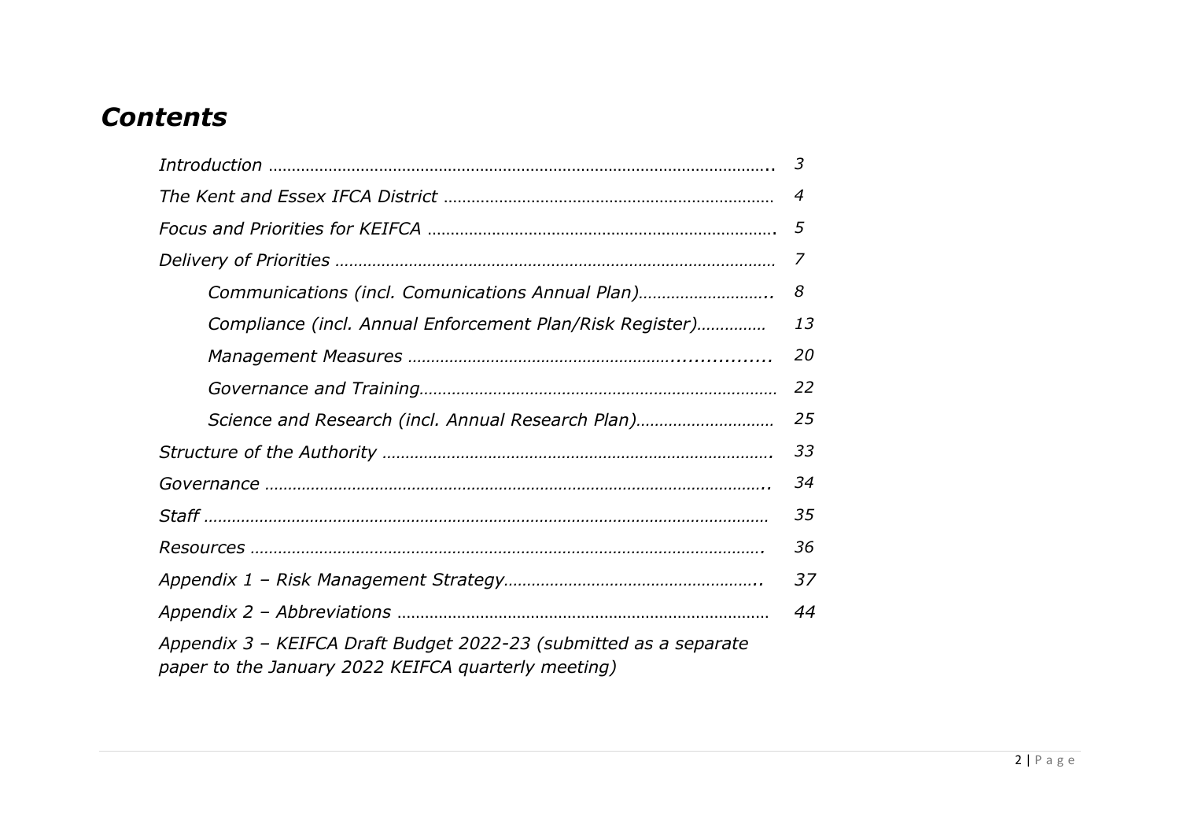# *Contents*

| | |
|---|---|
| *Introduction* | *3* |
| *The Kent and Essex IFCA District* | *4* |
| *Focus and Priorities for KEIFCA* | *5* |
| *Delivery of Priorities* | *7* |
| &nbsp;&nbsp;&nbsp;&nbsp;*Communications (incl. Comunications Annual Plan)* | *8* |
| &nbsp;&nbsp;&nbsp;&nbsp;*Compliance (incl. Annual Enforcement Plan/Risk Register)* | *13* |
| &nbsp;&nbsp;&nbsp;&nbsp;*Management Measures* | *20* |
| &nbsp;&nbsp;&nbsp;&nbsp;*Governance and Training* | *22* |
| &nbsp;&nbsp;&nbsp;&nbsp;*Science and Research (incl. Annual Research Plan)* | *25* |
| *Structure of the Authority* | *33* |
| *Governance* | *34* |
| *Staff* | *35* |
| *Resources* | *36* |
| *Appendix 1 – Risk Management Strategy* | *37* |
| *Appendix 2 – Abbreviations* | *44* |
| *Appendix 3 – KEIFCA Draft Budget 2022-23 (submitted as a separate paper to the January 2022 KEIFCA quarterly meeting)* | |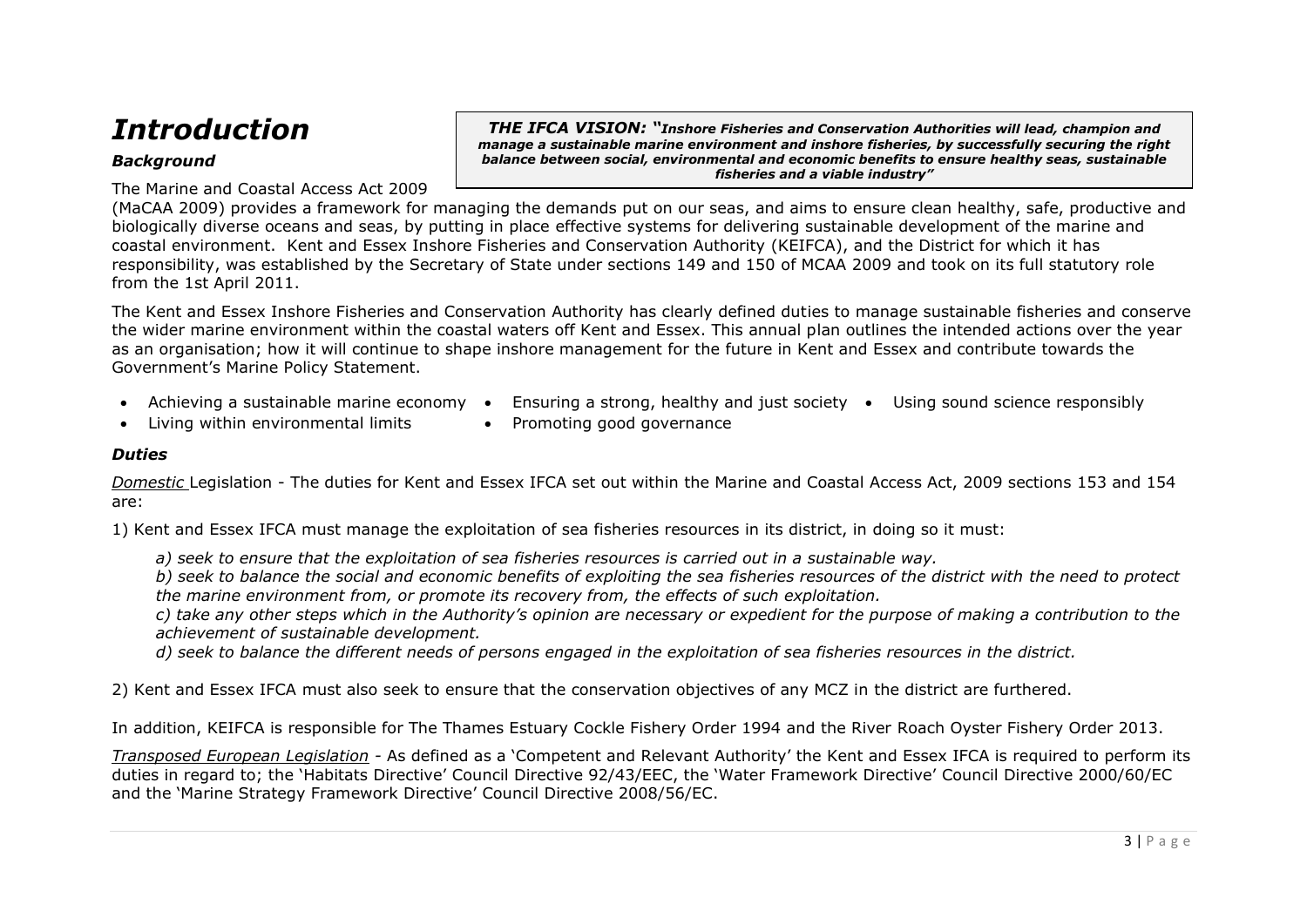# *Introduction*

> ***THE IFCA VISION: "Inshore Fisheries and Conservation Authorities will lead, champion and manage a sustainable marine environment and inshore fisheries, by successfully securing the right balance between social, environmental and economic benefits to ensure healthy seas, sustainable fisheries and a viable industry"***

### *Background*

The Marine and Coastal Access Act 2009 (MaCAA 2009) provides a framework for managing the demands put on our seas, and aims to ensure clean healthy, safe, productive and biologically diverse oceans and seas, by putting in place effective systems for delivering sustainable development of the marine and coastal environment. Kent and Essex Inshore Fisheries and Conservation Authority (KEIFCA), and the District for which it has responsibility, was established by the Secretary of State under sections 149 and 150 of MCAA 2009 and took on its full statutory role from the 1st April 2011.

The Kent and Essex Inshore Fisheries and Conservation Authority has clearly defined duties to manage sustainable fisheries and conserve the wider marine environment within the coastal waters off Kent and Essex. This annual plan outlines the intended actions over the year as an organisation; how it will continue to shape inshore management for the future in Kent and Essex and contribute towards the Government's Marine Policy Statement.

- Achieving a sustainable marine economy
- Ensuring a strong, healthy and just society
- Using sound science responsibly
- Living within environmental limits
- Promoting good governance

### *Duties*

*Domestic* Legislation - The duties for Kent and Essex IFCA set out within the Marine and Coastal Access Act, 2009 sections 153 and 154 are:

1) Kent and Essex IFCA must manage the exploitation of sea fisheries resources in its district, in doing so it must:

*a) seek to ensure that the exploitation of sea fisheries resources is carried out in a sustainable way.*
*b) seek to balance the social and economic benefits of exploiting the sea fisheries resources of the district with the need to protect the marine environment from, or promote its recovery from, the effects of such exploitation.*
*c) take any other steps which in the Authority's opinion are necessary or expedient for the purpose of making a contribution to the achievement of sustainable development.*
*d) seek to balance the different needs of persons engaged in the exploitation of sea fisheries resources in the district.*

2) Kent and Essex IFCA must also seek to ensure that the conservation objectives of any MCZ in the district are furthered.

In addition, KEIFCA is responsible for The Thames Estuary Cockle Fishery Order 1994 and the River Roach Oyster Fishery Order 2013.

*Transposed European Legislation* - As defined as a 'Competent and Relevant Authority' the Kent and Essex IFCA is required to perform its duties in regard to; the 'Habitats Directive' Council Directive 92/43/EEC, the 'Water Framework Directive' Council Directive 2000/60/EC and the 'Marine Strategy Framework Directive' Council Directive 2008/56/EC.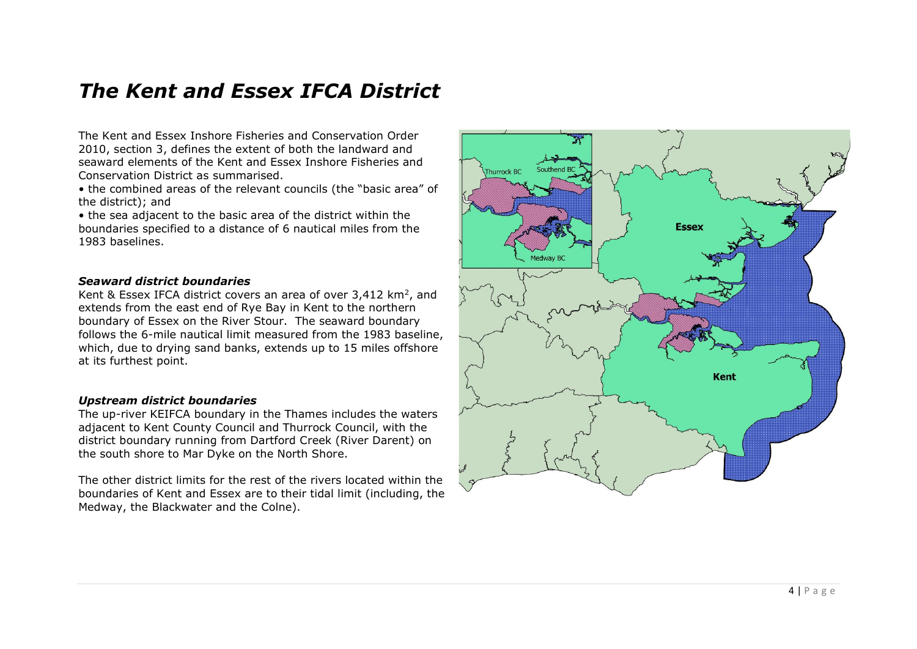# *The Kent and Essex IFCA District*

The Kent and Essex Inshore Fisheries and Conservation Order 2010, section 3, defines the extent of both the landward and seaward elements of the Kent and Essex Inshore Fisheries and Conservation District as summarised.

- the combined areas of the relevant councils (the "basic area" of the district); and
- the sea adjacent to the basic area of the district within the boundaries specified to a distance of 6 nautical miles from the 1983 baselines.

### *Seaward district boundaries*

Kent & Essex IFCA district covers an area of over 3,412 km$^2$, and extends from the east end of Rye Bay in Kent to the northern boundary of Essex on the River Stour. The seaward boundary follows the 6-mile nautical limit measured from the 1983 baseline, which, due to drying sand banks, extends up to 15 miles offshore at its furthest point.

### *Upstream district boundaries*

The up-river KEIFCA boundary in the Thames includes the waters adjacent to Kent County Council and Thurrock Council, with the district boundary running from Dartford Creek (River Darent) on the south shore to Mar Dyke on the North Shore.

The other district limits for the rest of the rivers located within the boundaries of Kent and Essex are to their tidal limit (including, the Medway, the Blackwater and the Colne).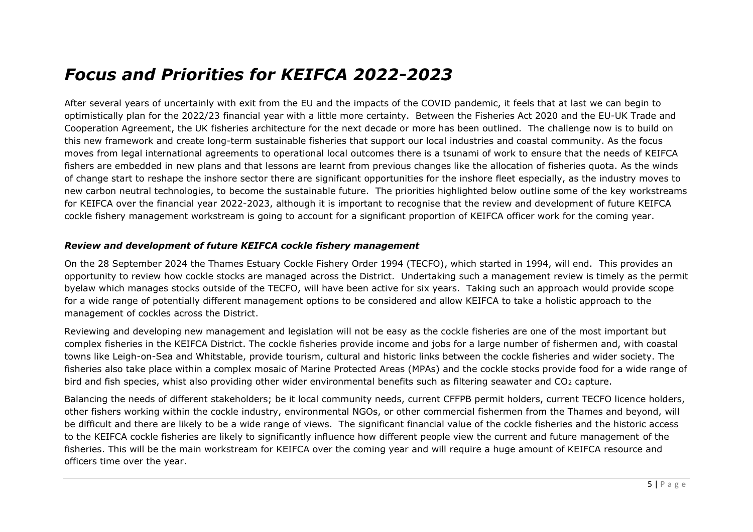# *Focus and Priorities for KEIFCA 2022-2023*

After several years of uncertainly with exit from the EU and the impacts of the COVID pandemic, it feels that at last we can begin to optimistically plan for the 2022/23 financial year with a little more certainty. Between the Fisheries Act 2020 and the EU-UK Trade and Cooperation Agreement, the UK fisheries architecture for the next decade or more has been outlined. The challenge now is to build on this new framework and create long-term sustainable fisheries that support our local industries and coastal community. As the focus moves from legal international agreements to operational local outcomes there is a tsunami of work to ensure that the needs of KEIFCA fishers are embedded in new plans and that lessons are learnt from previous changes like the allocation of fisheries quota. As the winds of change start to reshape the inshore sector there are significant opportunities for the inshore fleet especially, as the industry moves to new carbon neutral technologies, to become the sustainable future. The priorities highlighted below outline some of the key workstreams for KEIFCA over the financial year 2022-2023, although it is important to recognise that the review and development of future KEIFCA cockle fishery management workstream is going to account for a significant proportion of KEIFCA officer work for the coming year.

### *Review and development of future KEIFCA cockle fishery management*

On the 28 September 2024 the Thames Estuary Cockle Fishery Order 1994 (TECFO), which started in 1994, will end. This provides an opportunity to review how cockle stocks are managed across the District. Undertaking such a management review is timely as the permit byelaw which manages stocks outside of the TECFO, will have been active for six years. Taking such an approach would provide scope for a wide range of potentially different management options to be considered and allow KEIFCA to take a holistic approach to the management of cockles across the District.

Reviewing and developing new management and legislation will not be easy as the cockle fisheries are one of the most important but complex fisheries in the KEIFCA District. The cockle fisheries provide income and jobs for a large number of fishermen and, with coastal towns like Leigh-on-Sea and Whitstable, provide tourism, cultural and historic links between the cockle fisheries and wider society. The fisheries also take place within a complex mosaic of Marine Protected Areas (MPAs) and the cockle stocks provide food for a wide range of bird and fish species, whist also providing other wider environmental benefits such as filtering seawater and $CO_2$ capture.

Balancing the needs of different stakeholders; be it local community needs, current CFFPB permit holders, current TECFO licence holders, other fishers working within the cockle industry, environmental NGOs, or other commercial fishermen from the Thames and beyond, will be difficult and there are likely to be a wide range of views. The significant financial value of the cockle fisheries and the historic access to the KEIFCA cockle fisheries are likely to significantly influence how different people view the current and future management of the fisheries. This will be the main workstream for KEIFCA over the coming year and will require a huge amount of KEIFCA resource and officers time over the year.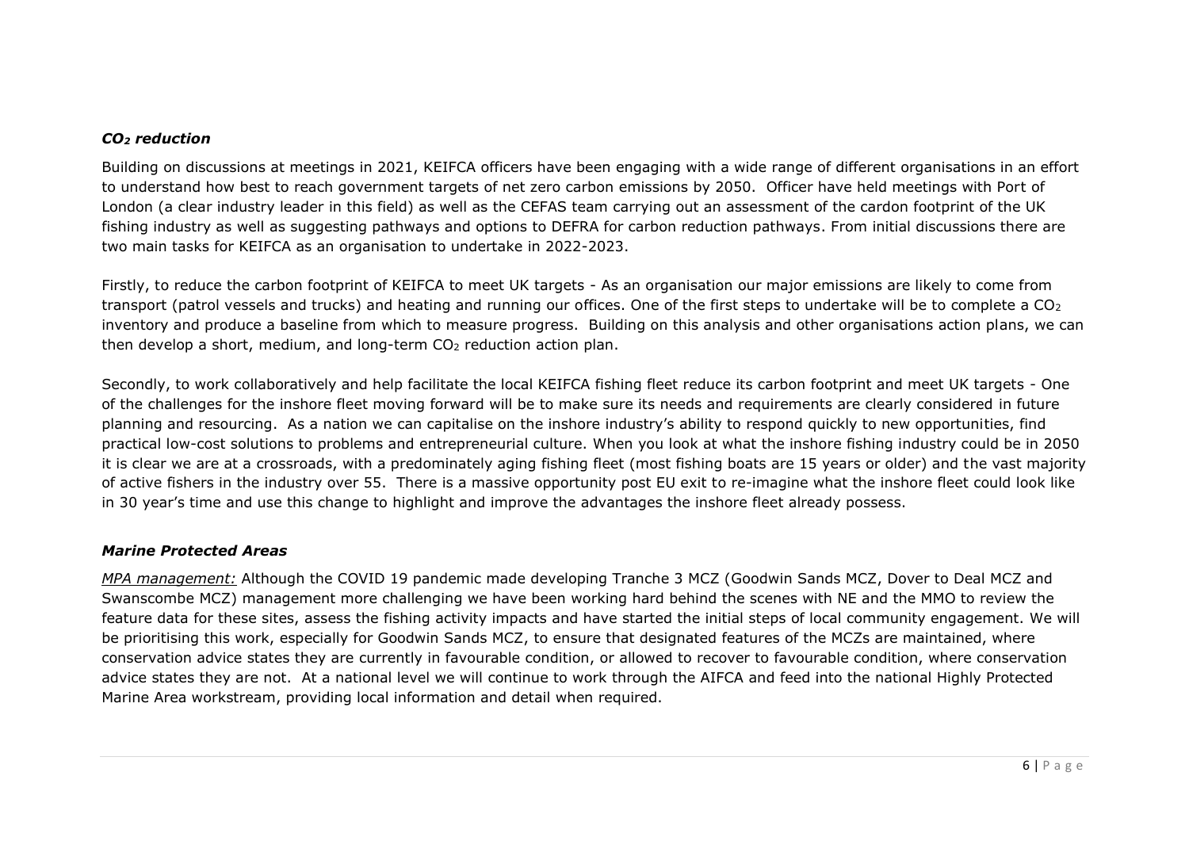### *$CO_2$ reduction*

Building on discussions at meetings in 2021, KEIFCA officers have been engaging with a wide range of different organisations in an effort to understand how best to reach government targets of net zero carbon emissions by 2050. Officer have held meetings with Port of London (a clear industry leader in this field) as well as the CEFAS team carrying out an assessment of the cardon footprint of the UK fishing industry as well as suggesting pathways and options to DEFRA for carbon reduction pathways. From initial discussions there are two main tasks for KEIFCA as an organisation to undertake in 2022-2023.

Firstly, to reduce the carbon footprint of KEIFCA to meet UK targets - As an organisation our major emissions are likely to come from transport (patrol vessels and trucks) and heating and running our offices. One of the first steps to undertake will be to complete a $CO_2$ inventory and produce a baseline from which to measure progress. Building on this analysis and other organisations action plans, we can then develop a short, medium, and long-term $CO_2$ reduction action plan.

Secondly, to work collaboratively and help facilitate the local KEIFCA fishing fleet reduce its carbon footprint and meet UK targets - One of the challenges for the inshore fleet moving forward will be to make sure its needs and requirements are clearly considered in future planning and resourcing. As a nation we can capitalise on the inshore industry's ability to respond quickly to new opportunities, find practical low-cost solutions to problems and entrepreneurial culture. When you look at what the inshore fishing industry could be in 2050 it is clear we are at a crossroads, with a predominately aging fishing fleet (most fishing boats are 15 years or older) and the vast majority of active fishers in the industry over 55. There is a massive opportunity post EU exit to re-imagine what the inshore fleet could look like in 30 year's time and use this change to highlight and improve the advantages the inshore fleet already possess.

### *Marine Protected Areas*

*MPA management:* Although the COVID 19 pandemic made developing Tranche 3 MCZ (Goodwin Sands MCZ, Dover to Deal MCZ and Swanscombe MCZ) management more challenging we have been working hard behind the scenes with NE and the MMO to review the feature data for these sites, assess the fishing activity impacts and have started the initial steps of local community engagement. We will be prioritising this work, especially for Goodwin Sands MCZ, to ensure that designated features of the MCZs are maintained, where conservation advice states they are currently in favourable condition, or allowed to recover to favourable condition, where conservation advice states they are not. At a national level we will continue to work through the AIFCA and feed into the national Highly Protected Marine Area workstream, providing local information and detail when required.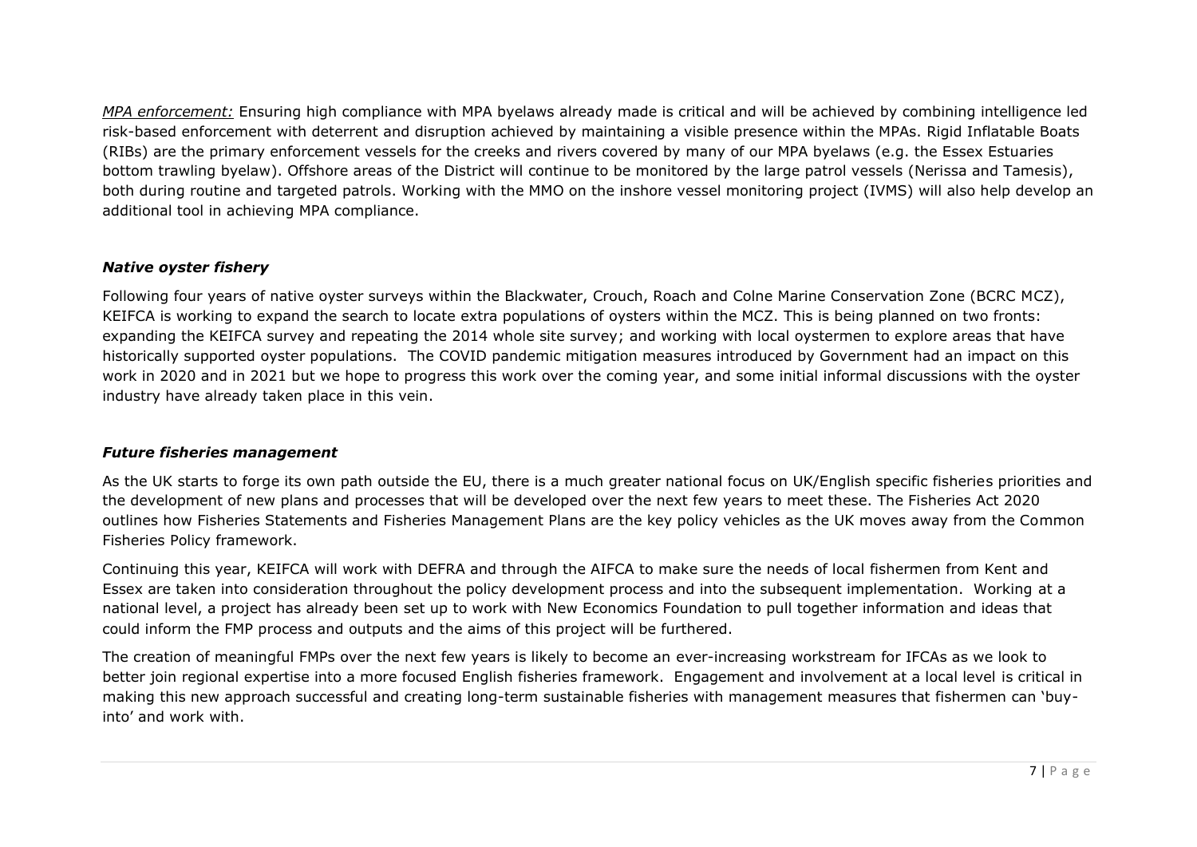*MPA enforcement:* Ensuring high compliance with MPA byelaws already made is critical and will be achieved by combining intelligence led risk-based enforcement with deterrent and disruption achieved by maintaining a visible presence within the MPAs. Rigid Inflatable Boats (RIBs) are the primary enforcement vessels for the creeks and rivers covered by many of our MPA byelaws (e.g. the Essex Estuaries bottom trawling byelaw). Offshore areas of the District will continue to be monitored by the large patrol vessels (Nerissa and Tamesis), both during routine and targeted patrols. Working with the MMO on the inshore vessel monitoring project (IVMS) will also help develop an additional tool in achieving MPA compliance.

### *Native oyster fishery*

Following four years of native oyster surveys within the Blackwater, Crouch, Roach and Colne Marine Conservation Zone (BCRC MCZ), KEIFCA is working to expand the search to locate extra populations of oysters within the MCZ. This is being planned on two fronts: expanding the KEIFCA survey and repeating the 2014 whole site survey; and working with local oystermen to explore areas that have historically supported oyster populations. The COVID pandemic mitigation measures introduced by Government had an impact on this work in 2020 and in 2021 but we hope to progress this work over the coming year, and some initial informal discussions with the oyster industry have already taken place in this vein.

### *Future fisheries management*

As the UK starts to forge its own path outside the EU, there is a much greater national focus on UK/English specific fisheries priorities and the development of new plans and processes that will be developed over the next few years to meet these. The Fisheries Act 2020 outlines how Fisheries Statements and Fisheries Management Plans are the key policy vehicles as the UK moves away from the Common Fisheries Policy framework.

Continuing this year, KEIFCA will work with DEFRA and through the AIFCA to make sure the needs of local fishermen from Kent and Essex are taken into consideration throughout the policy development process and into the subsequent implementation. Working at a national level, a project has already been set up to work with New Economics Foundation to pull together information and ideas that could inform the FMP process and outputs and the aims of this project will be furthered.

The creation of meaningful FMPs over the next few years is likely to become an ever-increasing workstream for IFCAs as we look to better join regional expertise into a more focused English fisheries framework. Engagement and involvement at a local level is critical in making this new approach successful and creating long-term sustainable fisheries with management measures that fishermen can 'buy-into' and work with.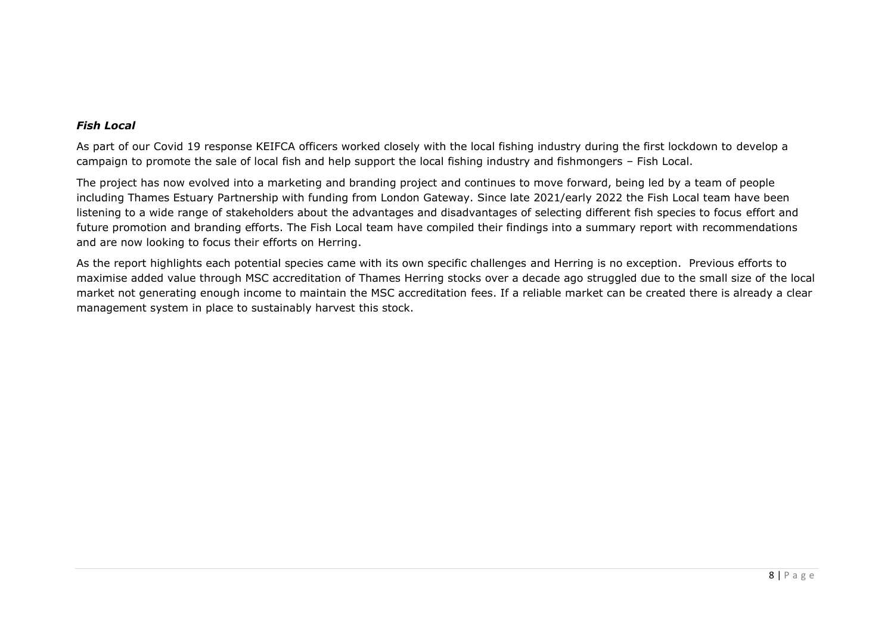***Fish Local***

As part of our Covid 19 response KEIFCA officers worked closely with the local fishing industry during the first lockdown to develop a campaign to promote the sale of local fish and help support the local fishing industry and fishmongers – Fish Local.

The project has now evolved into a marketing and branding project and continues to move forward, being led by a team of people including Thames Estuary Partnership with funding from London Gateway. Since late 2021/early 2022 the Fish Local team have been listening to a wide range of stakeholders about the advantages and disadvantages of selecting different fish species to focus effort and future promotion and branding efforts. The Fish Local team have compiled their findings into a summary report with recommendations and are now looking to focus their efforts on Herring.

As the report highlights each potential species came with its own specific challenges and Herring is no exception. Previous efforts to maximise added value through MSC accreditation of Thames Herring stocks over a decade ago struggled due to the small size of the local market not generating enough income to maintain the MSC accreditation fees. If a reliable market can be created there is already a clear management system in place to sustainably harvest this stock.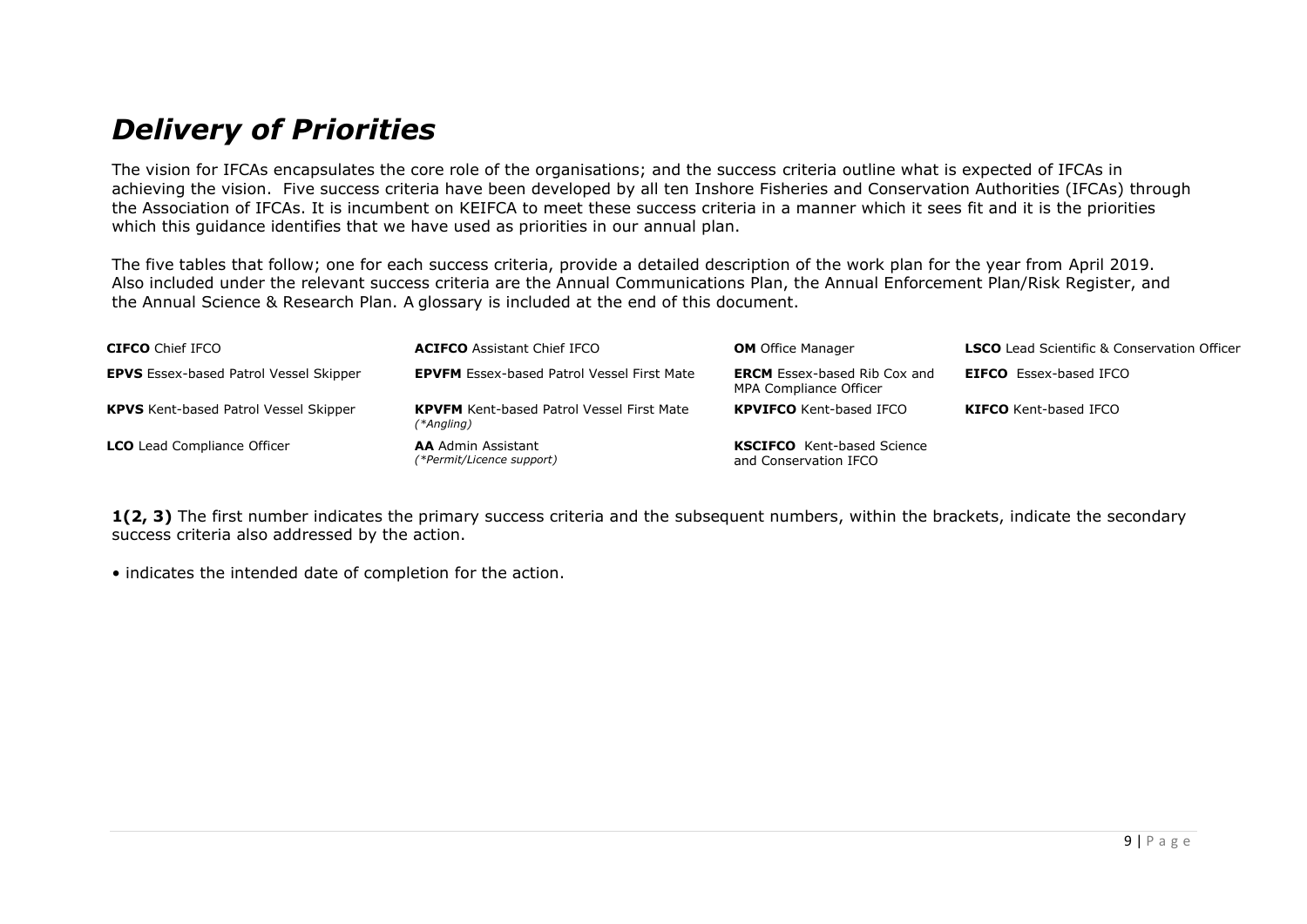# *Delivery of Priorities*

The vision for IFCAs encapsulates the core role of the organisations; and the success criteria outline what is expected of IFCAs in achieving the vision. Five success criteria have been developed by all ten Inshore Fisheries and Conservation Authorities (IFCAs) through the Association of IFCAs. It is incumbent on KEIFCA to meet these success criteria in a manner which it sees fit and it is the priorities which this guidance identifies that we have used as priorities in our annual plan.

The five tables that follow; one for each success criteria, provide a detailed description of the work plan for the year from April 2019. Also included under the relevant success criteria are the Annual Communications Plan, the Annual Enforcement Plan/Risk Register, and the Annual Science & Research Plan. A glossary is included at the end of this document.

| | | | |
|---|---|---|---|
| **CIFCO** Chief IFCO | **ACIFCO** Assistant Chief IFCO | **OM** Office Manager | **LSCO** Lead Scientific & Conservation Officer |
| **EPVS** Essex-based Patrol Vessel Skipper | **EPVFM** Essex-based Patrol Vessel First Mate | **ERCM** Essex-based Rib Cox and MPA Compliance Officer | **EIFCO** Essex-based IFCO |
| **KPVS** Kent-based Patrol Vessel Skipper | **KPVFM** Kent-based Patrol Vessel First Mate *(\*Angling)* | **KPVIFCO** Kent-based IFCO | **KIFCO** Kent-based IFCO |
| **LCO** Lead Compliance Officer | **AA** Admin Assistant *(\*Permit/Licence support)* | **KSCIFCO** Kent-based Science and Conservation IFCO | |

**1(2, 3)** The first number indicates the primary success criteria and the subsequent numbers, within the brackets, indicate the secondary success criteria also addressed by the action.

• indicates the intended date of completion for the action.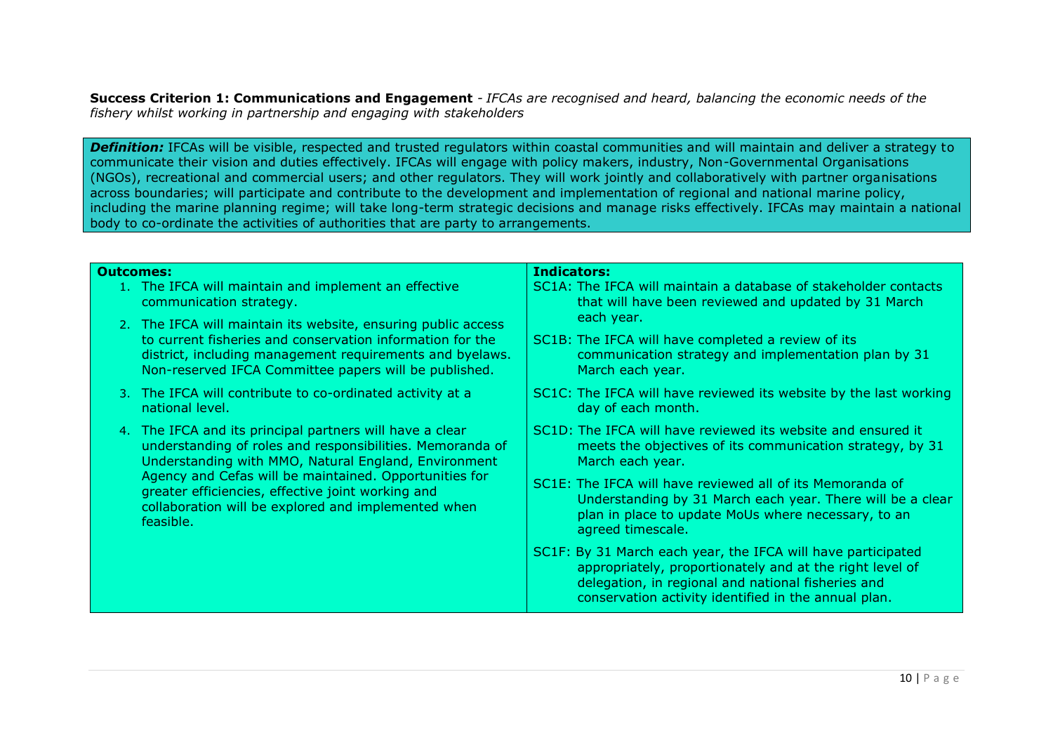**Success Criterion 1: Communications and Engagement** - *IFCAs are recognised and heard, balancing the economic needs of the fishery whilst working in partnership and engaging with stakeholders*

***Definition:*** IFCAs will be visible, respected and trusted regulators within coastal communities and will maintain and deliver a strategy to communicate their vision and duties effectively. IFCAs will engage with policy makers, industry, Non-Governmental Organisations (NGOs), recreational and commercial users; and other regulators. They will work jointly and collaboratively with partner organisations across boundaries; will participate and contribute to the development and implementation of regional and national marine policy, including the marine planning regime; will take long-term strategic decisions and manage risks effectively. IFCAs may maintain a national body to co-ordinate the activities of authorities that are party to arrangements.

| **Outcomes:** | **Indicators:** |
|---|---|
| 1. The IFCA will maintain and implement an effective communication strategy.<br>2. The IFCA will maintain its website, ensuring public access to current fisheries and conservation information for the district, including management requirements and byelaws. Non-reserved IFCA Committee papers will be published.<br>3. The IFCA will contribute to co-ordinated activity at a national level.<br>4. The IFCA and its principal partners will have a clear understanding of roles and responsibilities. Memoranda of Understanding with MMO, Natural England, Environment Agency and Cefas will be maintained. Opportunities for greater efficiencies, effective joint working and collaboration will be explored and implemented when feasible. | SC1A: The IFCA will maintain a database of stakeholder contacts that will have been reviewed and updated by 31 March each year.<br>SC1B: The IFCA will have completed a review of its communication strategy and implementation plan by 31 March each year.<br>SC1C: The IFCA will have reviewed its website by the last working day of each month.<br>SC1D: The IFCA will have reviewed its website and ensured it meets the objectives of its communication strategy, by 31 March each year.<br>SC1E: The IFCA will have reviewed all of its Memoranda of Understanding by 31 March each year. There will be a clear plan in place to update MoUs where necessary, to an agreed timescale.<br>SC1F: By 31 March each year, the IFCA will have participated appropriately, proportionately and at the right level of delegation, in regional and national fisheries and conservation activity identified in the annual plan. |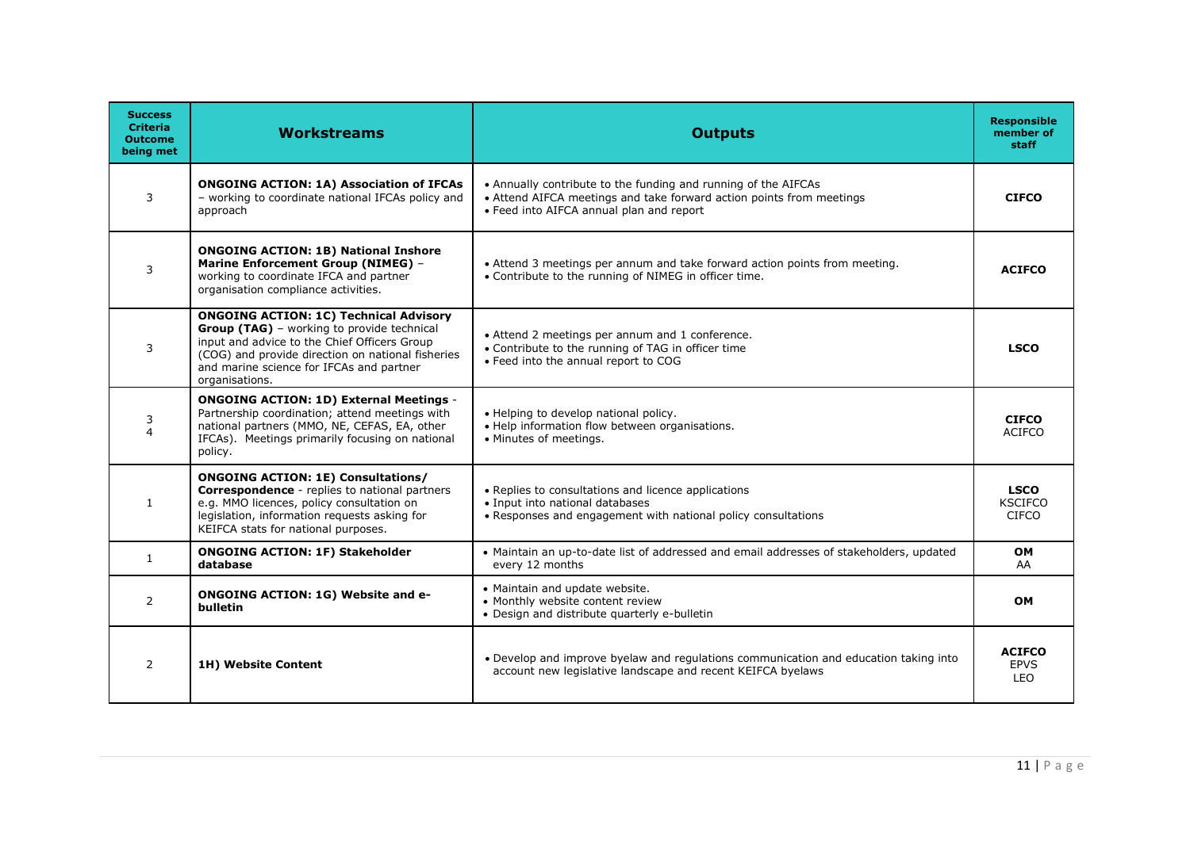| Success Criteria Outcome being met | Workstreams | Outputs | Responsible member of staff |
|---|---|---|---|
| 3 | **ONGOING ACTION: 1A) Association of IFCAs** – working to coordinate national IFCAs policy and approach | • Annually contribute to the funding and running of the AIFCAs<br>• Attend AIFCA meetings and take forward action points from meetings<br>• Feed into AIFCA annual plan and report | **CIFCO** |
| 3 | **ONGOING ACTION: 1B) National Inshore Marine Enforcement Group (NIMEG)** – working to coordinate IFCA and partner organisation compliance activities. | • Attend 3 meetings per annum and take forward action points from meeting.<br>• Contribute to the running of NIMEG in officer time. | **ACIFCO** |
| 3 | **ONGOING ACTION: 1C) Technical Advisory Group (TAG)** – working to provide technical input and advice to the Chief Officers Group (COG) and provide direction on national fisheries and marine science for IFCAs and partner organisations. | • Attend 2 meetings per annum and 1 conference.<br>• Contribute to the running of TAG in officer time<br>• Feed into the annual report to COG | **LSCO** |
| 3<br>4 | **ONGOING ACTION: 1D) External Meetings** - Partnership coordination; attend meetings with national partners (MMO, NE, CEFAS, EA, other IFCAs). Meetings primarily focusing on national policy. | • Helping to develop national policy.<br>• Help information flow between organisations.<br>• Minutes of meetings. | **CIFCO**<br>ACIFCO |
| 1 | **ONGOING ACTION: 1E) Consultations/ Correspondence** - replies to national partners e.g. MMO licences, policy consultation on legislation, information requests asking for KEIFCA stats for national purposes. | • Replies to consultations and licence applications<br>• Input into national databases<br>• Responses and engagement with national policy consultations | **LSCO**<br>KSCIFCO<br>CIFCO |
| 1 | **ONGOING ACTION: 1F) Stakeholder database** | • Maintain an up-to-date list of addressed and email addresses of stakeholders, updated every 12 months | **OM**<br>AA |
| 2 | **ONGOING ACTION: 1G) Website and e-bulletin** | • Maintain and update website.<br>• Monthly website content review<br>• Design and distribute quarterly e-bulletin | **OM** |
| 2 | **1H) Website Content** | • Develop and improve byelaw and regulations communication and education taking into account new legislative landscape and recent KEIFCA byelaws | **ACIFCO**<br>EPVS<br>LEO |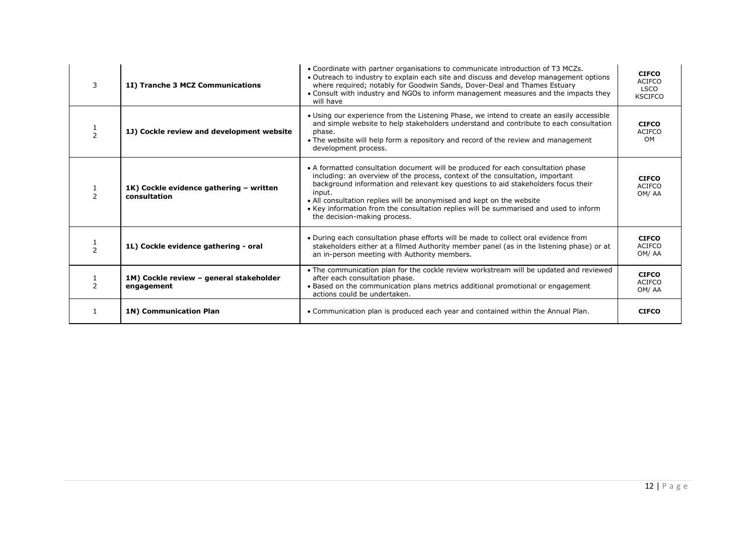| | | | |
|---|---|---|---|
| 3 | **1I) Tranche 3 MCZ Communications** | • Coordinate with partner organisations to communicate introduction of T3 MCZs.<br>• Outreach to industry to explain each site and discuss and develop management options where required; notably for Goodwin Sands, Dover-Deal and Thames Estuary<br>• Consult with industry and NGOs to inform management measures and the impacts they will have | **CIFCO**<br>ACIFCO<br>LSCO<br>KSCIFCO |
| 1<br>2 | **1J) Cockle review and development website** | • Using our experience from the Listening Phase, we intend to create an easily accessible and simple website to help stakeholders understand and contribute to each consultation phase.<br>• The website will help form a repository and record of the review and management development process. | **CIFCO**<br>ACIFCO<br>OM |
| 1<br>2 | **1K) Cockle evidence gathering – written consultation** | • A formatted consultation document will be produced for each consultation phase including: an overview of the process, context of the consultation, important background information and relevant key questions to aid stakeholders focus their input.<br>• All consultation replies will be anonymised and kept on the website<br>• Key information from the consultation replies will be summarised and used to inform the decision-making process. | **CIFCO**<br>ACIFCO<br>OM/ AA |
| 1<br>2 | **1L) Cockle evidence gathering - oral** | • During each consultation phase efforts will be made to collect oral evidence from stakeholders either at a filmed Authority member panel (as in the listening phase) or at an in-person meeting with Authority members. | **CIFCO**<br>ACIFCO<br>OM/ AA |
| 1<br>2 | **1M) Cockle review – general stakeholder engagement** | • The communication plan for the cockle review workstream will be updated and reviewed after each consultation phase.<br>• Based on the communication plans metrics additional promotional or engagement actions could be undertaken. | **CIFCO**<br>ACIFCO<br>OM/ AA |
| 1 | **1N) Communication Plan** | • Communication plan is produced each year and contained within the Annual Plan. | **CIFCO** |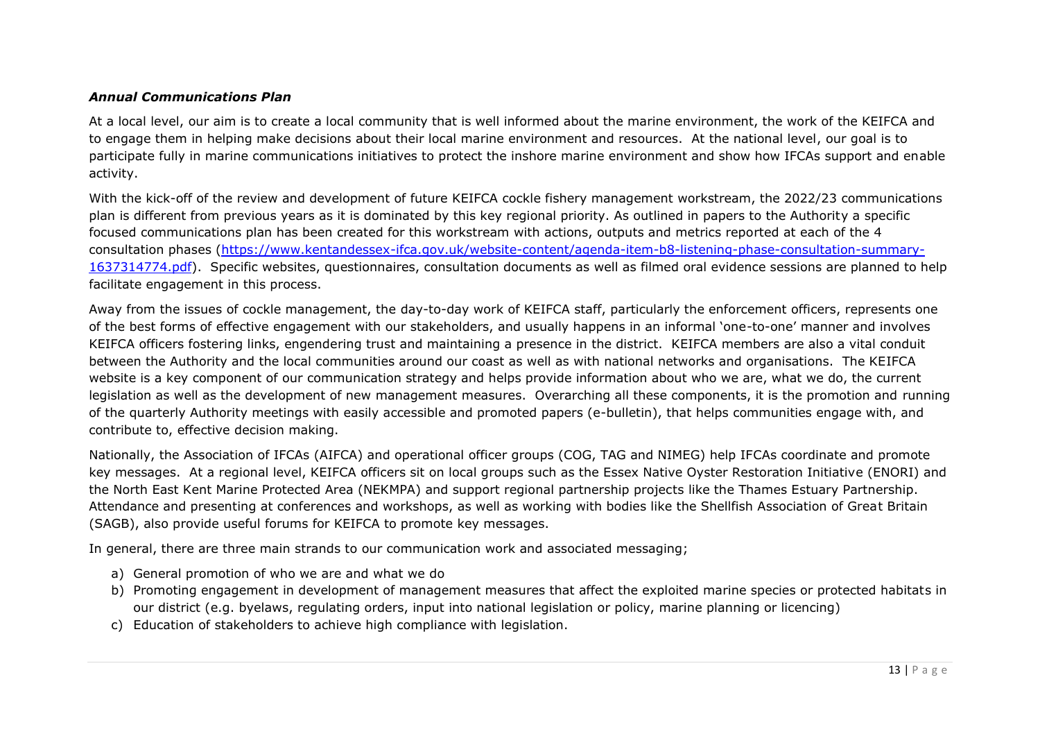***Annual Communications Plan***

At a local level, our aim is to create a local community that is well informed about the marine environment, the work of the KEIFCA and to engage them in helping make decisions about their local marine environment and resources. At the national level, our goal is to participate fully in marine communications initiatives to protect the inshore marine environment and show how IFCAs support and enable activity.

With the kick-off of the review and development of future KEIFCA cockle fishery management workstream, the 2022/23 communications plan is different from previous years as it is dominated by this key regional priority. As outlined in papers to the Authority a specific focused communications plan has been created for this workstream with actions, outputs and metrics reported at each of the 4 consultation phases ([https://www.kentandessex-ifca.gov.uk/website-content/agenda-item-b8-listening-phase-consultation-summary-1637314774.pdf](https://www.kentandessex-ifca.gov.uk/website-content/agenda-item-b8-listening-phase-consultation-summary-1637314774.pdf)). Specific websites, questionnaires, consultation documents as well as filmed oral evidence sessions are planned to help facilitate engagement in this process.

Away from the issues of cockle management, the day-to-day work of KEIFCA staff, particularly the enforcement officers, represents one of the best forms of effective engagement with our stakeholders, and usually happens in an informal 'one-to-one' manner and involves KEIFCA officers fostering links, engendering trust and maintaining a presence in the district. KEIFCA members are also a vital conduit between the Authority and the local communities around our coast as well as with national networks and organisations. The KEIFCA website is a key component of our communication strategy and helps provide information about who we are, what we do, the current legislation as well as the development of new management measures. Overarching all these components, it is the promotion and running of the quarterly Authority meetings with easily accessible and promoted papers (e-bulletin), that helps communities engage with, and contribute to, effective decision making.

Nationally, the Association of IFCAs (AIFCA) and operational officer groups (COG, TAG and NIMEG) help IFCAs coordinate and promote key messages. At a regional level, KEIFCA officers sit on local groups such as the Essex Native Oyster Restoration Initiative (ENORI) and the North East Kent Marine Protected Area (NEKMPA) and support regional partnership projects like the Thames Estuary Partnership. Attendance and presenting at conferences and workshops, as well as working with bodies like the Shellfish Association of Great Britain (SAGB), also provide useful forums for KEIFCA to promote key messages.

In general, there are three main strands to our communication work and associated messaging;

a) General promotion of who we are and what we do
b) Promoting engagement in development of management measures that affect the exploited marine species or protected habitats in our district (e.g. byelaws, regulating orders, input into national legislation or policy, marine planning or licencing)
c) Education of stakeholders to achieve high compliance with legislation.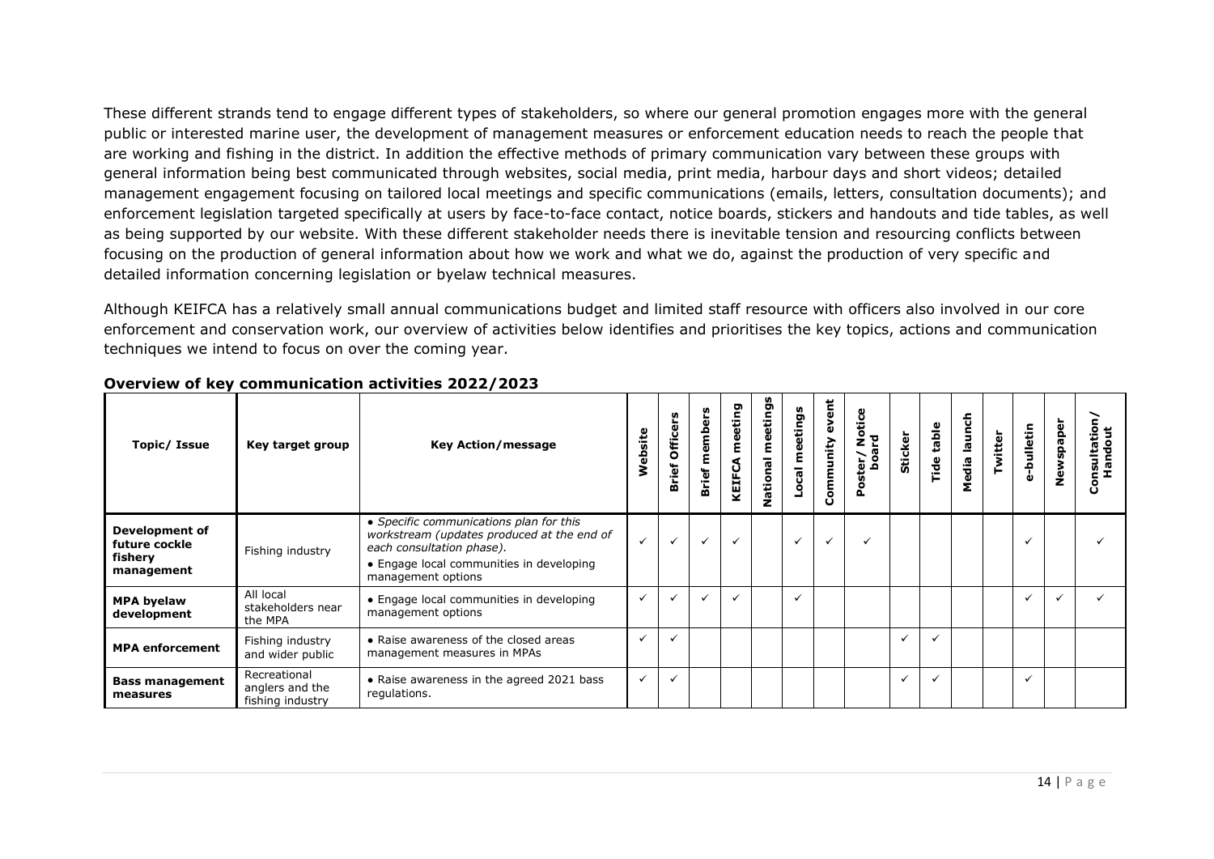These different strands tend to engage different types of stakeholders, so where our general promotion engages more with the general public or interested marine user, the development of management measures or enforcement education needs to reach the people that are working and fishing in the district. In addition the effective methods of primary communication vary between these groups with general information being best communicated through websites, social media, print media, harbour days and short videos; detailed management engagement focusing on tailored local meetings and specific communications (emails, letters, consultation documents); and enforcement legislation targeted specifically at users by face-to-face contact, notice boards, stickers and handouts and tide tables, as well as being supported by our website. With these different stakeholder needs there is inevitable tension and resourcing conflicts between focusing on the production of general information about how we work and what we do, against the production of very specific and detailed information concerning legislation or byelaw technical measures.

Although KEIFCA has a relatively small annual communications budget and limited staff resource with officers also involved in our core enforcement and conservation work, our overview of activities below identifies and prioritises the key topics, actions and communication techniques we intend to focus on over the coming year.

### Overview of key communication activities 2022/2023

| Topic/ Issue | Key target group | Key Action/message | Website | Brief Officers | Brief members | KEIFCA meeting | National meetings | Local meetings | Community event | Poster/ Notice board | Sticker | Tide table | Media launch | Twitter | e-bulletin | Newspaper | Consultation/ Handout |
|---|---|---|---|---|---|---|---|---|---|---|---|---|---|---|---|---|---|
| **Development of future cockle fishery management** | Fishing industry | • *Specific communications plan for this workstream (updates produced at the end of each consultation phase).* <br>• Engage local communities in developing management options | ✓ | ✓ | ✓ | ✓ | | ✓ | ✓ | ✓ | | | | | ✓ | | ✓ |
| **MPA byelaw development** | All local stakeholders near the MPA | • Engage local communities in developing management options | ✓ | ✓ | ✓ | ✓ | | ✓ | | | | | | | ✓ | ✓ | ✓ |
| **MPA enforcement** | Fishing industry and wider public | • Raise awareness of the closed areas management measures in MPAs | ✓ | ✓ | | | | | | | ✓ | ✓ | | | | | |
| **Bass management measures** | Recreational anglers and the fishing industry | • Raise awareness in the agreed 2021 bass regulations. | ✓ | ✓ | | | | | | | ✓ | ✓ | | | ✓ | | |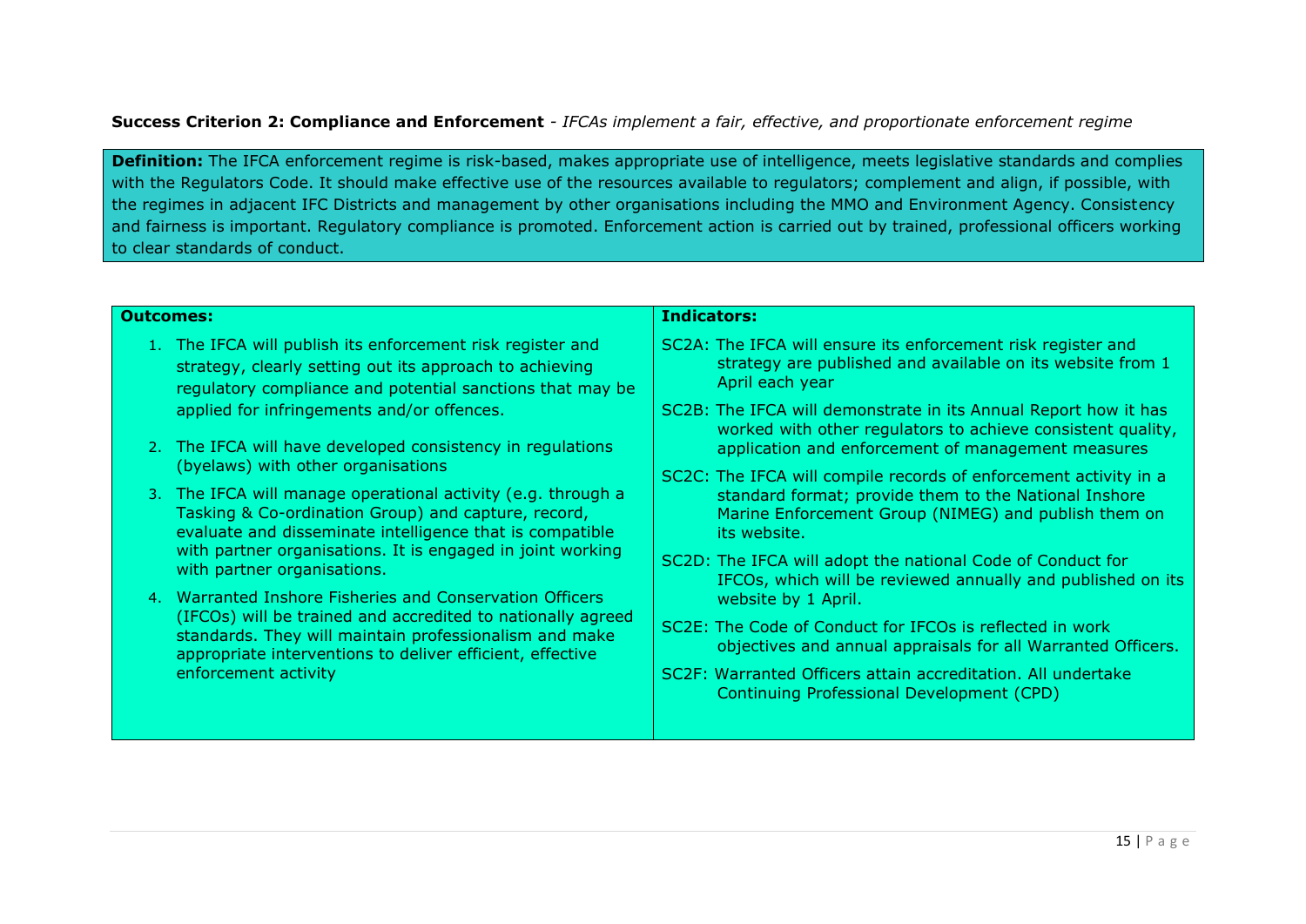**Success Criterion 2: Compliance and Enforcement** - *IFCAs implement a fair, effective, and proportionate enforcement regime*

**Definition:** The IFCA enforcement regime is risk-based, makes appropriate use of intelligence, meets legislative standards and complies with the Regulators Code. It should make effective use of the resources available to regulators; complement and align, if possible, with the regimes in adjacent IFC Districts and management by other organisations including the MMO and Environment Agency. Consistency and fairness is important. Regulatory compliance is promoted. Enforcement action is carried out by trained, professional officers working to clear standards of conduct.

| **Outcomes:** | **Indicators:** |
|---|---|
| 1. The IFCA will publish its enforcement risk register and strategy, clearly setting out its approach to achieving regulatory compliance and potential sanctions that may be applied for infringements and/or offences.<br><br>2. The IFCA will have developed consistency in regulations (byelaws) with other organisations<br><br>3. The IFCA will manage operational activity (e.g. through a Tasking & Co-ordination Group) and capture, record, evaluate and disseminate intelligence that is compatible with partner organisations. It is engaged in joint working with partner organisations.<br><br>4. Warranted Inshore Fisheries and Conservation Officers (IFCOs) will be trained and accredited to nationally agreed standards. They will maintain professionalism and make appropriate interventions to deliver efficient, effective enforcement activity | SC2A: The IFCA will ensure its enforcement risk register and strategy are published and available on its website from 1 April each year<br><br>SC2B: The IFCA will demonstrate in its Annual Report how it has worked with other regulators to achieve consistent quality, application and enforcement of management measures<br><br>SC2C: The IFCA will compile records of enforcement activity in a standard format; provide them to the National Inshore Marine Enforcement Group (NIMEG) and publish them on its website.<br><br>SC2D: The IFCA will adopt the national Code of Conduct for IFCOs, which will be reviewed annually and published on its website by 1 April.<br><br>SC2E: The Code of Conduct for IFCOs is reflected in work objectives and annual appraisals for all Warranted Officers.<br><br>SC2F: Warranted Officers attain accreditation. All undertake Continuing Professional Development (CPD) |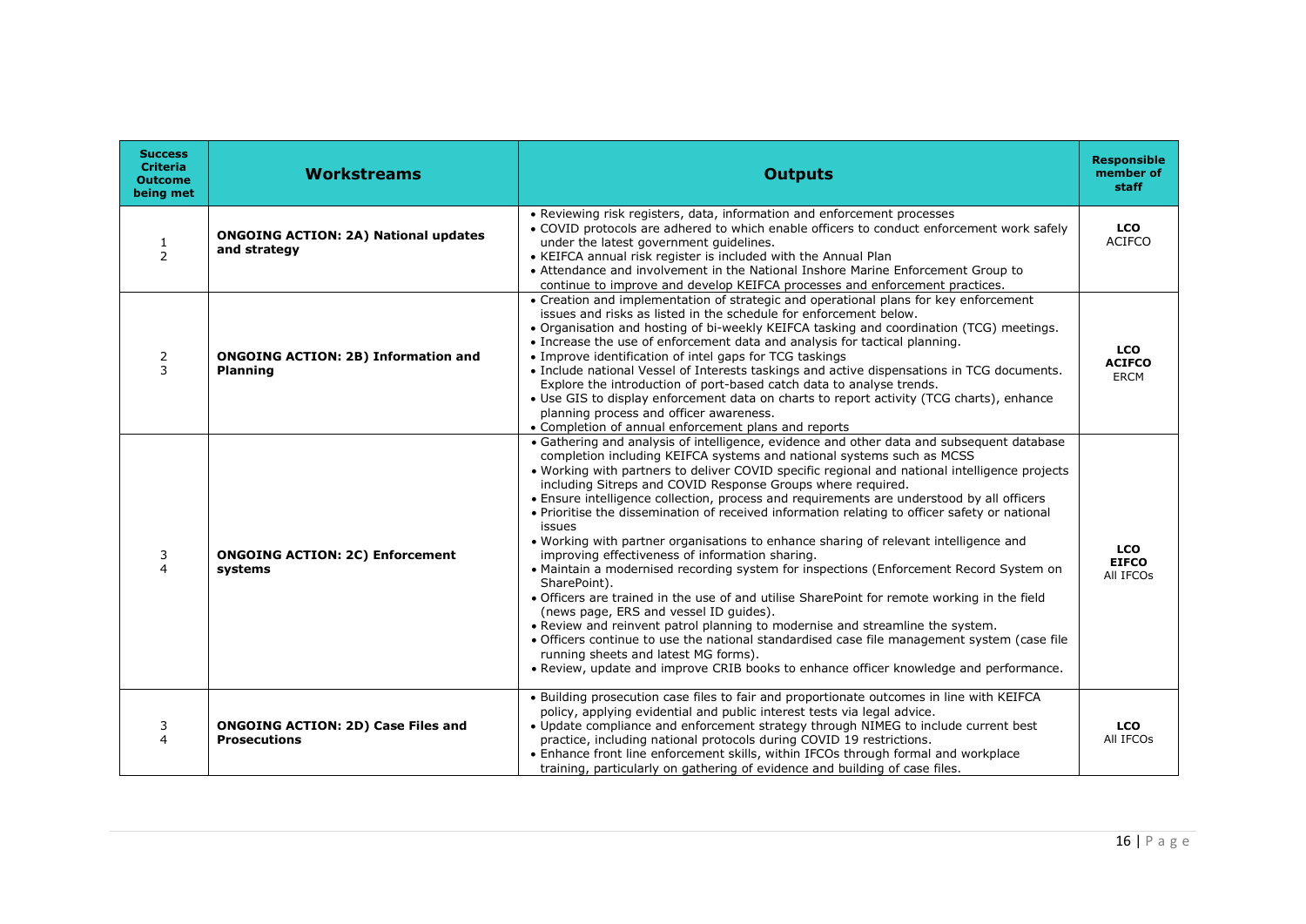| Success Criteria Outcome being met | Workstreams | Outputs | Responsible member of staff |
|---|---|---|---|
| 1<br>2 | **ONGOING ACTION: 2A) National updates and strategy** | • Reviewing risk registers, data, information and enforcement processes<br>• COVID protocols are adhered to which enable officers to conduct enforcement work safely under the latest government guidelines.<br>• KEIFCA annual risk register is included with the Annual Plan<br>• Attendance and involvement in the National Inshore Marine Enforcement Group to continue to improve and develop KEIFCA processes and enforcement practices. | **LCO**<br>ACIFCO |
| 2<br>3 | **ONGOING ACTION: 2B) Information and Planning** | • Creation and implementation of strategic and operational plans for key enforcement issues and risks as listed in the schedule for enforcement below.<br>• Organisation and hosting of bi-weekly KEIFCA tasking and coordination (TCG) meetings.<br>• Increase the use of enforcement data and analysis for tactical planning.<br>• Improve identification of intel gaps for TCG taskings<br>• Include national Vessel of Interests taskings and active dispensations in TCG documents. Explore the introduction of port-based catch data to analyse trends.<br>• Use GIS to display enforcement data on charts to report activity (TCG charts), enhance planning process and officer awareness.<br>• Completion of annual enforcement plans and reports | **LCO**<br>**ACIFCO**<br>ERCM |
| 3<br>4 | **ONGOING ACTION: 2C) Enforcement systems** | • Gathering and analysis of intelligence, evidence and other data and subsequent database completion including KEIFCA systems and national systems such as MCSS<br>• Working with partners to deliver COVID specific regional and national intelligence projects including Sitreps and COVID Response Groups where required.<br>• Ensure intelligence collection, process and requirements are understood by all officers<br>• Prioritise the dissemination of received information relating to officer safety or national issues<br>• Working with partner organisations to enhance sharing of relevant intelligence and improving effectiveness of information sharing.<br>• Maintain a modernised recording system for inspections (Enforcement Record System on SharePoint).<br>• Officers are trained in the use of and utilise SharePoint for remote working in the field (news page, ERS and vessel ID guides).<br>• Review and reinvent patrol planning to modernise and streamline the system.<br>• Officers continue to use the national standardised case file management system (case file running sheets and latest MG forms).<br>• Review, update and improve CRIB books to enhance officer knowledge and performance. | **LCO**<br>**EIFCO**<br>All IFCOs |
| 3<br>4 | **ONGOING ACTION: 2D) Case Files and Prosecutions** | • Building prosecution case files to fair and proportionate outcomes in line with KEIFCA policy, applying evidential and public interest tests via legal advice.<br>• Update compliance and enforcement strategy through NIMEG to include current best practice, including national protocols during COVID 19 restrictions.<br>• Enhance front line enforcement skills, within IFCOs through formal and workplace training, particularly on gathering of evidence and building of case files. | **LCO**<br>All IFCOs |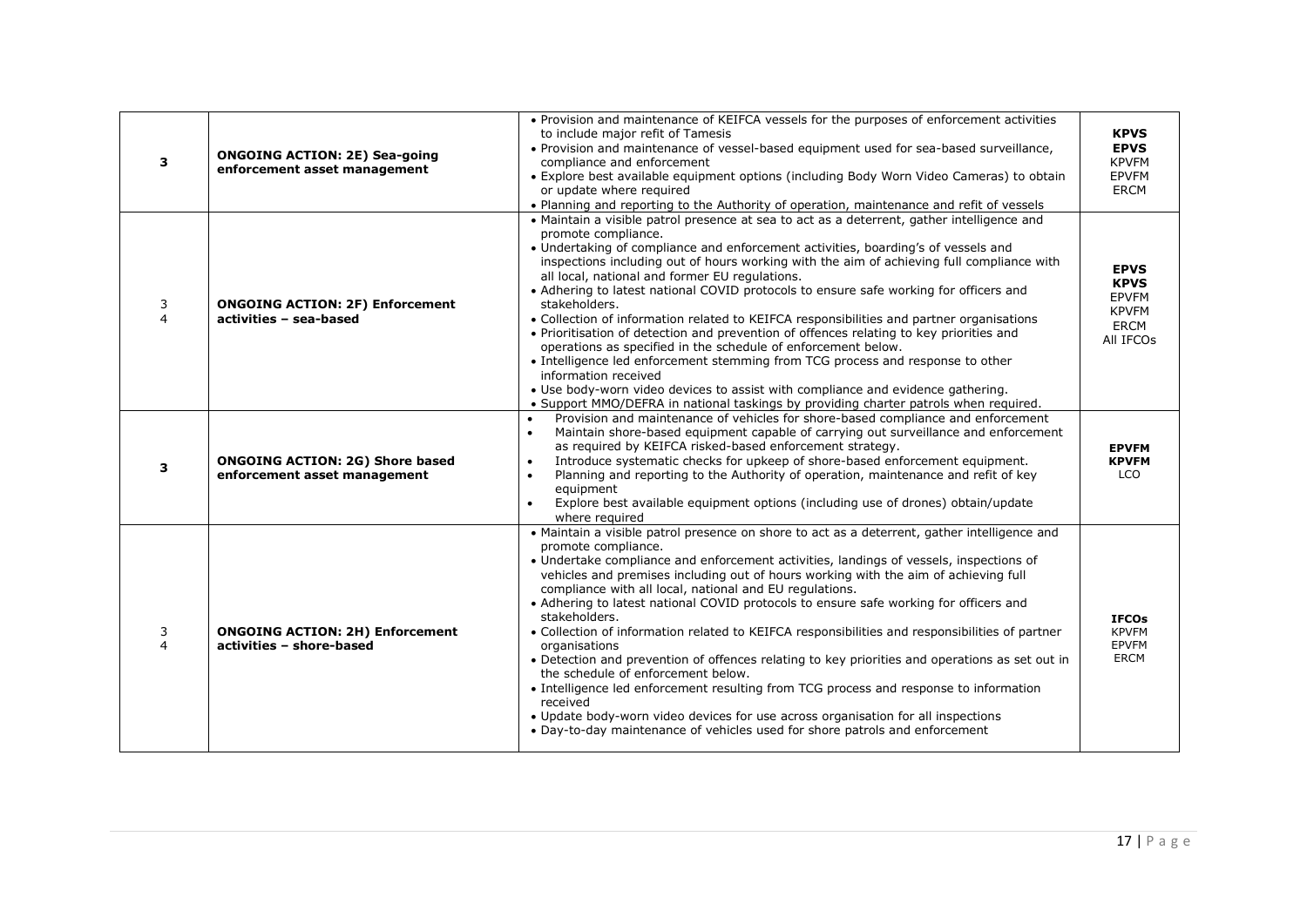| | | | |
|---|---|---|---|
| **3** | **ONGOING ACTION: 2E) Sea-going enforcement asset management** | • Provision and maintenance of KEIFCA vessels for the purposes of enforcement activities to include major refit of Tamesis<br>• Provision and maintenance of vessel-based equipment used for sea-based surveillance, compliance and enforcement<br>• Explore best available equipment options (including Body Worn Video Cameras) to obtain or update where required<br>• Planning and reporting to the Authority of operation, maintenance and refit of vessels | **KPVS**<br>**EPVS**<br>KPVFM<br>EPVFM<br>ERCM |
| 3<br>4 | **ONGOING ACTION: 2F) Enforcement activities – sea-based** | • Maintain a visible patrol presence at sea to act as a deterrent, gather intelligence and promote compliance.<br>• Undertaking of compliance and enforcement activities, boarding's of vessels and inspections including out of hours working with the aim of achieving full compliance with all local, national and former EU regulations.<br>• Adhering to latest national COVID protocols to ensure safe working for officers and stakeholders.<br>• Collection of information related to KEIFCA responsibilities and partner organisations<br>• Prioritisation of detection and prevention of offences relating to key priorities and operations as specified in the schedule of enforcement below.<br>• Intelligence led enforcement stemming from TCG process and response to other information received<br>• Use body-worn video devices to assist with compliance and evidence gathering.<br>• Support MMO/DEFRA in national taskings by providing charter patrols when required. | **EPVS**<br>**KPVS**<br>EPVFM<br>KPVFM<br>ERCM<br>All IFCOs |
| **3** | **ONGOING ACTION: 2G) Shore based enforcement asset management** | • Provision and maintenance of vehicles for shore-based compliance and enforcement<br>• Maintain shore-based equipment capable of carrying out surveillance and enforcement as required by KEIFCA risked-based enforcement strategy.<br>• Introduce systematic checks for upkeep of shore-based enforcement equipment.<br>• Planning and reporting to the Authority of operation, maintenance and refit of key equipment<br>• Explore best available equipment options (including use of drones) obtain/update where required | **EPVFM**<br>**KPVFM**<br>LCO |
| 3<br>4 | **ONGOING ACTION: 2H) Enforcement activities – shore-based** | • Maintain a visible patrol presence on shore to act as a deterrent, gather intelligence and promote compliance.<br>• Undertake compliance and enforcement activities, landings of vessels, inspections of vehicles and premises including out of hours working with the aim of achieving full compliance with all local, national and EU regulations.<br>• Adhering to latest national COVID protocols to ensure safe working for officers and stakeholders.<br>• Collection of information related to KEIFCA responsibilities and responsibilities of partner organisations<br>• Detection and prevention of offences relating to key priorities and operations as set out in the schedule of enforcement below.<br>• Intelligence led enforcement resulting from TCG process and response to information received<br>• Update body-worn video devices for use across organisation for all inspections<br>• Day-to-day maintenance of vehicles used for shore patrols and enforcement | **IFCOs**<br>KPVFM<br>EPVFM<br>ERCM |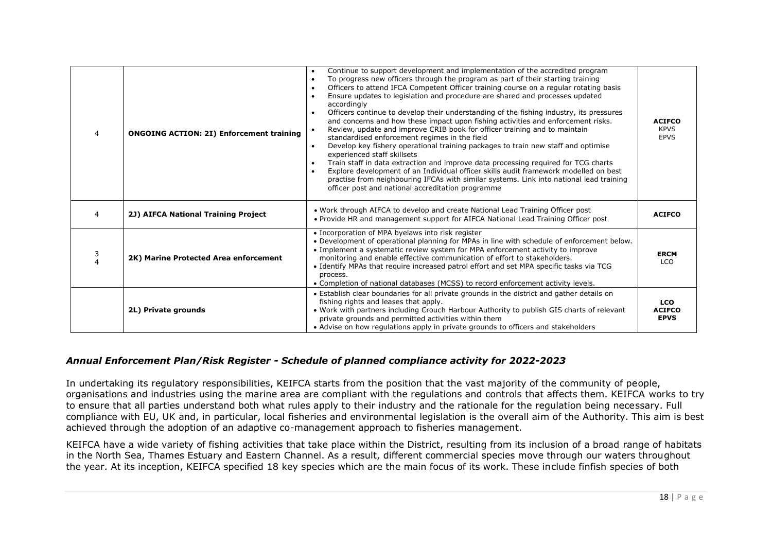| | | | |
|---|---|---|---|
| 4 | **ONGOING ACTION: 2I) Enforcement training** | • Continue to support development and implementation of the accredited program<br>• To progress new officers through the program as part of their starting training<br>• Officers to attend IFCA Competent Officer training course on a regular rotating basis<br>• Ensure updates to legislation and procedure are shared and processes updated accordingly<br>• Officers continue to develop their understanding of the fishing industry, its pressures and concerns and how these impact upon fishing activities and enforcement risks.<br>• Review, update and improve CRIB book for officer training and to maintain standardised enforcement regimes in the field<br>• Develop key fishery operational training packages to train new staff and optimise experienced staff skillsets<br>• Train staff in data extraction and improve data processing required for TCG charts<br>• Explore development of an Individual officer skills audit framework modelled on best practise from neighbouring IFCAs with similar systems. Link into national lead training officer post and national accreditation programme | **ACIFCO**<br>KPVS<br>EPVS |
| 4 | **2J) AIFCA National Training Project** | • Work through AIFCA to develop and create National Lead Training Officer post<br>• Provide HR and management support for AIFCA National Lead Training Officer post | **ACIFCO** |
| 3<br>4 | **2K) Marine Protected Area enforcement** | • Incorporation of MPA byelaws into risk register<br>• Development of operational planning for MPAs in line with schedule of enforcement below.<br>• Implement a systematic review system for MPA enforcement activity to improve monitoring and enable effective communication of effort to stakeholders.<br>• Identify MPAs that require increased patrol effort and set MPA specific tasks via TCG process.<br>• Completion of national databases (MCSS) to record enforcement activity levels. | **ERCM**<br>LCO |
| | **2L) Private grounds** | • Establish clear boundaries for all private grounds in the district and gather details on fishing rights and leases that apply.<br>• Work with partners including Crouch Harbour Authority to publish GIS charts of relevant private grounds and permitted activities within them<br>• Advise on how regulations apply in private grounds to officers and stakeholders | **LCO**<br>**ACIFCO**<br>**EPVS** |

### *Annual Enforcement Plan/Risk Register - Schedule of planned compliance activity for 2022-2023*

In undertaking its regulatory responsibilities, KEIFCA starts from the position that the vast majority of the community of people, organisations and industries using the marine area are compliant with the regulations and controls that affects them. KEIFCA works to try to ensure that all parties understand both what rules apply to their industry and the rationale for the regulation being necessary. Full compliance with EU, UK and, in particular, local fisheries and environmental legislation is the overall aim of the Authority. This aim is best achieved through the adoption of an adaptive co-management approach to fisheries management.

KEIFCA have a wide variety of fishing activities that take place within the District, resulting from its inclusion of a broad range of habitats in the North Sea, Thames Estuary and Eastern Channel. As a result, different commercial species move through our waters throughout the year. At its inception, KEIFCA specified 18 key species which are the main focus of its work. These include finfish species of both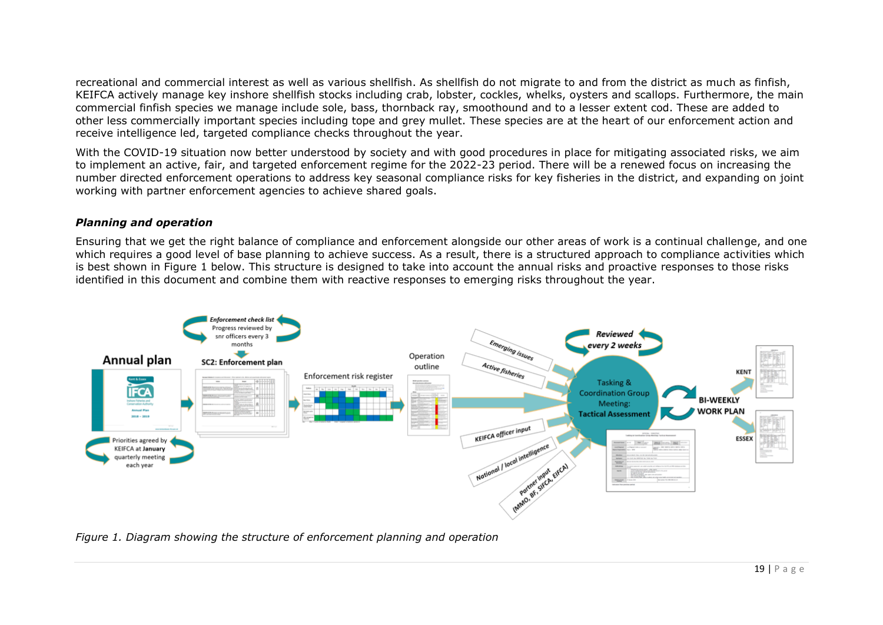recreational and commercial interest as well as various shellfish. As shellfish do not migrate to and from the district as much as finfish, KEIFCA actively manage key inshore shellfish stocks including crab, lobster, cockles, whelks, oysters and scallops. Furthermore, the main commercial finfish species we manage include sole, bass, thornback ray, smoothound and to a lesser extent cod. These are added to other less commercially important species including tope and grey mullet. These species are at the heart of our enforcement action and receive intelligence led, targeted compliance checks throughout the year.

With the COVID-19 situation now better understood by society and with good procedures in place for mitigating associated risks, we aim to implement an active, fair, and targeted enforcement regime for the 2022-23 period. There will be a renewed focus on increasing the number directed enforcement operations to address key seasonal compliance risks for key fisheries in the district, and expanding on joint working with partner enforcement agencies to achieve shared goals.

### *Planning and operation*

Ensuring that we get the right balance of compliance and enforcement alongside our other areas of work is a continual challenge, and one which requires a good level of base planning to achieve success. As a result, there is a structured approach to compliance activities which is best shown in Figure 1 below. This structure is designed to take into account the annual risks and proactive responses to those risks identified in this document and combine them with reactive responses to emerging risks throughout the year.

*Figure 1. Diagram showing the structure of enforcement planning and operation*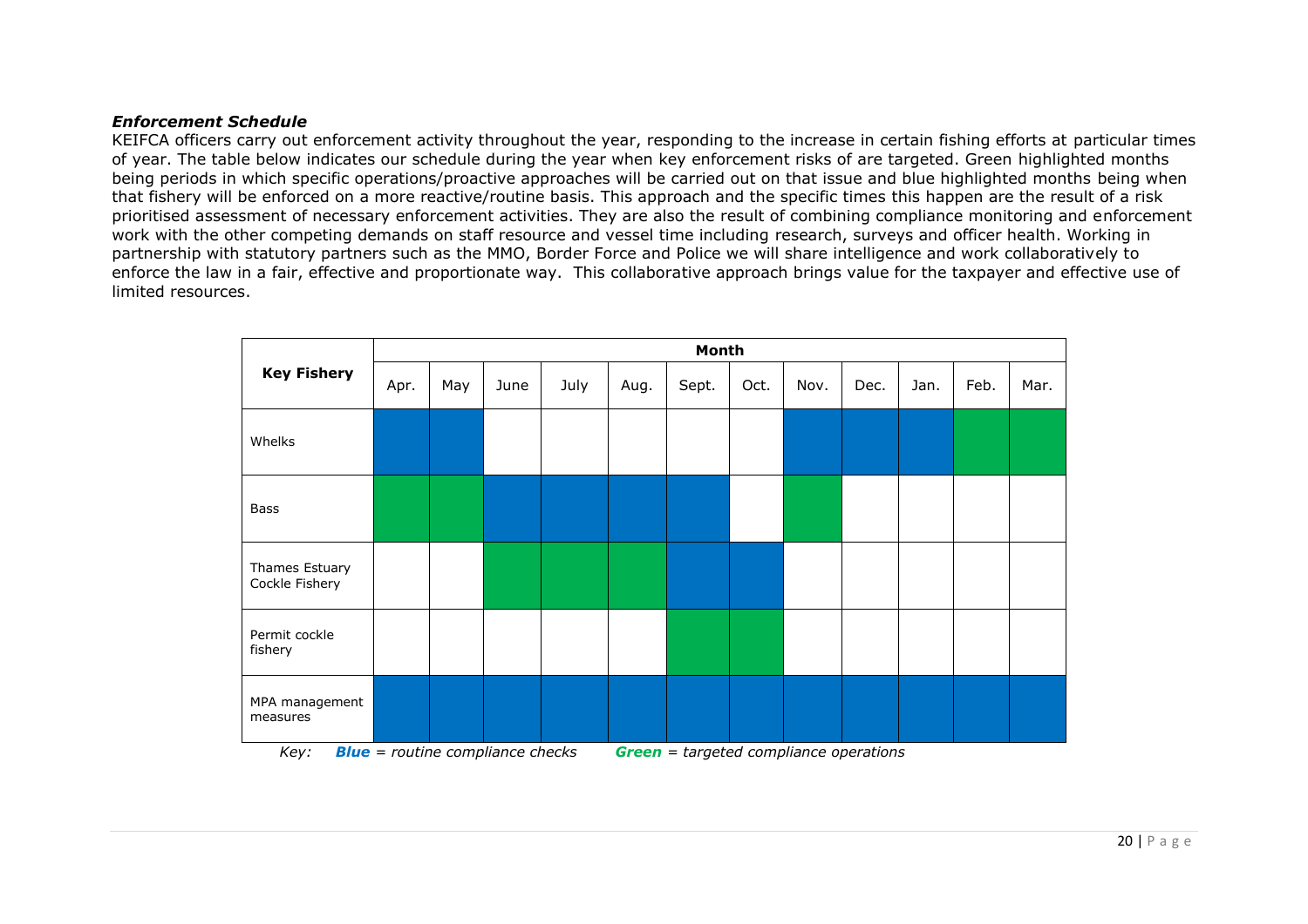### *Enforcement Schedule*

KEIFCA officers carry out enforcement activity throughout the year, responding to the increase in certain fishing efforts at particular times of year. The table below indicates our schedule during the year when key enforcement risks of are targeted. Green highlighted months being periods in which specific operations/proactive approaches will be carried out on that issue and blue highlighted months being when that fishery will be enforced on a more reactive/routine basis. This approach and the specific times this happen are the result of a risk prioritised assessment of necessary enforcement activities. They are also the result of combining compliance monitoring and enforcement work with the other competing demands on staff resource and vessel time including research, surveys and officer health. Working in partnership with statutory partners such as the MMO, Border Force and Police we will share intelligence and work collaboratively to enforce the law in a fair, effective and proportionate way. This collaborative approach brings value for the taxpayer and effective use of limited resources.

| **Key Fishery** | **Month** | | | | | | | | | | | |
|---|---|---|---|---|---|---|---|---|---|---|---|---|
| | Apr. | May | June | July | Aug. | Sept. | Oct. | Nov. | Dec. | Jan. | Feb. | Mar. |
| Whelks | Blue | Blue | | | | | | Blue | Blue | Blue | Green | Green |
| Bass | Green | Green | Blue | Blue | Blue | Blue | | Green | | | | |
| Thames Estuary Cockle Fishery | | | Green | Green | Green | Blue | Blue | | | | | |
| Permit cockle fishery | | | | | | Green | Green | | | | | |
| MPA management measures | Blue | Blue | Blue | Blue | Blue | Blue | Blue | Blue | Blue | Blue | Blue | Blue |

*Key:* ***Blue*** *= routine compliance checks* ***Green*** *= targeted compliance operations*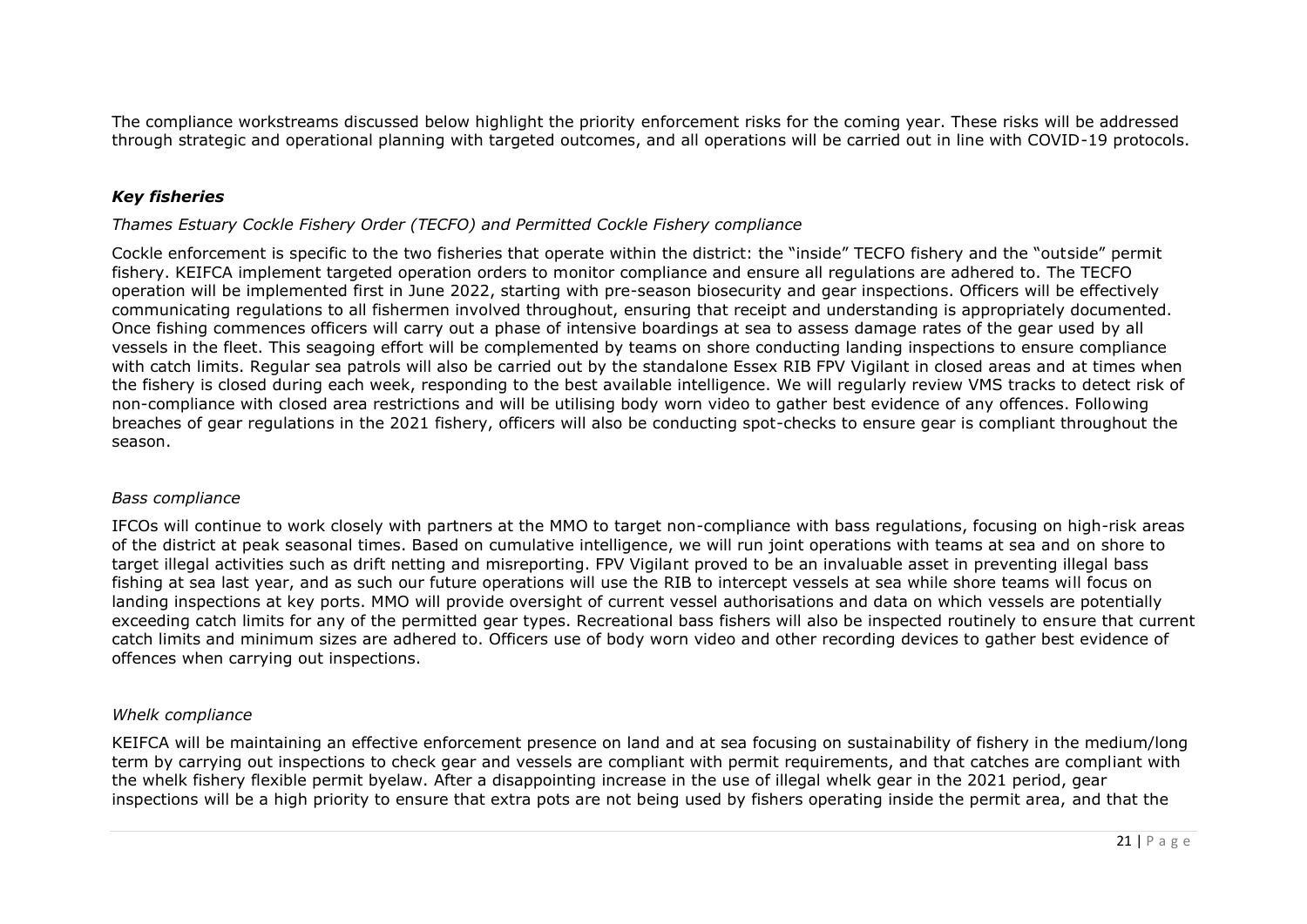The compliance workstreams discussed below highlight the priority enforcement risks for the coming year. These risks will be addressed through strategic and operational planning with targeted outcomes, and all operations will be carried out in line with COVID-19 protocols.

### ***Key fisheries***

*Thames Estuary Cockle Fishery Order (TECFO) and Permitted Cockle Fishery compliance*

Cockle enforcement is specific to the two fisheries that operate within the district: the "inside" TECFO fishery and the "outside" permit fishery. KEIFCA implement targeted operation orders to monitor compliance and ensure all regulations are adhered to. The TECFO operation will be implemented first in June 2022, starting with pre-season biosecurity and gear inspections. Officers will be effectively communicating regulations to all fishermen involved throughout, ensuring that receipt and understanding is appropriately documented. Once fishing commences officers will carry out a phase of intensive boardings at sea to assess damage rates of the gear used by all vessels in the fleet. This seagoing effort will be complemented by teams on shore conducting landing inspections to ensure compliance with catch limits. Regular sea patrols will also be carried out by the standalone Essex RIB FPV Vigilant in closed areas and at times when the fishery is closed during each week, responding to the best available intelligence. We will regularly review VMS tracks to detect risk of non-compliance with closed area restrictions and will be utilising body worn video to gather best evidence of any offences. Following breaches of gear regulations in the 2021 fishery, officers will also be conducting spot-checks to ensure gear is compliant throughout the season.

*Bass compliance*

IFCOs will continue to work closely with partners at the MMO to target non-compliance with bass regulations, focusing on high-risk areas of the district at peak seasonal times. Based on cumulative intelligence, we will run joint operations with teams at sea and on shore to target illegal activities such as drift netting and misreporting. FPV Vigilant proved to be an invaluable asset in preventing illegal bass fishing at sea last year, and as such our future operations will use the RIB to intercept vessels at sea while shore teams will focus on landing inspections at key ports. MMO will provide oversight of current vessel authorisations and data on which vessels are potentially exceeding catch limits for any of the permitted gear types. Recreational bass fishers will also be inspected routinely to ensure that current catch limits and minimum sizes are adhered to. Officers use of body worn video and other recording devices to gather best evidence of offences when carrying out inspections.

*Whelk compliance*

KEIFCA will be maintaining an effective enforcement presence on land and at sea focusing on sustainability of fishery in the medium/long term by carrying out inspections to check gear and vessels are compliant with permit requirements, and that catches are compliant with the whelk fishery flexible permit byelaw. After a disappointing increase in the use of illegal whelk gear in the 2021 period, gear inspections will be a high priority to ensure that extra pots are not being used by fishers operating inside the permit area, and that the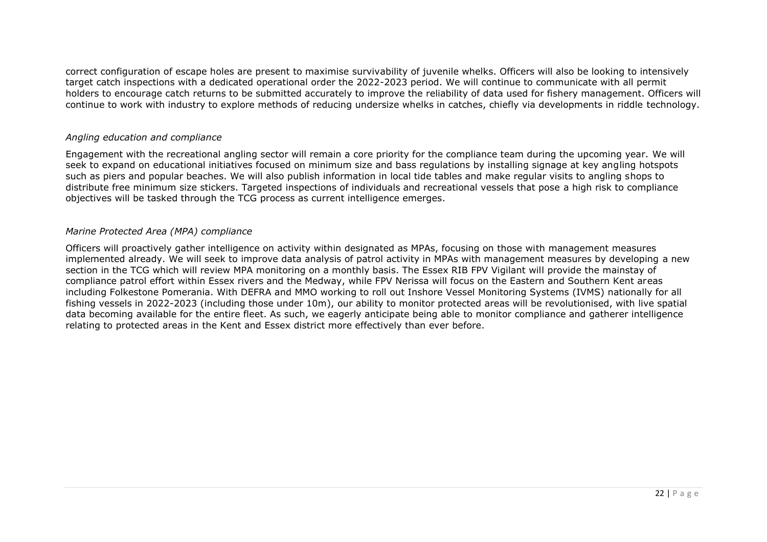correct configuration of escape holes are present to maximise survivability of juvenile whelks. Officers will also be looking to intensively target catch inspections with a dedicated operational order the 2022-2023 period. We will continue to communicate with all permit holders to encourage catch returns to be submitted accurately to improve the reliability of data used for fishery management. Officers will continue to work with industry to explore methods of reducing undersize whelks in catches, chiefly via developments in riddle technology.

*Angling education and compliance*

Engagement with the recreational angling sector will remain a core priority for the compliance team during the upcoming year. We will seek to expand on educational initiatives focused on minimum size and bass regulations by installing signage at key angling hotspots such as piers and popular beaches. We will also publish information in local tide tables and make regular visits to angling shops to distribute free minimum size stickers. Targeted inspections of individuals and recreational vessels that pose a high risk to compliance objectives will be tasked through the TCG process as current intelligence emerges.

*Marine Protected Area (MPA) compliance*

Officers will proactively gather intelligence on activity within designated as MPAs, focusing on those with management measures implemented already. We will seek to improve data analysis of patrol activity in MPAs with management measures by developing a new section in the TCG which will review MPA monitoring on a monthly basis. The Essex RIB FPV Vigilant will provide the mainstay of compliance patrol effort within Essex rivers and the Medway, while FPV Nerissa will focus on the Eastern and Southern Kent areas including Folkestone Pomerania. With DEFRA and MMO working to roll out Inshore Vessel Monitoring Systems (IVMS) nationally for all fishing vessels in 2022-2023 (including those under 10m), our ability to monitor protected areas will be revolutionised, with live spatial data becoming available for the entire fleet. As such, we eagerly anticipate being able to monitor compliance and gatherer intelligence relating to protected areas in the Kent and Essex district more effectively than ever before.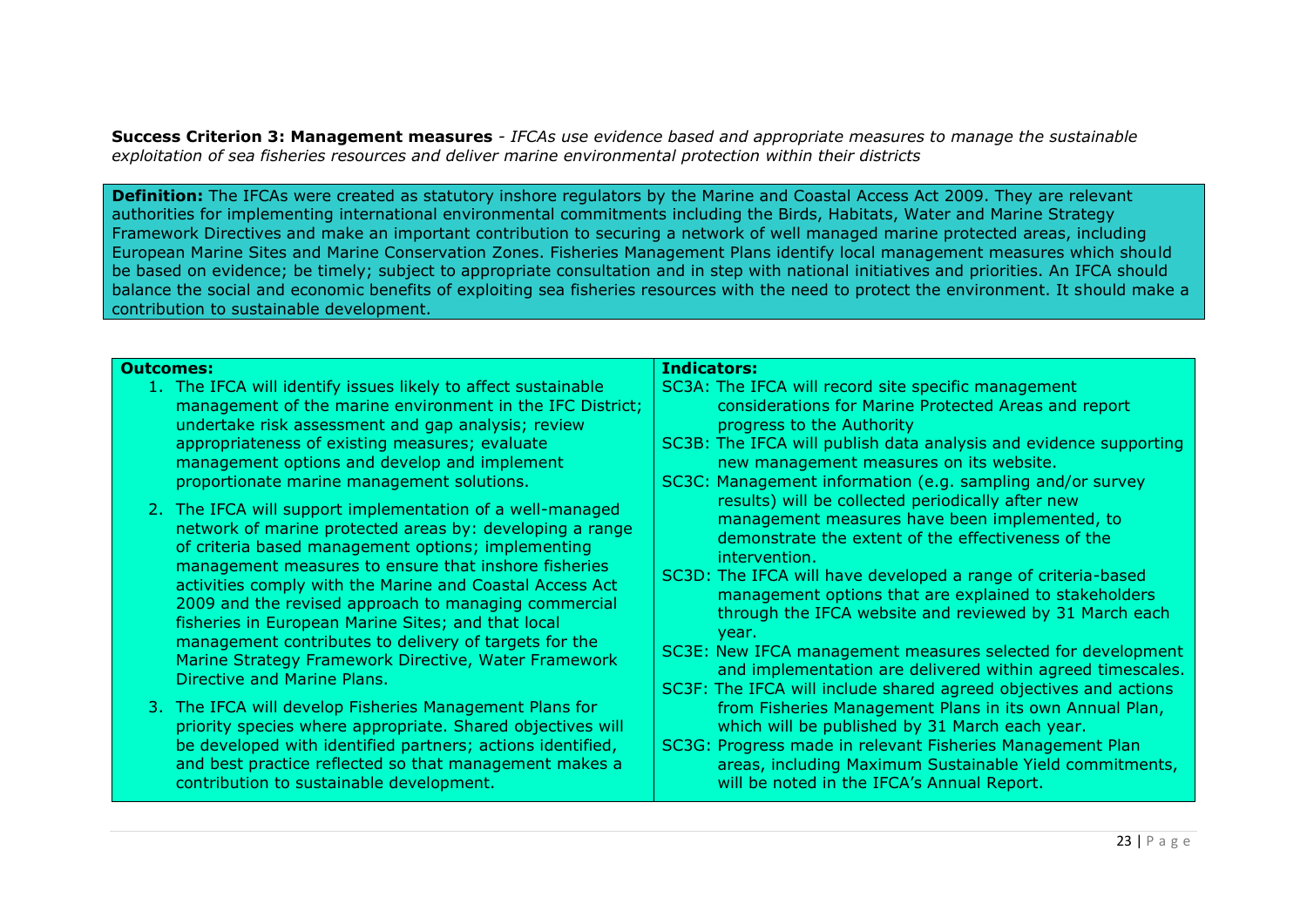**Success Criterion 3: Management measures** - *IFCAs use evidence based and appropriate measures to manage the sustainable exploitation of sea fisheries resources and deliver marine environmental protection within their districts*

**Definition:** The IFCAs were created as statutory inshore regulators by the Marine and Coastal Access Act 2009. They are relevant authorities for implementing international environmental commitments including the Birds, Habitats, Water and Marine Strategy Framework Directives and make an important contribution to securing a network of well managed marine protected areas, including European Marine Sites and Marine Conservation Zones. Fisheries Management Plans identify local management measures which should be based on evidence; be timely; subject to appropriate consultation and in step with national initiatives and priorities. An IFCA should balance the social and economic benefits of exploiting sea fisheries resources with the need to protect the environment. It should make a contribution to sustainable development.

| Outcomes: | Indicators: |
|---|---|
| 1. The IFCA will identify issues likely to affect sustainable management of the marine environment in the IFC District; undertake risk assessment and gap analysis; review appropriateness of existing measures; evaluate management options and develop and implement proportionate marine management solutions.<br><br>2. The IFCA will support implementation of a well-managed network of marine protected areas by: developing a range of criteria based management options; implementing management measures to ensure that inshore fisheries activities comply with the Marine and Coastal Access Act 2009 and the revised approach to managing commercial fisheries in European Marine Sites; and that local management contributes to delivery of targets for the Marine Strategy Framework Directive, Water Framework Directive and Marine Plans.<br><br>3. The IFCA will develop Fisheries Management Plans for priority species where appropriate. Shared objectives will be developed with identified partners; actions identified, and best practice reflected so that management makes a contribution to sustainable development. | SC3A: The IFCA will record site specific management considerations for Marine Protected Areas and report progress to the Authority<br>SC3B: The IFCA will publish data analysis and evidence supporting new management measures on its website.<br>SC3C: Management information (e.g. sampling and/or survey results) will be collected periodically after new management measures have been implemented, to demonstrate the extent of the effectiveness of the intervention.<br>SC3D: The IFCA will have developed a range of criteria-based management options that are explained to stakeholders through the IFCA website and reviewed by 31 March each year.<br>SC3E: New IFCA management measures selected for development and implementation are delivered within agreed timescales.<br>SC3F: The IFCA will include shared agreed objectives and actions from Fisheries Management Plans in its own Annual Plan, which will be published by 31 March each year.<br>SC3G: Progress made in relevant Fisheries Management Plan areas, including Maximum Sustainable Yield commitments, will be noted in the IFCA's Annual Report. |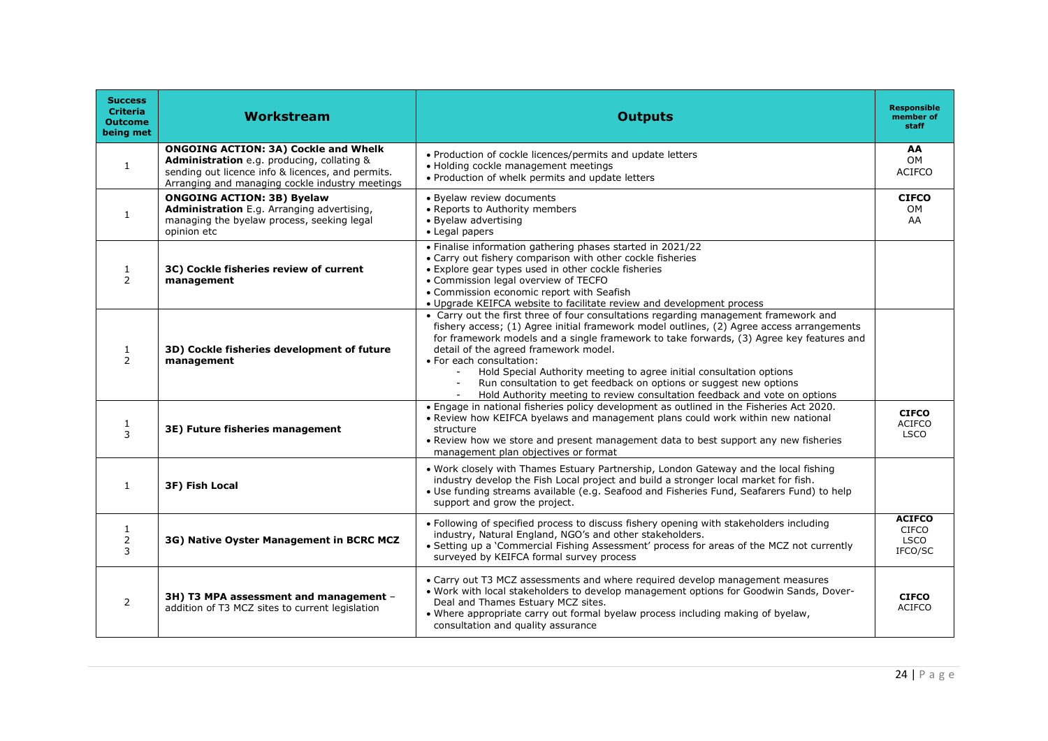| Success Criteria Outcome being met | Workstream | Outputs | Responsible member of staff |
|---|---|---|---|
| 1 | **ONGOING ACTION: 3A) Cockle and Whelk Administration** e.g. producing, collating & sending out licence info & licences, and permits. Arranging and managing cockle industry meetings | • Production of cockle licences/permits and update letters<br>• Holding cockle management meetings<br>• Production of whelk permits and update letters | **AA**<br>OM<br>ACIFCO |
| 1 | **ONGOING ACTION: 3B) Byelaw Administration** E.g. Arranging advertising, managing the byelaw process, seeking legal opinion etc | • Byelaw review documents<br>• Reports to Authority members<br>• Byelaw advertising<br>• Legal papers | **CIFCO**<br>OM<br>AA |
| 1<br>2 | **3C) Cockle fisheries review of current management** | • Finalise information gathering phases started in 2021/22<br>• Carry out fishery comparison with other cockle fisheries<br>• Explore gear types used in other cockle fisheries<br>• Commission legal overview of TECFO<br>• Commission economic report with Seafish<br>• Upgrade KEIFCA website to facilitate review and development process | |
| 1<br>2 | **3D) Cockle fisheries development of future management** | • Carry out the first three of four consultations regarding management framework and fishery access; (1) Agree initial framework model outlines, (2) Agree access arrangements for framework models and a single framework to take forwards, (3) Agree key features and detail of the agreed framework model.<br>• For each consultation:<br>- Hold Special Authority meeting to agree initial consultation options<br>- Run consultation to get feedback on options or suggest new options<br>- Hold Authority meeting to review consultation feedback and vote on options | |
| 1<br>3 | **3E) Future fisheries management** | • Engage in national fisheries policy development as outlined in the Fisheries Act 2020.<br>• Review how KEIFCA byelaws and management plans could work within new national structure<br>• Review how we store and present management data to best support any new fisheries management plan objectives or format | **CIFCO**<br>ACIFCO<br>LSCO |
| 1 | **3F) Fish Local** | • Work closely with Thames Estuary Partnership, London Gateway and the local fishing industry develop the Fish Local project and build a stronger local market for fish.<br>• Use funding streams available (e.g. Seafood and Fisheries Fund, Seafarers Fund) to help support and grow the project. | |
| 1<br>2<br>3 | **3G) Native Oyster Management in BCRC MCZ** | • Following of specified process to discuss fishery opening with stakeholders including industry, Natural England, NGO's and other stakeholders.<br>• Setting up a 'Commercial Fishing Assessment' process for areas of the MCZ not currently surveyed by KEIFCA formal survey process | **ACIFCO**<br>CIFCO<br>LSCO<br>IFCO/SC |
| 2 | **3H) T3 MPA assessment and management** – addition of T3 MCZ sites to current legislation | • Carry out T3 MCZ assessments and where required develop management measures<br>• Work with local stakeholders to develop management options for Goodwin Sands, Dover-Deal and Thames Estuary MCZ sites.<br>• Where appropriate carry out formal byelaw process including making of byelaw, consultation and quality assurance | **CIFCO**<br>ACIFCO |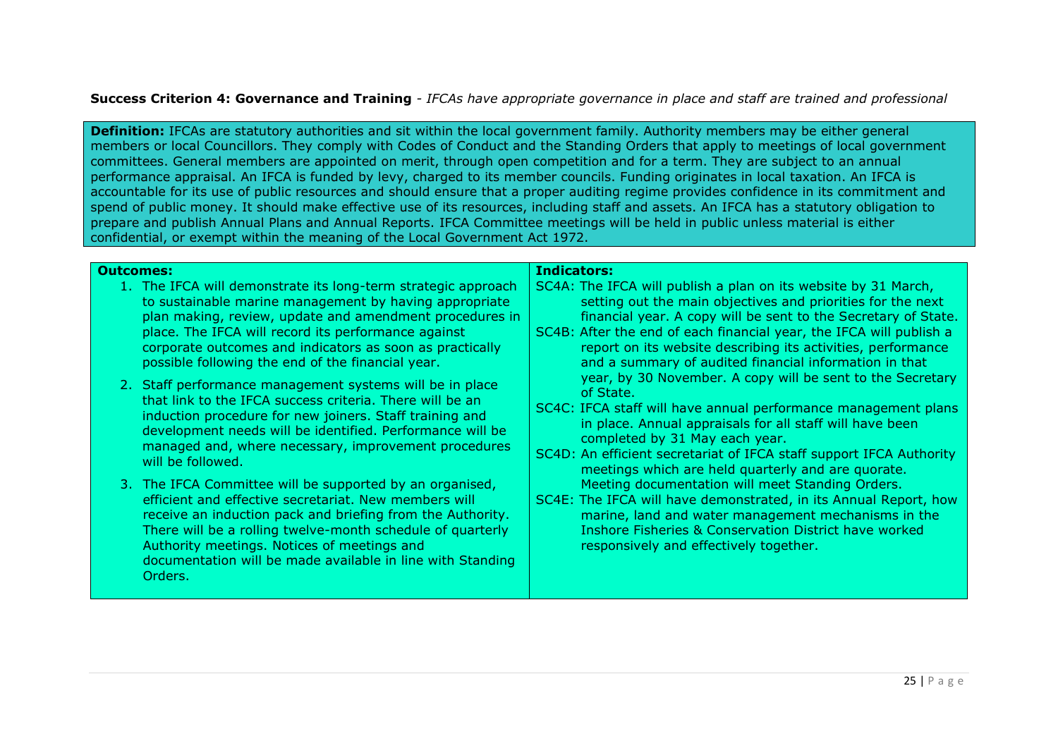**Success Criterion 4: Governance and Training** - *IFCAs have appropriate governance in place and staff are trained and professional*

**Definition:** IFCAs are statutory authorities and sit within the local government family. Authority members may be either general members or local Councillors. They comply with Codes of Conduct and the Standing Orders that apply to meetings of local government committees. General members are appointed on merit, through open competition and for a term. They are subject to an annual performance appraisal. An IFCA is funded by levy, charged to its member councils. Funding originates in local taxation. An IFCA is accountable for its use of public resources and should ensure that a proper auditing regime provides confidence in its commitment and spend of public money. It should make effective use of its resources, including staff and assets. An IFCA has a statutory obligation to prepare and publish Annual Plans and Annual Reports. IFCA Committee meetings will be held in public unless material is either confidential, or exempt within the meaning of the Local Government Act 1972.

| **Outcomes:** | **Indicators:** |
|---|---|
| 1. The IFCA will demonstrate its long-term strategic approach to sustainable marine management by having appropriate plan making, review, update and amendment procedures in place. The IFCA will record its performance against corporate outcomes and indicators as soon as practically possible following the end of the financial year.<br><br>2. Staff performance management systems will be in place that link to the IFCA success criteria. There will be an induction procedure for new joiners. Staff training and development needs will be identified. Performance will be managed and, where necessary, improvement procedures will be followed.<br><br>3. The IFCA Committee will be supported by an organised, efficient and effective secretariat. New members will receive an induction pack and briefing from the Authority. There will be a rolling twelve-month schedule of quarterly Authority meetings. Notices of meetings and documentation will be made available in line with Standing Orders. | SC4A: The IFCA will publish a plan on its website by 31 March, setting out the main objectives and priorities for the next financial year. A copy will be sent to the Secretary of State.<br>SC4B: After the end of each financial year, the IFCA will publish a report on its website describing its activities, performance and a summary of audited financial information in that year, by 30 November. A copy will be sent to the Secretary of State.<br>SC4C: IFCA staff will have annual performance management plans in place. Annual appraisals for all staff will have been completed by 31 May each year.<br>SC4D: An efficient secretariat of IFCA staff support IFCA Authority meetings which are held quarterly and are quorate. Meeting documentation will meet Standing Orders.<br>SC4E: The IFCA will have demonstrated, in its Annual Report, how marine, land and water management mechanisms in the Inshore Fisheries & Conservation District have worked responsively and effectively together. |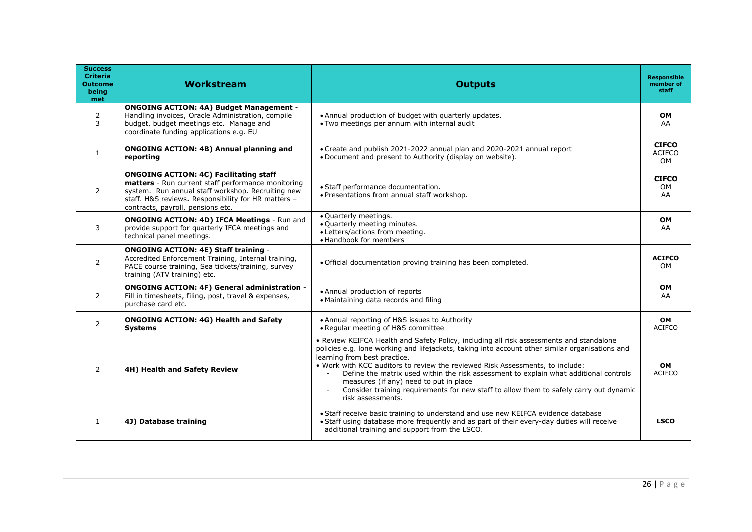| Success Criteria Outcome being met | Workstream | Outputs | Responsible member of staff |
|---|---|---|---|
| 2<br>3 | **ONGOING ACTION: 4A) Budget Management** - Handling invoices, Oracle Administration, compile budget, budget meetings etc. Manage and coordinate funding applications e.g. EU | • Annual production of budget with quarterly updates.<br>• Two meetings per annum with internal audit | **OM**<br>AA |
| 1 | **ONGOING ACTION: 4B) Annual planning and reporting** | • Create and publish 2021-2022 annual plan and 2020-2021 annual report<br>• Document and present to Authority (display on website). | **CIFCO**<br>ACIFCO<br>OM |
| 2 | **ONGOING ACTION: 4C) Facilitating staff matters** - Run current staff performance monitoring system. Run annual staff workshop. Recruiting new staff. H&S reviews. Responsibility for HR matters – contracts, payroll, pensions etc. | • Staff performance documentation.<br>• Presentations from annual staff workshop. | **CIFCO**<br>OM<br>AA |
| 3 | **ONGOING ACTION: 4D) IFCA Meetings** - Run and provide support for quarterly IFCA meetings and technical panel meetings. | • Quarterly meetings.<br>• Quarterly meeting minutes.<br>• Letters/actions from meeting.<br>• Handbook for members | **OM**<br>AA |
| 2 | **ONGOING ACTION: 4E) Staff training** - Accredited Enforcement Training, Internal training, PACE course training, Sea tickets/training, survey training (ATV training) etc. | • Official documentation proving training has been completed. | **ACIFCO**<br>OM |
| 2 | **ONGOING ACTION: 4F) General administration** - Fill in timesheets, filing, post, travel & expenses, purchase card etc. | • Annual production of reports<br>• Maintaining data records and filing | **OM**<br>AA |
| 2 | **ONGOING ACTION: 4G) Health and Safety Systems** | • Annual reporting of H&S issues to Authority<br>• Regular meeting of H&S committee | **OM**<br>ACIFCO |
| 2 | **4H) Health and Safety Review** | • Review KEIFCA Health and Safety Policy, including all risk assessments and standalone policies e.g. lone working and lifejackets, taking into account other similar organisations and learning from best practice.<br>• Work with KCC auditors to review the reviewed Risk Assessments, to include:<br>- Define the matrix used within the risk assessment to explain what additional controls measures (if any) need to put in place<br>- Consider training requirements for new staff to allow them to safely carry out dynamic risk assessments. | **OM**<br>ACIFCO |
| 1 | **4J) Database training** | • Staff receive basic training to understand and use new KEIFCA evidence database<br>• Staff using database more frequently and as part of their every-day duties will receive additional training and support from the LSCO. | **LSCO** |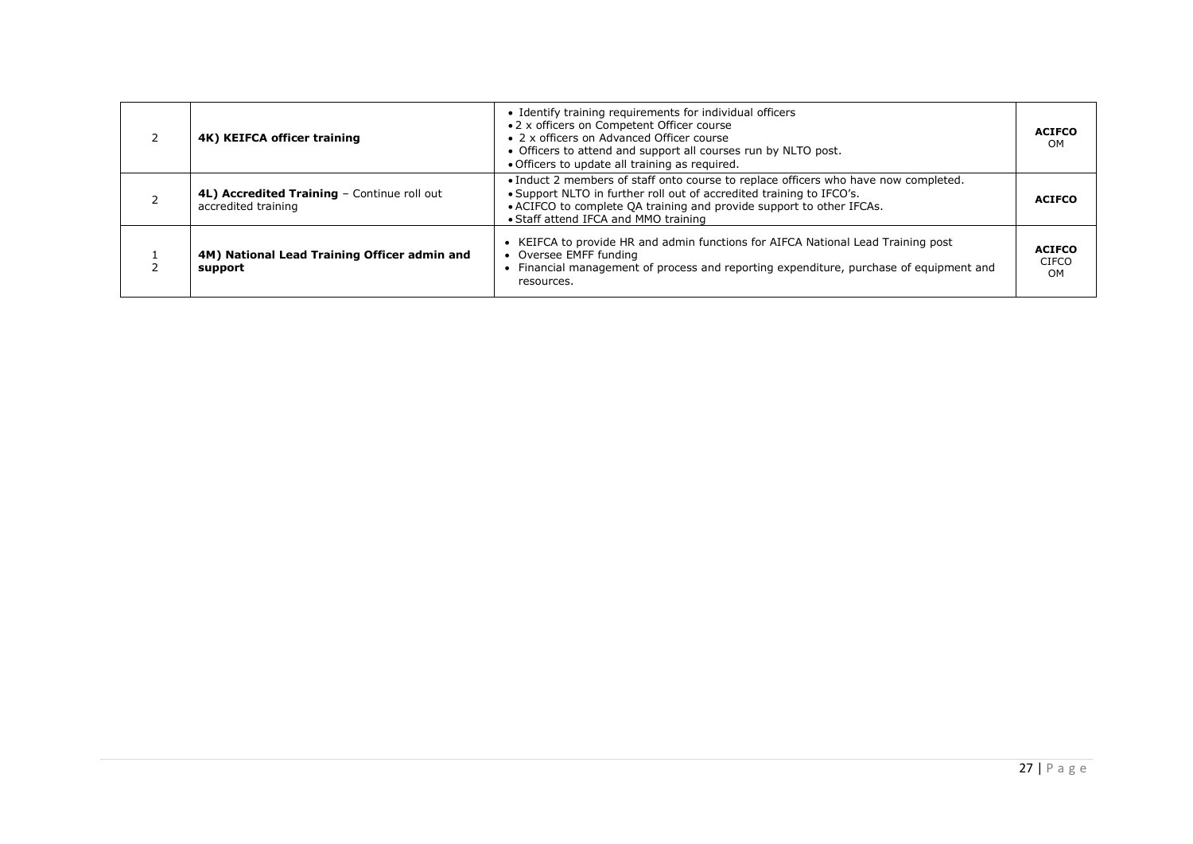| | | | |
|---|---|---|---|
| 2 | **4K) KEIFCA officer training** | • Identify training requirements for individual officers<br>• 2 x officers on Competent Officer course<br>• 2 x officers on Advanced Officer course<br>• Officers to attend and support all courses run by NLTO post.<br>• Officers to update all training as required. | **ACIFCO**<br>OM |
| 2 | **4L) Accredited Training** – Continue roll out accredited training | • Induct 2 members of staff onto course to replace officers who have now completed.<br>• Support NLTO in further roll out of accredited training to IFCO's.<br>• ACIFCO to complete QA training and provide support to other IFCAs.<br>• Staff attend IFCA and MMO training | **ACIFCO** |
| 1<br>2 | **4M) National Lead Training Officer admin and support** | • KEIFCA to provide HR and admin functions for AIFCA National Lead Training post<br>• Oversee EMFF funding<br>• Financial management of process and reporting expenditure, purchase of equipment and resources. | **ACIFCO**<br>CIFCO<br>OM |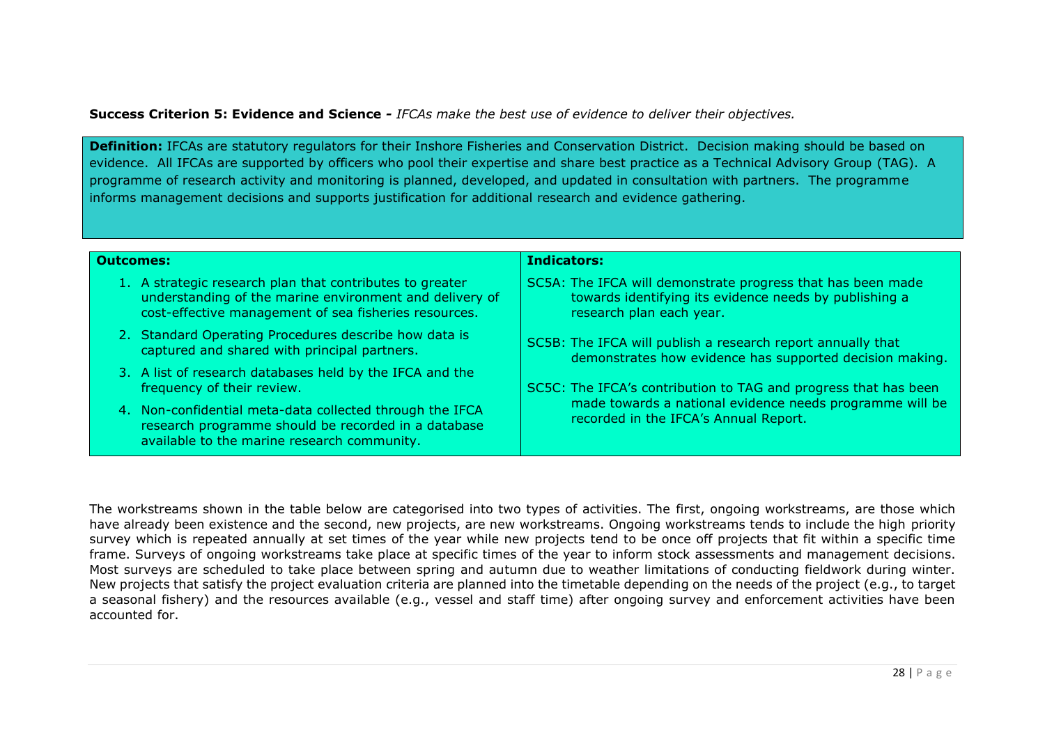**Success Criterion 5: Evidence and Science -** *IFCAs make the best use of evidence to deliver their objectives.*

**Definition:** IFCAs are statutory regulators for their Inshore Fisheries and Conservation District. Decision making should be based on evidence. All IFCAs are supported by officers who pool their expertise and share best practice as a Technical Advisory Group (TAG). A programme of research activity and monitoring is planned, developed, and updated in consultation with partners. The programme informs management decisions and supports justification for additional research and evidence gathering.

| **Outcomes:** | **Indicators:** |
|---|---|
| 1. A strategic research plan that contributes to greater understanding of the marine environment and delivery of cost-effective management of sea fisheries resources.<br>2. Standard Operating Procedures describe how data is captured and shared with principal partners.<br>3. A list of research databases held by the IFCA and the frequency of their review.<br>4. Non-confidential meta-data collected through the IFCA research programme should be recorded in a database available to the marine research community. | SC5A: The IFCA will demonstrate progress that has been made towards identifying its evidence needs by publishing a research plan each year.<br>SC5B: The IFCA will publish a research report annually that demonstrates how evidence has supported decision making.<br>SC5C: The IFCA's contribution to TAG and progress that has been made towards a national evidence needs programme will be recorded in the IFCA's Annual Report. |

The workstreams shown in the table below are categorised into two types of activities. The first, ongoing workstreams, are those which have already been existence and the second, new projects, are new workstreams. Ongoing workstreams tends to include the high priority survey which is repeated annually at set times of the year while new projects tend to be once off projects that fit within a specific time frame. Surveys of ongoing workstreams take place at specific times of the year to inform stock assessments and management decisions. Most surveys are scheduled to take place between spring and autumn due to weather limitations of conducting fieldwork during winter. New projects that satisfy the project evaluation criteria are planned into the timetable depending on the needs of the project (e.g., to target a seasonal fishery) and the resources available (e.g., vessel and staff time) after ongoing survey and enforcement activities have been accounted for.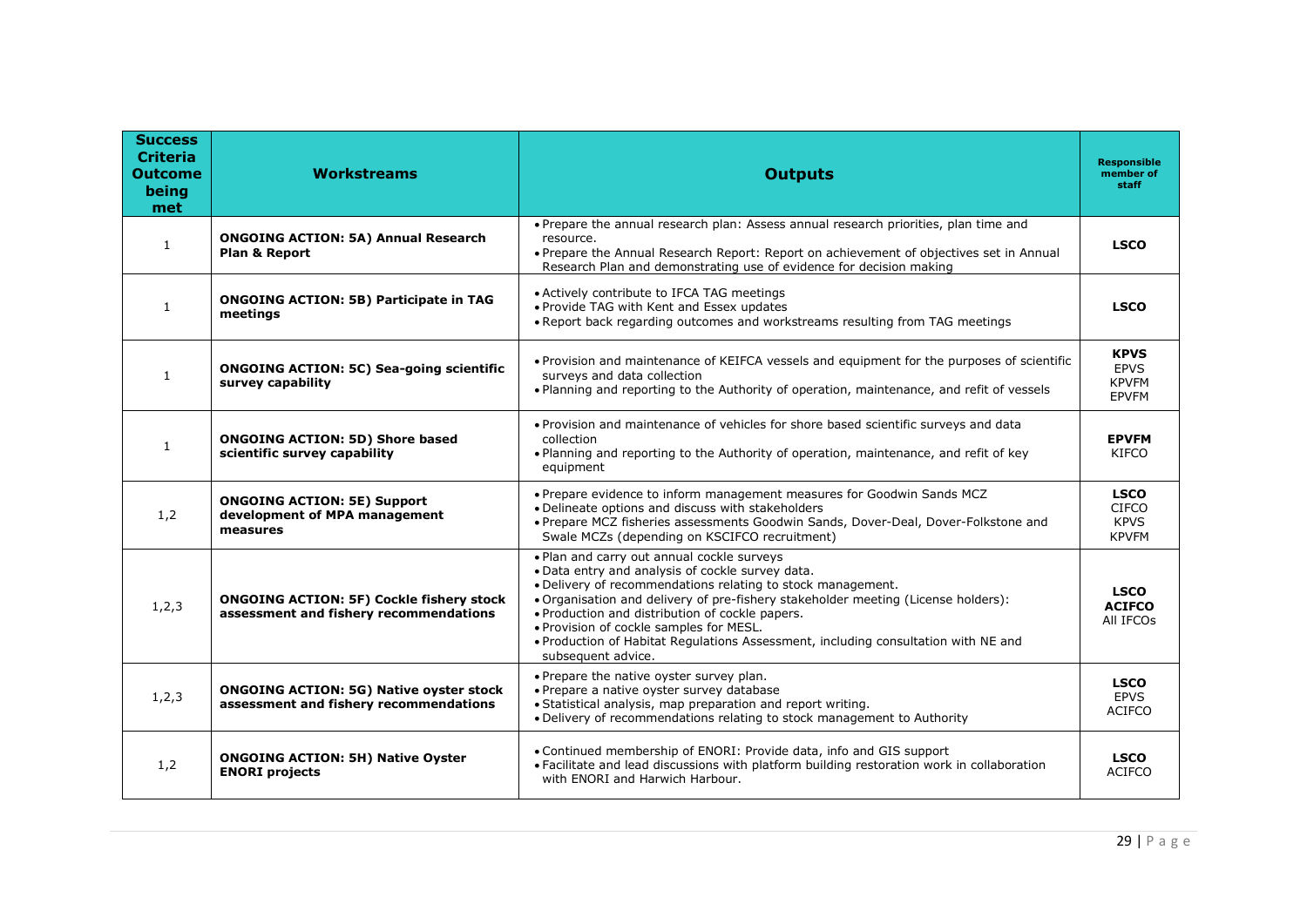| Success Criteria Outcome being met | Workstreams | Outputs | Responsible member of staff |
|---|---|---|---|
| 1 | **ONGOING ACTION: 5A) Annual Research Plan & Report** | • Prepare the annual research plan: Assess annual research priorities, plan time and resource.<br>• Prepare the Annual Research Report: Report on achievement of objectives set in Annual Research Plan and demonstrating use of evidence for decision making | **LSCO** |
| 1 | **ONGOING ACTION: 5B) Participate in TAG meetings** | • Actively contribute to IFCA TAG meetings<br>• Provide TAG with Kent and Essex updates<br>• Report back regarding outcomes and workstreams resulting from TAG meetings | **LSCO** |
| 1 | **ONGOING ACTION: 5C) Sea-going scientific survey capability** | • Provision and maintenance of KEIFCA vessels and equipment for the purposes of scientific surveys and data collection<br>• Planning and reporting to the Authority of operation, maintenance, and refit of vessels | **KPVS**<br>EPVS<br>KPVFM<br>EPVFM |
| 1 | **ONGOING ACTION: 5D) Shore based scientific survey capability** | • Provision and maintenance of vehicles for shore based scientific surveys and data collection<br>• Planning and reporting to the Authority of operation, maintenance, and refit of key equipment | **EPVFM**<br>KIFCO |
| 1,2 | **ONGOING ACTION: 5E) Support development of MPA management measures** | • Prepare evidence to inform management measures for Goodwin Sands MCZ<br>• Delineate options and discuss with stakeholders<br>• Prepare MCZ fisheries assessments Goodwin Sands, Dover-Deal, Dover-Folkstone and Swale MCZs (depending on KSCIFCO recruitment) | **LSCO**<br>CIFCO<br>KPVS<br>KPVFM |
| 1,2,3 | **ONGOING ACTION: 5F) Cockle fishery stock assessment and fishery recommendations** | • Plan and carry out annual cockle surveys<br>• Data entry and analysis of cockle survey data.<br>• Delivery of recommendations relating to stock management.<br>• Organisation and delivery of pre-fishery stakeholder meeting (License holders):<br>• Production and distribution of cockle papers.<br>• Provision of cockle samples for MESL.<br>• Production of Habitat Regulations Assessment, including consultation with NE and subsequent advice. | **LSCO**<br>**ACIFCO**<br>All IFCOs |
| 1,2,3 | **ONGOING ACTION: 5G) Native oyster stock assessment and fishery recommendations** | • Prepare the native oyster survey plan.<br>• Prepare a native oyster survey database<br>• Statistical analysis, map preparation and report writing.<br>• Delivery of recommendations relating to stock management to Authority | **LSCO**<br>EPVS<br>ACIFCO |
| 1,2 | **ONGOING ACTION: 5H) Native Oyster ENORI projects** | • Continued membership of ENORI: Provide data, info and GIS support<br>• Facilitate and lead discussions with platform building restoration work in collaboration with ENORI and Harwich Harbour. | **LSCO**<br>ACIFCO |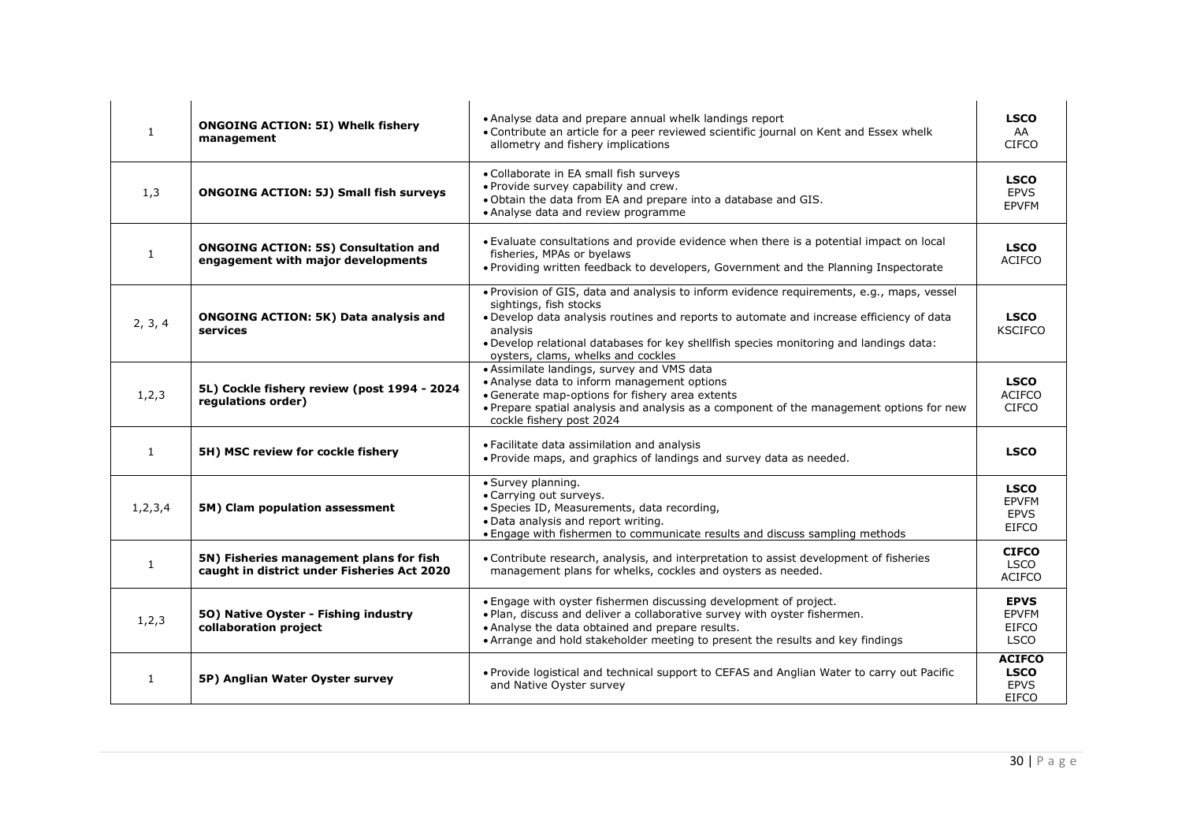| | | | |
|---|---|---|---|
| 1 | **ONGOING ACTION: 5I) Whelk fishery management** | • Analyse data and prepare annual whelk landings report<br>• Contribute an article for a peer reviewed scientific journal on Kent and Essex whelk allometry and fishery implications | **LSCO**<br>AA<br>CIFCO |
| 1,3 | **ONGOING ACTION: 5J) Small fish surveys** | • Collaborate in EA small fish surveys<br>• Provide survey capability and crew.<br>• Obtain the data from EA and prepare into a database and GIS.<br>• Analyse data and review programme | **LSCO**<br>EPVS<br>EPVFM |
| 1 | **ONGOING ACTION: 5S) Consultation and engagement with major developments** | • Evaluate consultations and provide evidence when there is a potential impact on local fisheries, MPAs or byelaws<br>• Providing written feedback to developers, Government and the Planning Inspectorate | **LSCO**<br>ACIFCO |
| 2, 3, 4 | **ONGOING ACTION: 5K) Data analysis and services** | • Provision of GIS, data and analysis to inform evidence requirements, e.g., maps, vessel sightings, fish stocks<br>• Develop data analysis routines and reports to automate and increase efficiency of data analysis<br>• Develop relational databases for key shellfish species monitoring and landings data: oysters, clams, whelks and cockles | **LSCO**<br>KSCIFCO |
| 1,2,3 | **5L) Cockle fishery review (post 1994 - 2024 regulations order)** | • Assimilate landings, survey and VMS data<br>• Analyse data to inform management options<br>• Generate map-options for fishery area extents<br>• Prepare spatial analysis and analysis as a component of the management options for new cockle fishery post 2024 | **LSCO**<br>ACIFCO<br>CIFCO |
| 1 | **5H) MSC review for cockle fishery** | • Facilitate data assimilation and analysis<br>• Provide maps, and graphics of landings and survey data as needed. | **LSCO** |
| 1,2,3,4 | **5M) Clam population assessment** | • Survey planning.<br>• Carrying out surveys.<br>• Species ID, Measurements, data recording,<br>• Data analysis and report writing.<br>• Engage with fishermen to communicate results and discuss sampling methods | **LSCO**<br>EPVFM<br>EPVS<br>EIFCO |
| 1 | **5N) Fisheries management plans for fish caught in district under Fisheries Act 2020** | • Contribute research, analysis, and interpretation to assist development of fisheries management plans for whelks, cockles and oysters as needed. | **CIFCO**<br>LSCO<br>ACIFCO |
| 1,2,3 | **5O) Native Oyster - Fishing industry collaboration project** | • Engage with oyster fishermen discussing development of project.<br>• Plan, discuss and deliver a collaborative survey with oyster fishermen.<br>• Analyse the data obtained and prepare results.<br>• Arrange and hold stakeholder meeting to present the results and key findings | **EPVS**<br>EPVFM<br>EIFCO<br>LSCO |
| 1 | **5P) Anglian Water Oyster survey** | • Provide logistical and technical support to CEFAS and Anglian Water to carry out Pacific and Native Oyster survey | **ACIFCO**<br>**LSCO**<br>EPVS<br>EIFCO |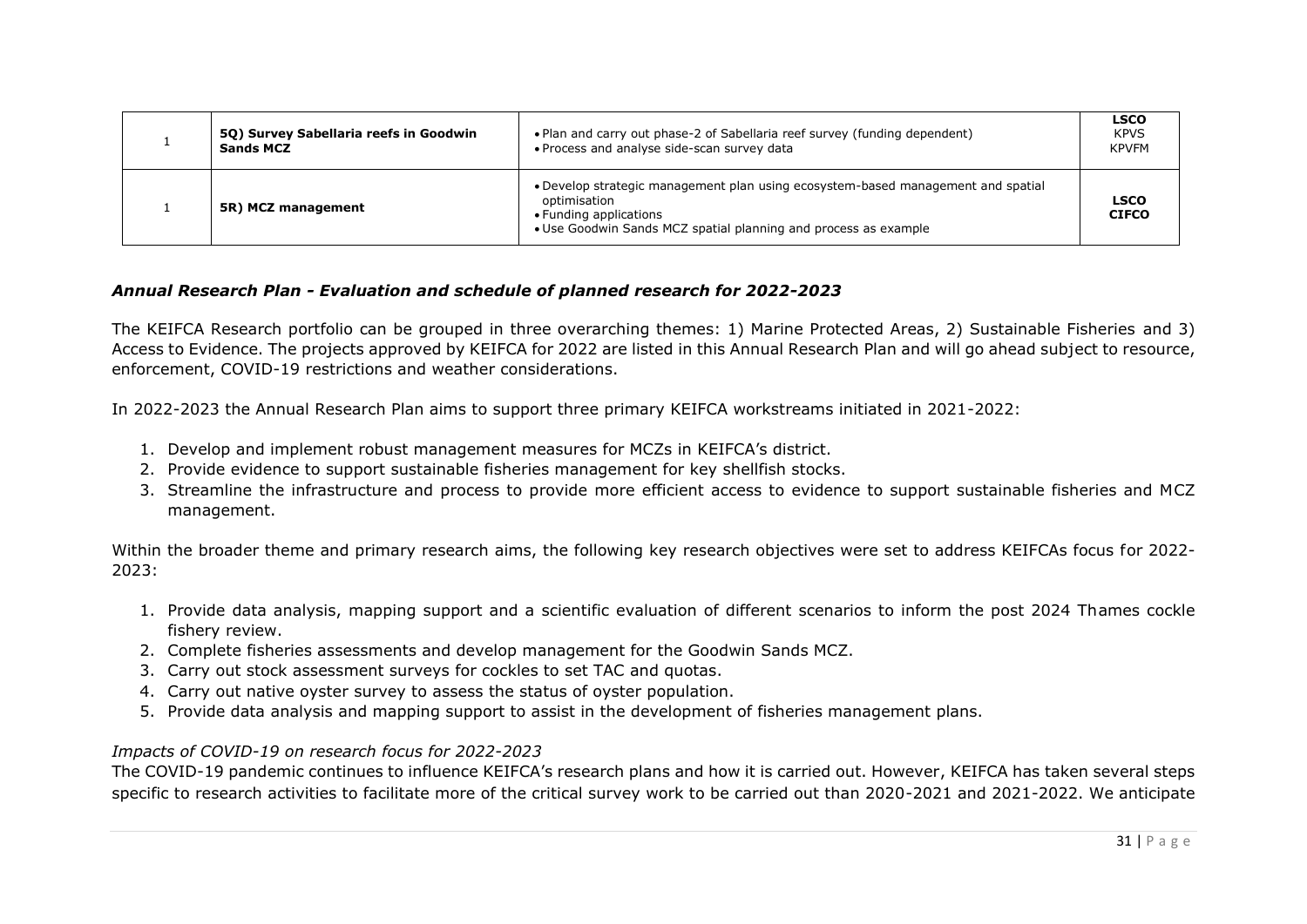| | | | |
|---|---|---|---|
| 1 | **5Q) Survey Sabellaria reefs in Goodwin Sands MCZ** | • Plan and carry out phase-2 of Sabellaria reef survey (funding dependent)<br>• Process and analyse side-scan survey data | **LSCO**<br>KPVS<br>KPVFM |
| 1 | **5R) MCZ management** | • Develop strategic management plan using ecosystem-based management and spatial optimisation<br>• Funding applications<br>• Use Goodwin Sands MCZ spatial planning and process as example | **LSCO**<br>**CIFCO** |

### *Annual Research Plan - Evaluation and schedule of planned research for 2022-2023*

The KEIFCA Research portfolio can be grouped in three overarching themes: 1) Marine Protected Areas, 2) Sustainable Fisheries and 3) Access to Evidence. The projects approved by KEIFCA for 2022 are listed in this Annual Research Plan and will go ahead subject to resource, enforcement, COVID-19 restrictions and weather considerations.

In 2022-2023 the Annual Research Plan aims to support three primary KEIFCA workstreams initiated in 2021-2022:

1. Develop and implement robust management measures for MCZs in KEIFCA's district.
2. Provide evidence to support sustainable fisheries management for key shellfish stocks.
3. Streamline the infrastructure and process to provide more efficient access to evidence to support sustainable fisheries and MCZ management.

Within the broader theme and primary research aims, the following key research objectives were set to address KEIFCAs focus for 2022-2023:

1. Provide data analysis, mapping support and a scientific evaluation of different scenarios to inform the post 2024 Thames cockle fishery review.
2. Complete fisheries assessments and develop management for the Goodwin Sands MCZ.
3. Carry out stock assessment surveys for cockles to set TAC and quotas.
4. Carry out native oyster survey to assess the status of oyster population.
5. Provide data analysis and mapping support to assist in the development of fisheries management plans.

*Impacts of COVID-19 on research focus for 2022-2023*

The COVID-19 pandemic continues to influence KEIFCA's research plans and how it is carried out. However, KEIFCA has taken several steps specific to research activities to facilitate more of the critical survey work to be carried out than 2020-2021 and 2021-2022. We anticipate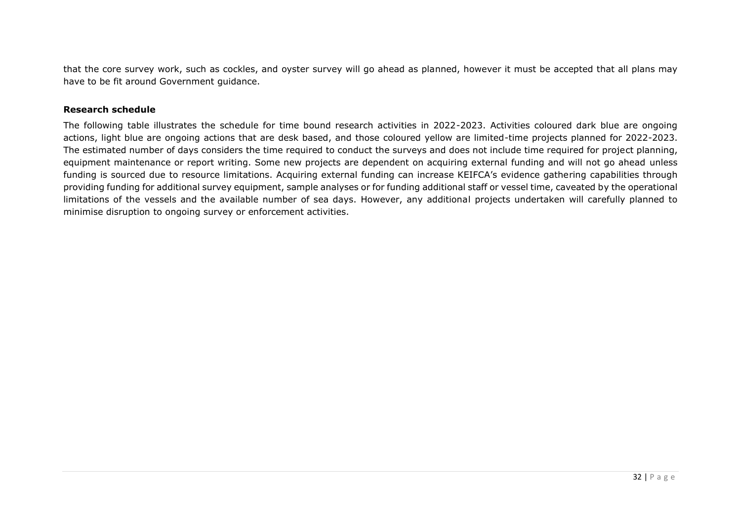that the core survey work, such as cockles, and oyster survey will go ahead as planned, however it must be accepted that all plans may have to be fit around Government guidance.

**Research schedule**

The following table illustrates the schedule for time bound research activities in 2022-2023. Activities coloured dark blue are ongoing actions, light blue are ongoing actions that are desk based, and those coloured yellow are limited-time projects planned for 2022-2023. The estimated number of days considers the time required to conduct the surveys and does not include time required for project planning, equipment maintenance or report writing. Some new projects are dependent on acquiring external funding and will not go ahead unless funding is sourced due to resource limitations. Acquiring external funding can increase KEIFCA's evidence gathering capabilities through providing funding for additional survey equipment, sample analyses or for funding additional staff or vessel time, caveated by the operational limitations of the vessels and the available number of sea days. However, any additional projects undertaken will carefully planned to minimise disruption to ongoing survey or enforcement activities.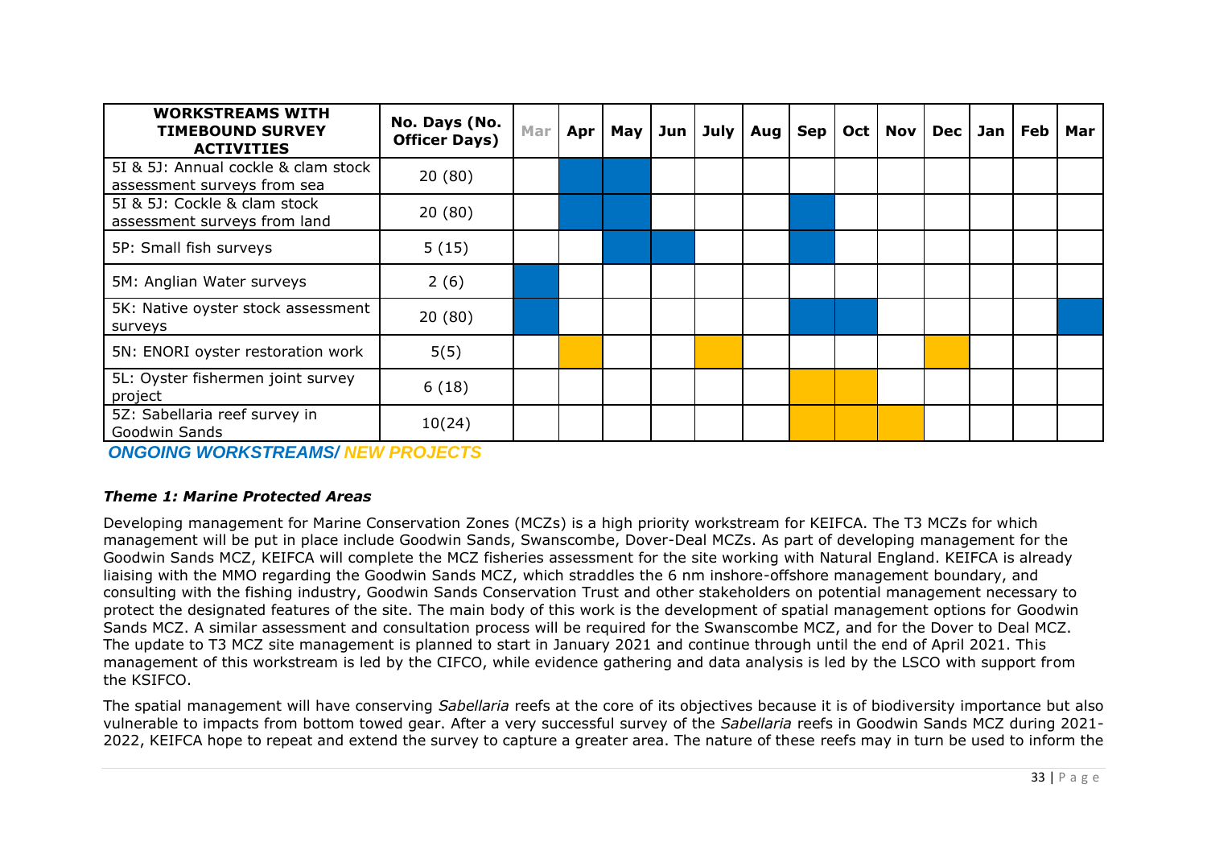| WORKSTREAMS WITH TIMEBOUND SURVEY ACTIVITIES | No. Days (No. Officer Days) | Mar | Apr | May | Jun | July | Aug | Sep | Oct | Nov | Dec | Jan | Feb | Mar |
|---|---|---|---|---|---|---|---|---|---|---|---|---|---|---|
| 5I & 5J: Annual cockle & clam stock assessment surveys from sea | 20 (80) | | Ongoing | Ongoing | | | | | | | | | | |
| 5I & 5J: Cockle & clam stock assessment surveys from land | 20 (80) | | Ongoing | Ongoing | | | | Ongoing | | | | | | |
| 5P: Small fish surveys | 5 (15) | | | Ongoing | Ongoing | | | Ongoing | | | | | | |
| 5M: Anglian Water surveys | 2 (6) | Ongoing | | | | | | | | | | | | |
| 5K: Native oyster stock assessment surveys | 20 (80) | Ongoing | | | | | | Ongoing | Ongoing | | | | | Ongoing |
| 5N: ENORI oyster restoration work | 5(5) | | New | | | New | | | | | New | | | |
| 5L: Oyster fishermen joint survey project | 6 (18) | | | | | | | New | New | | | | | |
| 5Z: Sabellaria reef survey in Goodwin Sands | 10(24) | | | | | | | New | New | New | | | | |

***ONGOING WORKSTREAMS/ NEW PROJECTS***

### *Theme 1: Marine Protected Areas*

Developing management for Marine Conservation Zones (MCZs) is a high priority workstream for KEIFCA. The T3 MCZs for which management will be put in place include Goodwin Sands, Swanscombe, Dover-Deal MCZs. As part of developing management for the Goodwin Sands MCZ, KEIFCA will complete the MCZ fisheries assessment for the site working with Natural England. KEIFCA is already liaising with the MMO regarding the Goodwin Sands MCZ, which straddles the 6 nm inshore-offshore management boundary, and consulting with the fishing industry, Goodwin Sands Conservation Trust and other stakeholders on potential management necessary to protect the designated features of the site. The main body of this work is the development of spatial management options for Goodwin Sands MCZ. A similar assessment and consultation process will be required for the Swanscombe MCZ, and for the Dover to Deal MCZ. The update to T3 MCZ site management is planned to start in January 2021 and continue through until the end of April 2021. This management of this workstream is led by the CIFCO, while evidence gathering and data analysis is led by the LSCO with support from the KSIFCO.

The spatial management will have conserving *Sabellaria* reefs at the core of its objectives because it is of biodiversity importance but also vulnerable to impacts from bottom towed gear. After a very successful survey of the *Sabellaria* reefs in Goodwin Sands MCZ during 2021-2022, KEIFCA hope to repeat and extend the survey to capture a greater area. The nature of these reefs may in turn be used to inform the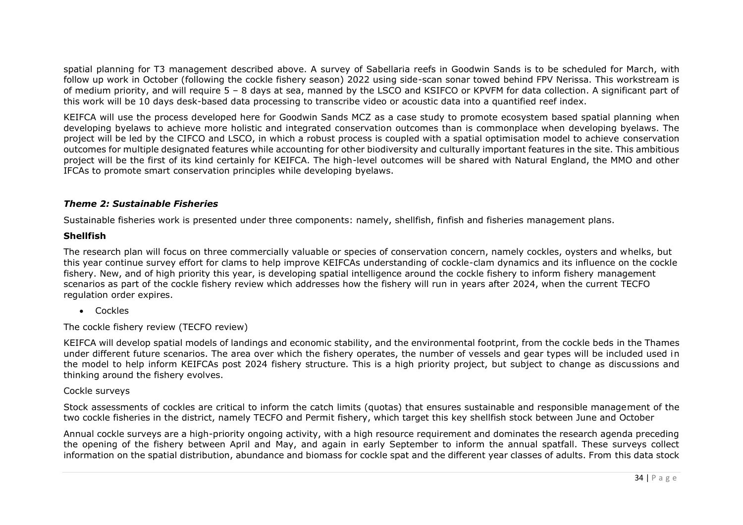spatial planning for T3 management described above. A survey of Sabellaria reefs in Goodwin Sands is to be scheduled for March, with follow up work in October (following the cockle fishery season) 2022 using side-scan sonar towed behind FPV Nerissa. This workstream is of medium priority, and will require 5 – 8 days at sea, manned by the LSCO and KSIFCO or KPVFM for data collection. A significant part of this work will be 10 days desk-based data processing to transcribe video or acoustic data into a quantified reef index.

KEIFCA will use the process developed here for Goodwin Sands MCZ as a case study to promote ecosystem based spatial planning when developing byelaws to achieve more holistic and integrated conservation outcomes than is commonplace when developing byelaws. The project will be led by the CIFCO and LSCO, in which a robust process is coupled with a spatial optimisation model to achieve conservation outcomes for multiple designated features while accounting for other biodiversity and culturally important features in the site. This ambitious project will be the first of its kind certainly for KEIFCA. The high-level outcomes will be shared with Natural England, the MMO and other IFCAs to promote smart conservation principles while developing byelaws.

### *Theme 2: Sustainable Fisheries*

Sustainable fisheries work is presented under three components: namely, shellfish, finfish and fisheries management plans.

#### **Shellfish**

The research plan will focus on three commercially valuable or species of conservation concern, namely cockles, oysters and whelks, but this year continue survey effort for clams to help improve KEIFCAs understanding of cockle-clam dynamics and its influence on the cockle fishery. New, and of high priority this year, is developing spatial intelligence around the cockle fishery to inform fishery management scenarios as part of the cockle fishery review which addresses how the fishery will run in years after 2024, when the current TECFO regulation order expires.

- Cockles

The cockle fishery review (TECFO review)

KEIFCA will develop spatial models of landings and economic stability, and the environmental footprint, from the cockle beds in the Thames under different future scenarios. The area over which the fishery operates, the number of vessels and gear types will be included used in the model to help inform KEIFCAs post 2024 fishery structure. This is a high priority project, but subject to change as discussions and thinking around the fishery evolves.

Cockle surveys

Stock assessments of cockles are critical to inform the catch limits (quotas) that ensures sustainable and responsible management of the two cockle fisheries in the district, namely TECFO and Permit fishery, which target this key shellfish stock between June and October

Annual cockle surveys are a high-priority ongoing activity, with a high resource requirement and dominates the research agenda preceding the opening of the fishery between April and May, and again in early September to inform the annual spatfall. These surveys collect information on the spatial distribution, abundance and biomass for cockle spat and the different year classes of adults. From this data stock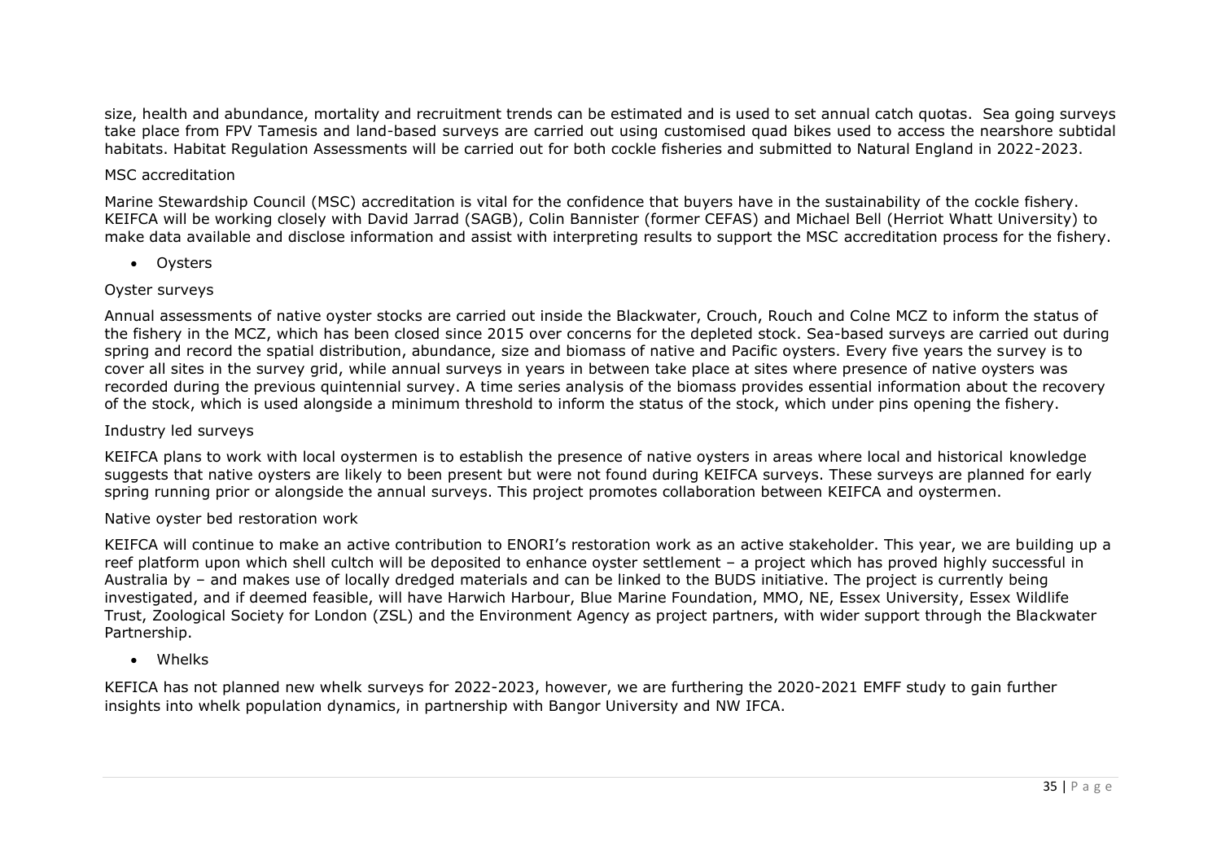size, health and abundance, mortality and recruitment trends can be estimated and is used to set annual catch quotas. Sea going surveys take place from FPV Tamesis and land-based surveys are carried out using customised quad bikes used to access the nearshore subtidal habitats. Habitat Regulation Assessments will be carried out for both cockle fisheries and submitted to Natural England in 2022-2023.

MSC accreditation

Marine Stewardship Council (MSC) accreditation is vital for the confidence that buyers have in the sustainability of the cockle fishery. KEIFCA will be working closely with David Jarrad (SAGB), Colin Bannister (former CEFAS) and Michael Bell (Herriot Whatt University) to make data available and disclose information and assist with interpreting results to support the MSC accreditation process for the fishery.

- Oysters

Oyster surveys

Annual assessments of native oyster stocks are carried out inside the Blackwater, Crouch, Rouch and Colne MCZ to inform the status of the fishery in the MCZ, which has been closed since 2015 over concerns for the depleted stock. Sea-based surveys are carried out during spring and record the spatial distribution, abundance, size and biomass of native and Pacific oysters. Every five years the survey is to cover all sites in the survey grid, while annual surveys in years in between take place at sites where presence of native oysters was recorded during the previous quintennial survey. A time series analysis of the biomass provides essential information about the recovery of the stock, which is used alongside a minimum threshold to inform the status of the stock, which under pins opening the fishery.

Industry led surveys

KEIFCA plans to work with local oystermen is to establish the presence of native oysters in areas where local and historical knowledge suggests that native oysters are likely to been present but were not found during KEIFCA surveys. These surveys are planned for early spring running prior or alongside the annual surveys. This project promotes collaboration between KEIFCA and oystermen.

Native oyster bed restoration work

KEIFCA will continue to make an active contribution to ENORI's restoration work as an active stakeholder. This year, we are building up a reef platform upon which shell cultch will be deposited to enhance oyster settlement – a project which has proved highly successful in Australia by – and makes use of locally dredged materials and can be linked to the BUDS initiative. The project is currently being investigated, and if deemed feasible, will have Harwich Harbour, Blue Marine Foundation, MMO, NE, Essex University, Essex Wildlife Trust, Zoological Society for London (ZSL) and the Environment Agency as project partners, with wider support through the Blackwater Partnership.

- Whelks

KEFICA has not planned new whelk surveys for 2022-2023, however, we are furthering the 2020-2021 EMFF study to gain further insights into whelk population dynamics, in partnership with Bangor University and NW IFCA.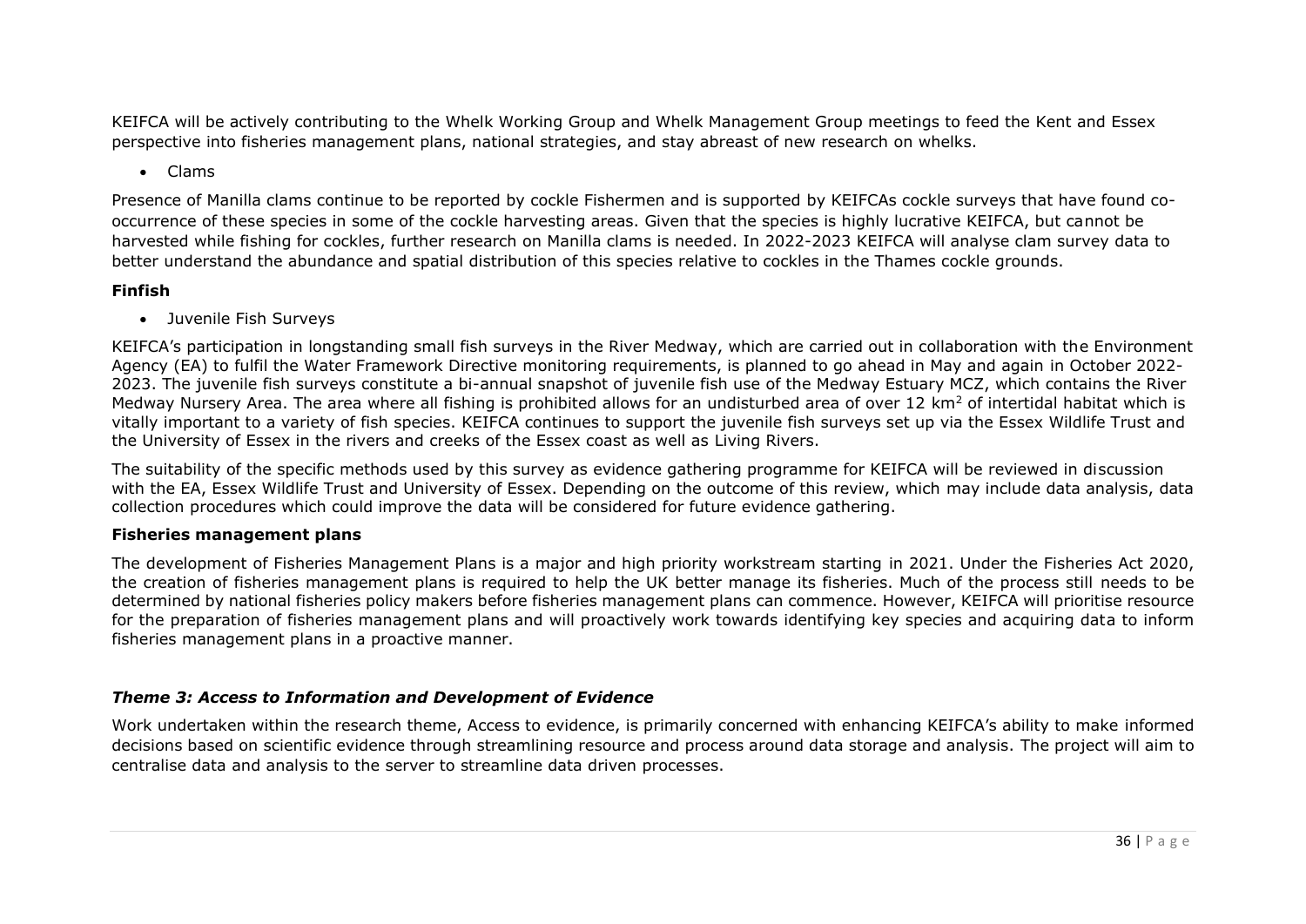KEIFCA will be actively contributing to the Whelk Working Group and Whelk Management Group meetings to feed the Kent and Essex perspective into fisheries management plans, national strategies, and stay abreast of new research on whelks.

- Clams

Presence of Manilla clams continue to be reported by cockle Fishermen and is supported by KEIFCAs cockle surveys that have found co-occurrence of these species in some of the cockle harvesting areas. Given that the species is highly lucrative KEIFCA, but cannot be harvested while fishing for cockles, further research on Manilla clams is needed. In 2022-2023 KEIFCA will analyse clam survey data to better understand the abundance and spatial distribution of this species relative to cockles in the Thames cockle grounds.

**Finfish**

- Juvenile Fish Surveys

KEIFCA's participation in longstanding small fish surveys in the River Medway, which are carried out in collaboration with the Environment Agency (EA) to fulfil the Water Framework Directive monitoring requirements, is planned to go ahead in May and again in October 2022-2023. The juvenile fish surveys constitute a bi-annual snapshot of juvenile fish use of the Medway Estuary MCZ, which contains the River Medway Nursery Area. The area where all fishing is prohibited allows for an undisturbed area of over 12 km$^2$ of intertidal habitat which is vitally important to a variety of fish species. KEIFCA continues to support the juvenile fish surveys set up via the Essex Wildlife Trust and the University of Essex in the rivers and creeks of the Essex coast as well as Living Rivers.

The suitability of the specific methods used by this survey as evidence gathering programme for KEIFCA will be reviewed in discussion with the EA, Essex Wildlife Trust and University of Essex. Depending on the outcome of this review, which may include data analysis, data collection procedures which could improve the data will be considered for future evidence gathering.

**Fisheries management plans**

The development of Fisheries Management Plans is a major and high priority workstream starting in 2021. Under the Fisheries Act 2020, the creation of fisheries management plans is required to help the UK better manage its fisheries. Much of the process still needs to be determined by national fisheries policy makers before fisheries management plans can commence. However, KEIFCA will prioritise resource for the preparation of fisheries management plans and will proactively work towards identifying key species and acquiring data to inform fisheries management plans in a proactive manner.

### *Theme 3: Access to Information and Development of Evidence*

Work undertaken within the research theme, Access to evidence, is primarily concerned with enhancing KEIFCA's ability to make informed decisions based on scientific evidence through streamlining resource and process around data storage and analysis. The project will aim to centralise data and analysis to the server to streamline data driven processes.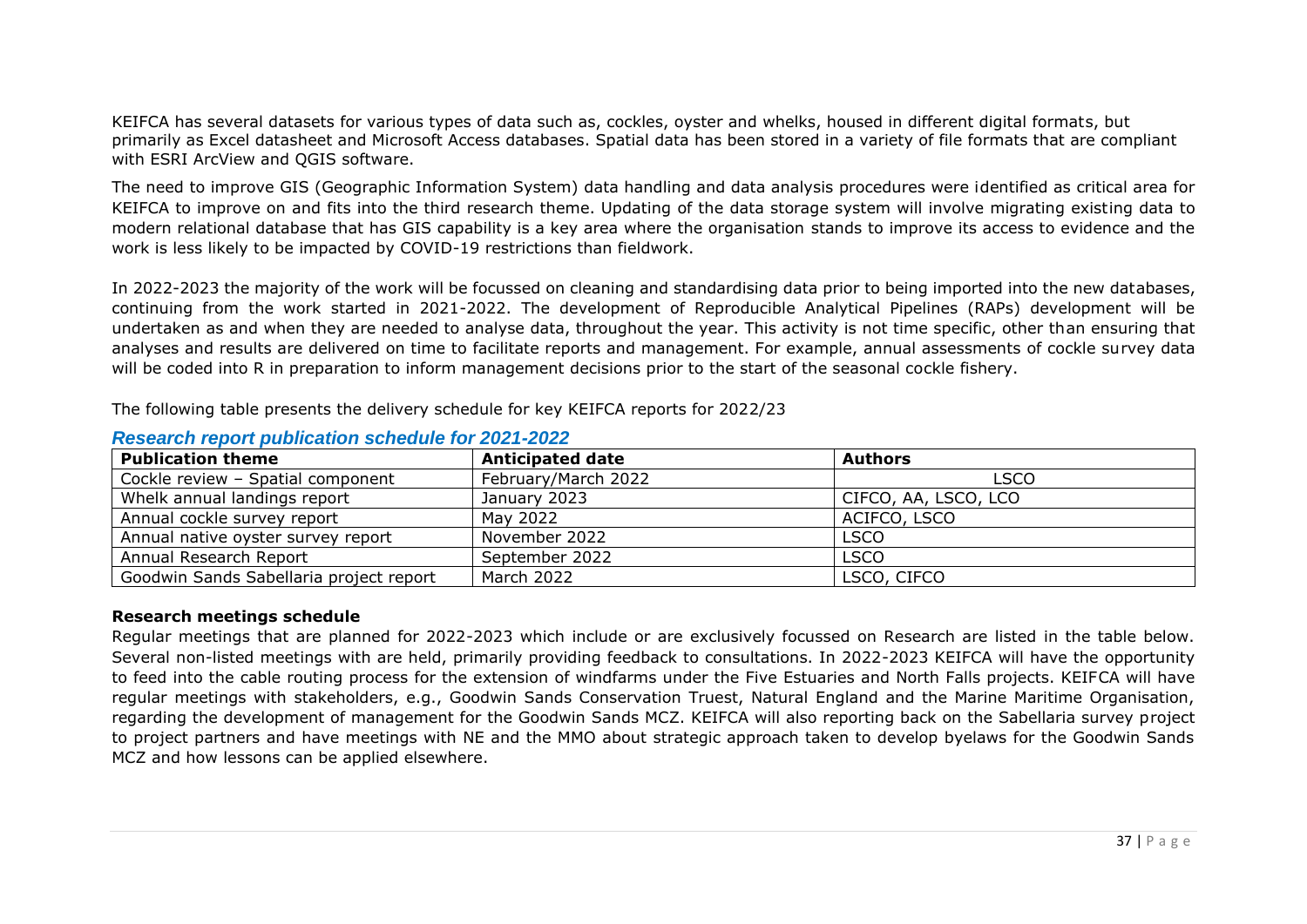KEIFCA has several datasets for various types of data such as, cockles, oyster and whelks, housed in different digital formats, but primarily as Excel datasheet and Microsoft Access databases. Spatial data has been stored in a variety of file formats that are compliant with ESRI ArcView and QGIS software.

The need to improve GIS (Geographic Information System) data handling and data analysis procedures were identified as critical area for KEIFCA to improve on and fits into the third research theme. Updating of the data storage system will involve migrating existing data to modern relational database that has GIS capability is a key area where the organisation stands to improve its access to evidence and the work is less likely to be impacted by COVID-19 restrictions than fieldwork.

In 2022-2023 the majority of the work will be focussed on cleaning and standardising data prior to being imported into the new databases, continuing from the work started in 2021-2022. The development of Reproducible Analytical Pipelines (RAPs) development will be undertaken as and when they are needed to analyse data, throughout the year. This activity is not time specific, other than ensuring that analyses and results are delivered on time to facilitate reports and management. For example, annual assessments of cockle survey data will be coded into R in preparation to inform management decisions prior to the start of the seasonal cockle fishery.

The following table presents the delivery schedule for key KEIFCA reports for 2022/23

### *Research report publication schedule for 2021-2022*

| Publication theme | Anticipated date | Authors |
|---|---|---|
| Cockle review – Spatial component | February/March 2022 | LSCO |
| Whelk annual landings report | January 2023 | CIFCO, AA, LSCO, LCO |
| Annual cockle survey report | May 2022 | ACIFCO, LSCO |
| Annual native oyster survey report | November 2022 | LSCO |
| Annual Research Report | September 2022 | LSCO |
| Goodwin Sands Sabellaria project report | March 2022 | LSCO, CIFCO |

**Research meetings schedule**

Regular meetings that are planned for 2022-2023 which include or are exclusively focussed on Research are listed in the table below. Several non-listed meetings with are held, primarily providing feedback to consultations. In 2022-2023 KEIFCA will have the opportunity to feed into the cable routing process for the extension of windfarms under the Five Estuaries and North Falls projects. KEIFCA will have regular meetings with stakeholders, e.g., Goodwin Sands Conservation Truest, Natural England and the Marine Maritime Organisation, regarding the development of management for the Goodwin Sands MCZ. KEIFCA will also reporting back on the Sabellaria survey project to project partners and have meetings with NE and the MMO about strategic approach taken to develop byelaws for the Goodwin Sands MCZ and how lessons can be applied elsewhere.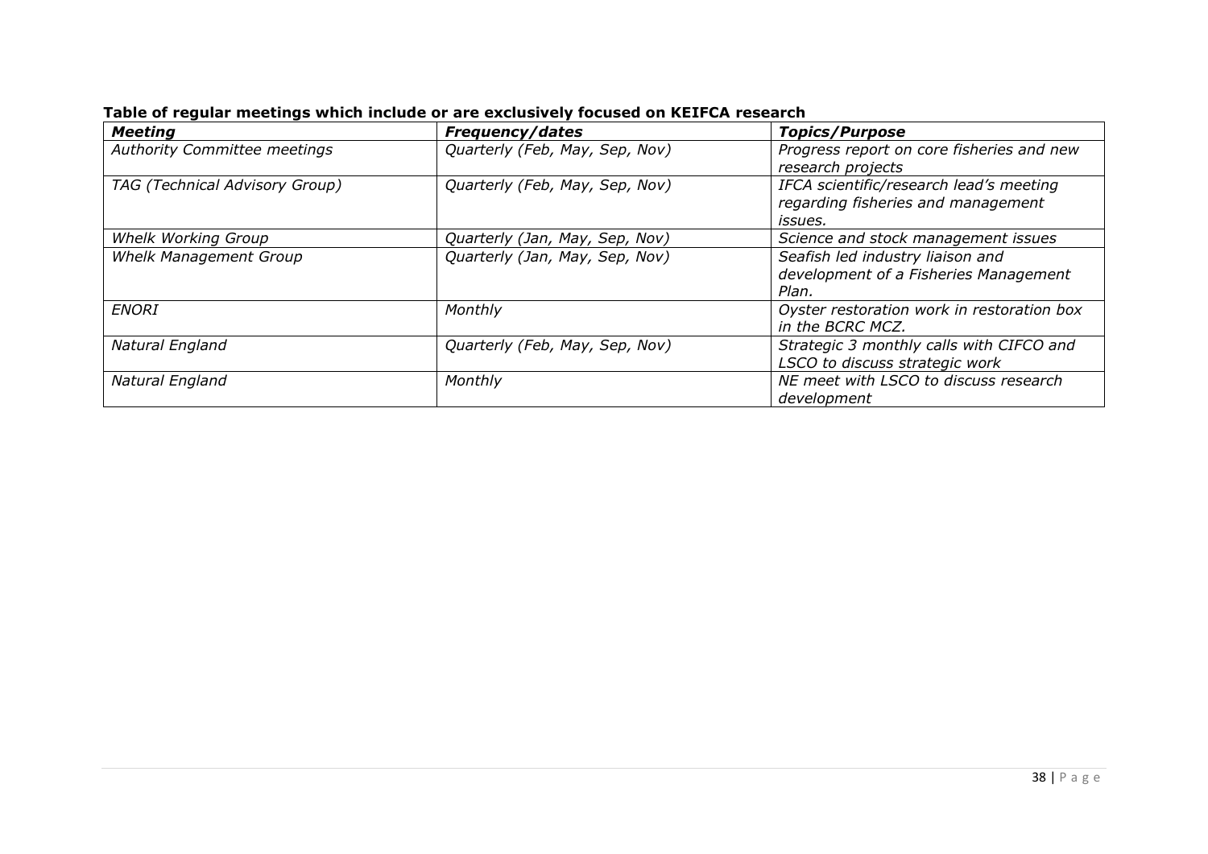**Table of regular meetings which include or are exclusively focused on KEIFCA research**

| *Meeting* | *Frequency/dates* | *Topics/Purpose* |
|---|---|---|
| *Authority Committee meetings* | *Quarterly (Feb, May, Sep, Nov)* | *Progress report on core fisheries and new research projects* |
| *TAG (Technical Advisory Group)* | *Quarterly (Feb, May, Sep, Nov)* | *IFCA scientific/research lead's meeting regarding fisheries and management issues.* |
| *Whelk Working Group* | *Quarterly (Jan, May, Sep, Nov)* | *Science and stock management issues* |
| *Whelk Management Group* | *Quarterly (Jan, May, Sep, Nov)* | *Seafish led industry liaison and development of a Fisheries Management Plan.* |
| *ENORI* | *Monthly* | *Oyster restoration work in restoration box in the BCRC MCZ.* |
| *Natural England* | *Quarterly (Feb, May, Sep, Nov)* | *Strategic 3 monthly calls with CIFCO and LSCO to discuss strategic work* |
| *Natural England* | *Monthly* | *NE meet with LSCO to discuss research development* |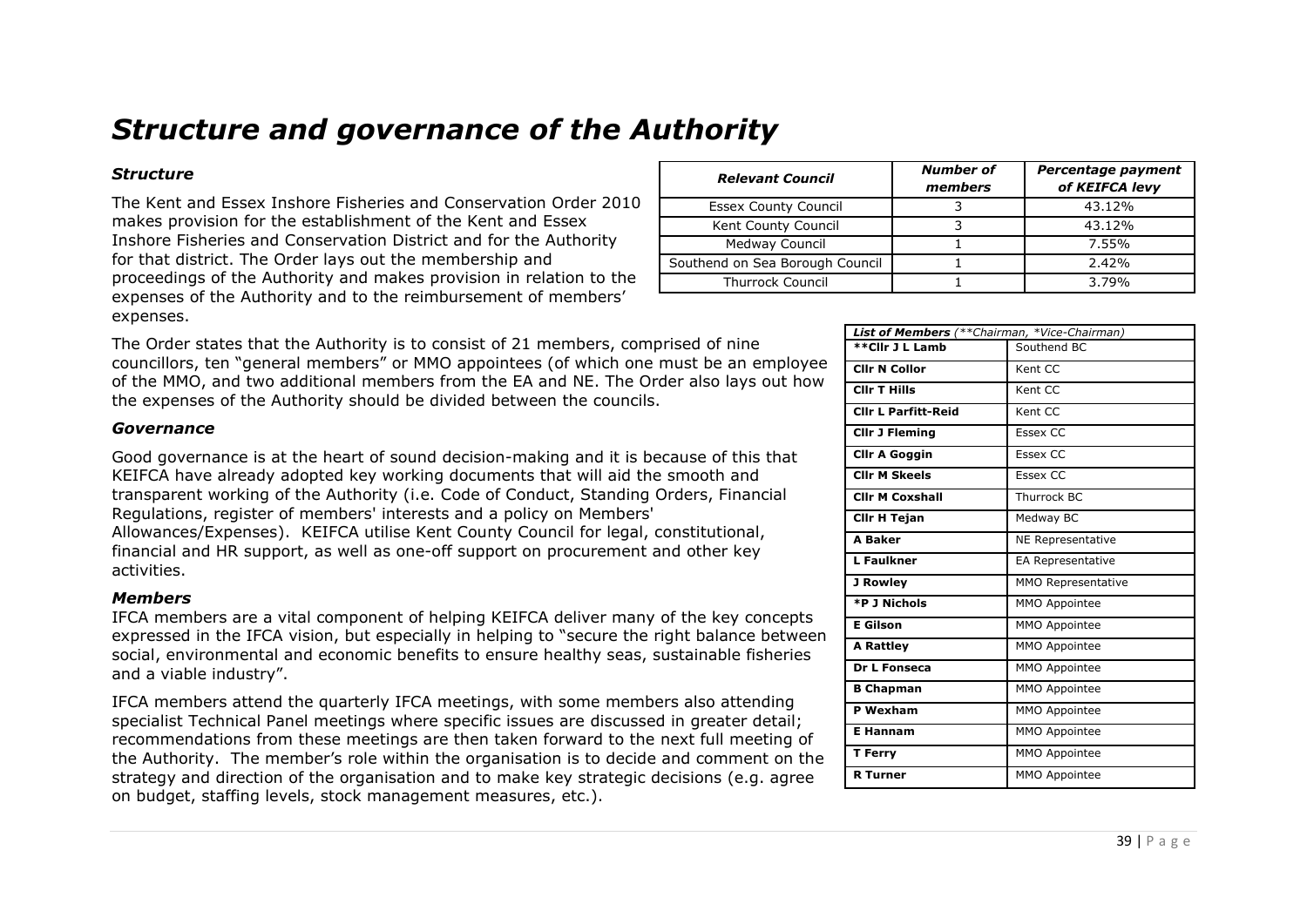# *Structure and governance of the Authority*

### *Structure*

The Kent and Essex Inshore Fisheries and Conservation Order 2010 makes provision for the establishment of the Kent and Essex Inshore Fisheries and Conservation District and for the Authority for that district. The Order lays out the membership and proceedings of the Authority and makes provision in relation to the expenses of the Authority and to the reimbursement of members' expenses.

| *Relevant Council* | *Number of members* | *Percentage payment of KEIFCA levy* |
|---|---|---|
| Essex County Council | 3 | 43.12% |
| Kent County Council | 3 | 43.12% |
| Medway Council | 1 | 7.55% |
| Southend on Sea Borough Council | 1 | 2.42% |
| Thurrock Council | 1 | 3.79% |

The Order states that the Authority is to consist of 21 members, comprised of nine councillors, ten "general members" or MMO appointees (of which one must be an employee of the MMO, and two additional members from the EA and NE. The Order also lays out how the expenses of the Authority should be divided between the councils.

| ***List of Members*** *(**Chairman, *Vice-Chairman)* | |
|---|---|
| **Cllr J L Lamb** | Southend BC |
| **Cllr N Collor** | Kent CC |
| **Cllr T Hills** | Kent CC |
| **Cllr L Parfitt-Reid** | Kent CC |
| **Cllr J Fleming** | Essex CC |
| **Cllr A Goggin** | Essex CC |
| **Cllr M Skeels** | Essex CC |
| **Cllr M Coxshall** | Thurrock BC |
| **Cllr H Tejan** | Medway BC |
| **A Baker** | NE Representative |
| **L Faulkner** | EA Representative |
| **J Rowley** | MMO Representative |
| ***P J Nichols** | MMO Appointee |
| **E Gilson** | MMO Appointee |
| **A Rattley** | MMO Appointee |
| **Dr L Fonseca** | MMO Appointee |
| **B Chapman** | MMO Appointee |
| **P Wexham** | MMO Appointee |
| **E Hannam** | MMO Appointee |
| **T Ferry** | MMO Appointee |
| **R Turner** | MMO Appointee |

### *Governance*

Good governance is at the heart of sound decision-making and it is because of this that KEIFCA have already adopted key working documents that will aid the smooth and transparent working of the Authority (i.e. Code of Conduct, Standing Orders, Financial Regulations, register of members' interests and a policy on Members' Allowances/Expenses). KEIFCA utilise Kent County Council for legal, constitutional, financial and HR support, as well as one-off support on procurement and other key activities.

### *Members*

IFCA members are a vital component of helping KEIFCA deliver many of the key concepts expressed in the IFCA vision, but especially in helping to "secure the right balance between social, environmental and economic benefits to ensure healthy seas, sustainable fisheries and a viable industry".

IFCA members attend the quarterly IFCA meetings, with some members also attending specialist Technical Panel meetings where specific issues are discussed in greater detail; recommendations from these meetings are then taken forward to the next full meeting of the Authority. The member's role within the organisation is to decide and comment on the strategy and direction of the organisation and to make key strategic decisions (e.g. agree on budget, staffing levels, stock management measures, etc.).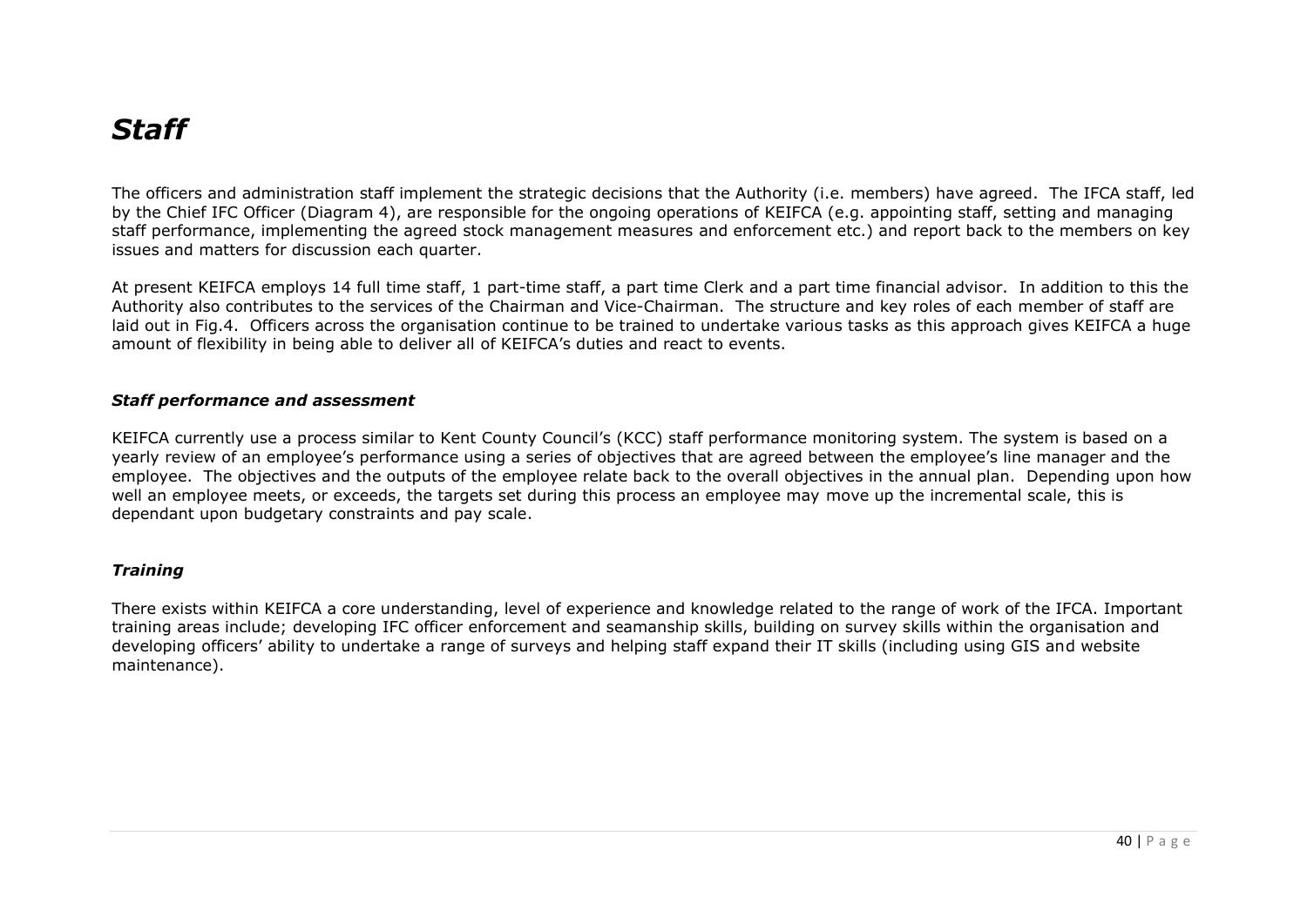# *Staff*

The officers and administration staff implement the strategic decisions that the Authority (i.e. members) have agreed. The IFCA staff, led by the Chief IFC Officer (Diagram 4), are responsible for the ongoing operations of KEIFCA (e.g. appointing staff, setting and managing staff performance, implementing the agreed stock management measures and enforcement etc.) and report back to the members on key issues and matters for discussion each quarter.

At present KEIFCA employs 14 full time staff, 1 part-time staff, a part time Clerk and a part time financial advisor. In addition to this the Authority also contributes to the services of the Chairman and Vice-Chairman. The structure and key roles of each member of staff are laid out in Fig.4. Officers across the organisation continue to be trained to undertake various tasks as this approach gives KEIFCA a huge amount of flexibility in being able to deliver all of KEIFCA's duties and react to events.

### ***Staff performance and assessment***

KEIFCA currently use a process similar to Kent County Council's (KCC) staff performance monitoring system. The system is based on a yearly review of an employee's performance using a series of objectives that are agreed between the employee's line manager and the employee. The objectives and the outputs of the employee relate back to the overall objectives in the annual plan. Depending upon how well an employee meets, or exceeds, the targets set during this process an employee may move up the incremental scale, this is dependant upon budgetary constraints and pay scale.

### ***Training***

There exists within KEIFCA a core understanding, level of experience and knowledge related to the range of work of the IFCA. Important training areas include; developing IFC officer enforcement and seamanship skills, building on survey skills within the organisation and developing officers' ability to undertake a range of surveys and helping staff expand their IT skills (including using GIS and website maintenance).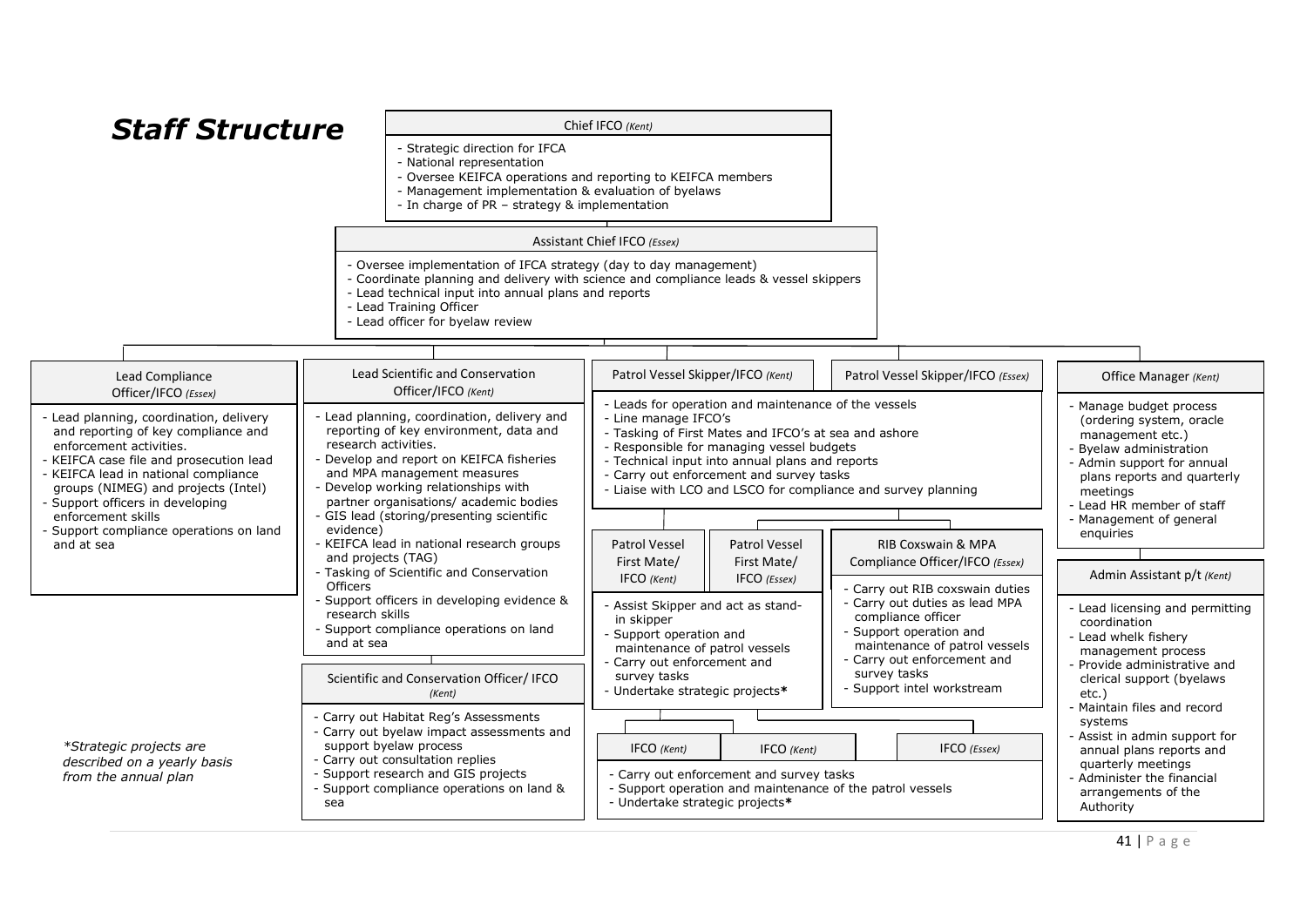# *Staff Structure*

### Chief IFCO *(Kent)*

- Strategic direction for IFCA
- National representation
- Oversee KEIFCA operations and reporting to KEIFCA members
- Management implementation & evaluation of byelaws
- In charge of PR – strategy & implementation

### Assistant Chief IFCO *(Essex)*

- Oversee implementation of IFCA strategy (day to day management)
- Coordinate planning and delivery with science and compliance leads & vessel skippers
- Lead technical input into annual plans and reports
- Lead Training Officer
- Lead officer for byelaw review

### Lead Compliance Officer/IFCO *(Essex)*

- Lead planning, coordination, delivery and reporting of key compliance and enforcement activities.
- KEIFCA case file and prosecution lead
- KEIFCA lead in national compliance groups (NIMEG) and projects (Intel)
- Support officers in developing enforcement skills
- Support compliance operations on land and at sea

### Lead Scientific and Conservation Officer/IFCO *(Kent)*

- Lead planning, coordination, delivery and reporting of key environment, data and research activities.
- Develop and report on KEIFCA fisheries and MPA management measures
- Develop working relationships with partner organisations/ academic bodies
- GIS lead (storing/presenting scientific evidence)
- KEIFCA lead in national research groups and projects (TAG)
- Tasking of Scientific and Conservation Officers
- Support officers in developing evidence & research skills
- Support compliance operations on land and at sea

#### Scientific and Conservation Officer/ IFCO *(Kent)*

- Carry out Habitat Reg's Assessments
- Carry out byelaw impact assessments and support byelaw process
- Carry out consultation replies
- Support research and GIS projects
- Support compliance operations on land & sea

### Patrol Vessel Skipper/IFCO *(Kent)* | Patrol Vessel Skipper/IFCO *(Essex)*

- Leads for operation and maintenance of the vessels
- Line manage IFCO's
- Tasking of First Mates and IFCO's at sea and ashore
- Responsible for managing vessel budgets
- Technical input into annual plans and reports
- Carry out enforcement and survey tasks
- Liaise with LCO and LSCO for compliance and survey planning

#### Patrol Vessel First Mate/ IFCO *(Kent)* | Patrol Vessel First Mate/ IFCO *(Essex)*

- Assist Skipper and act as stand-in skipper
- Support operation and maintenance of patrol vessels
- Carry out enforcement and survey tasks
- Undertake strategic projects*

#### RIB Coxswain & MPA Compliance Officer/IFCO *(Essex)*

- Carry out RIB coxswain duties
- Carry out duties as lead MPA compliance officer
- Support operation and maintenance of patrol vessels
- Carry out enforcement and survey tasks
- Support intel workstream

#### IFCO *(Kent)* | IFCO *(Kent)* | IFCO *(Essex)*

- Carry out enforcement and survey tasks
- Support operation and maintenance of the patrol vessels
- Undertake strategic projects*

### Office Manager *(Kent)*

- Manage budget process (ordering system, oracle management etc.)
- Byelaw administration
- Admin support for annual plans reports and quarterly meetings
- Lead HR member of staff
- Management of general enquiries

#### Admin Assistant p/t *(Kent)*

- Lead licensing and permitting coordination
- Lead whelk fishery management process
- Provide administrative and clerical support (byelaws etc.)
- Maintain files and record systems
- Assist in admin support for annual plans reports and quarterly meetings
- Administer the financial arrangements of the Authority

*\*Strategic projects are described on a yearly basis from the annual plan*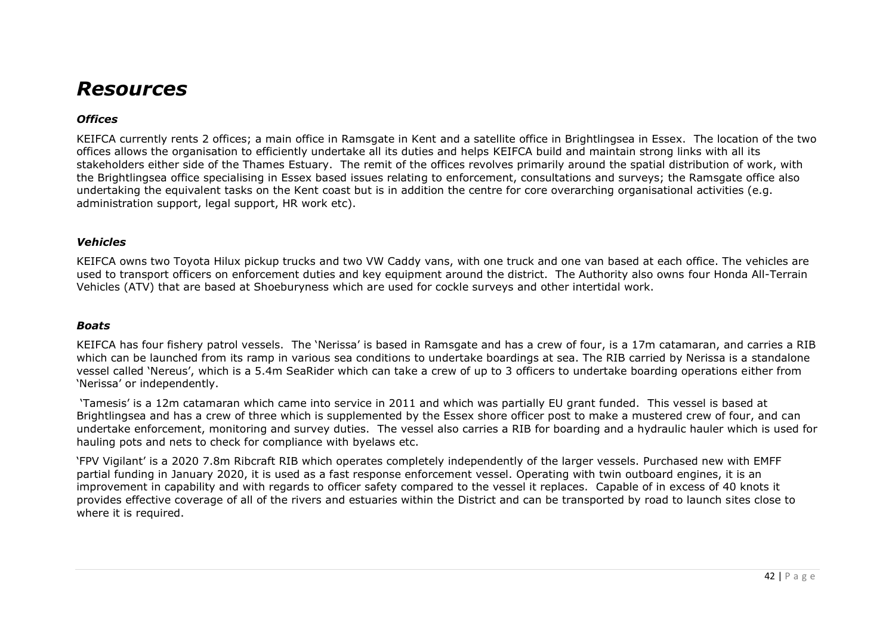# *Resources*

### *Offices*

KEIFCA currently rents 2 offices; a main office in Ramsgate in Kent and a satellite office in Brightlingsea in Essex. The location of the two offices allows the organisation to efficiently undertake all its duties and helps KEIFCA build and maintain strong links with all its stakeholders either side of the Thames Estuary. The remit of the offices revolves primarily around the spatial distribution of work, with the Brightlingsea office specialising in Essex based issues relating to enforcement, consultations and surveys; the Ramsgate office also undertaking the equivalent tasks on the Kent coast but is in addition the centre for core overarching organisational activities (e.g. administration support, legal support, HR work etc).

### *Vehicles*

KEIFCA owns two Toyota Hilux pickup trucks and two VW Caddy vans, with one truck and one van based at each office. The vehicles are used to transport officers on enforcement duties and key equipment around the district. The Authority also owns four Honda All-Terrain Vehicles (ATV) that are based at Shoeburyness which are used for cockle surveys and other intertidal work.

### *Boats*

KEIFCA has four fishery patrol vessels. The 'Nerissa' is based in Ramsgate and has a crew of four, is a 17m catamaran, and carries a RIB which can be launched from its ramp in various sea conditions to undertake boardings at sea. The RIB carried by Nerissa is a standalone vessel called 'Nereus', which is a 5.4m SeaRider which can take a crew of up to 3 officers to undertake boarding operations either from 'Nerissa' or independently.

'Tamesis' is a 12m catamaran which came into service in 2011 and which was partially EU grant funded. This vessel is based at Brightlingsea and has a crew of three which is supplemented by the Essex shore officer post to make a mustered crew of four, and can undertake enforcement, monitoring and survey duties. The vessel also carries a RIB for boarding and a hydraulic hauler which is used for hauling pots and nets to check for compliance with byelaws etc.

'FPV Vigilant' is a 2020 7.8m Ribcraft RIB which operates completely independently of the larger vessels. Purchased new with EMFF partial funding in January 2020, it is used as a fast response enforcement vessel. Operating with twin outboard engines, it is an improvement in capability and with regards to officer safety compared to the vessel it replaces. Capable of in excess of 40 knots it provides effective coverage of all of the rivers and estuaries within the District and can be transported by road to launch sites close to where it is required.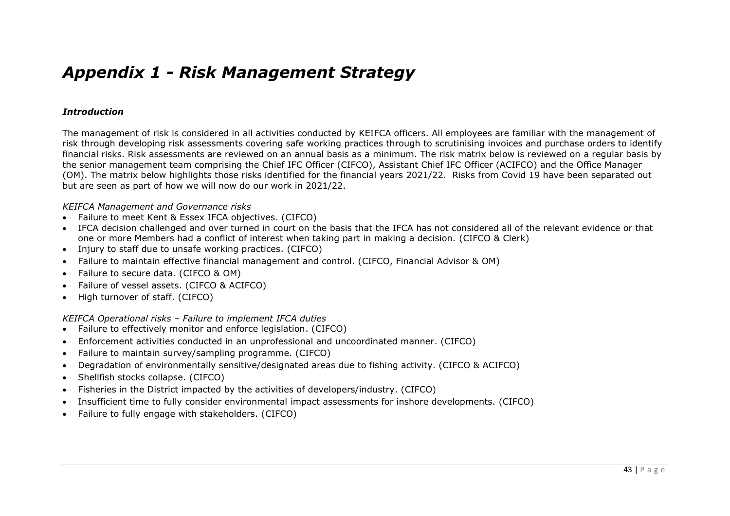# *Appendix 1 - Risk Management Strategy*

### *Introduction*

The management of risk is considered in all activities conducted by KEIFCA officers. All employees are familiar with the management of risk through developing risk assessments covering safe working practices through to scrutinising invoices and purchase orders to identify financial risks. Risk assessments are reviewed on an annual basis as a minimum. The risk matrix below is reviewed on a regular basis by the senior management team comprising the Chief IFC Officer (CIFCO), Assistant Chief IFC Officer (ACIFCO) and the Office Manager (OM). The matrix below highlights those risks identified for the financial years 2021/22. Risks from Covid 19 have been separated out but are seen as part of how we will now do our work in 2021/22.

*KEIFCA Management and Governance risks*

- Failure to meet Kent & Essex IFCA objectives. (CIFCO)
- IFCA decision challenged and over turned in court on the basis that the IFCA has not considered all of the relevant evidence or that one or more Members had a conflict of interest when taking part in making a decision. (CIFCO & Clerk)
- Injury to staff due to unsafe working practices. (CIFCO)
- Failure to maintain effective financial management and control. (CIFCO, Financial Advisor & OM)
- Failure to secure data. (CIFCO & OM)
- Failure of vessel assets. (CIFCO & ACIFCO)
- High turnover of staff. (CIFCO)

*KEIFCA Operational risks – Failure to implement IFCA duties*

- Failure to effectively monitor and enforce legislation. (CIFCO)
- Enforcement activities conducted in an unprofessional and uncoordinated manner. (CIFCO)
- Failure to maintain survey/sampling programme. (CIFCO)
- Degradation of environmentally sensitive/designated areas due to fishing activity. (CIFCO & ACIFCO)
- Shellfish stocks collapse. (CIFCO)
- Fisheries in the District impacted by the activities of developers/industry. (CIFCO)
- Insufficient time to fully consider environmental impact assessments for inshore developments. (CIFCO)
- Failure to fully engage with stakeholders. (CIFCO)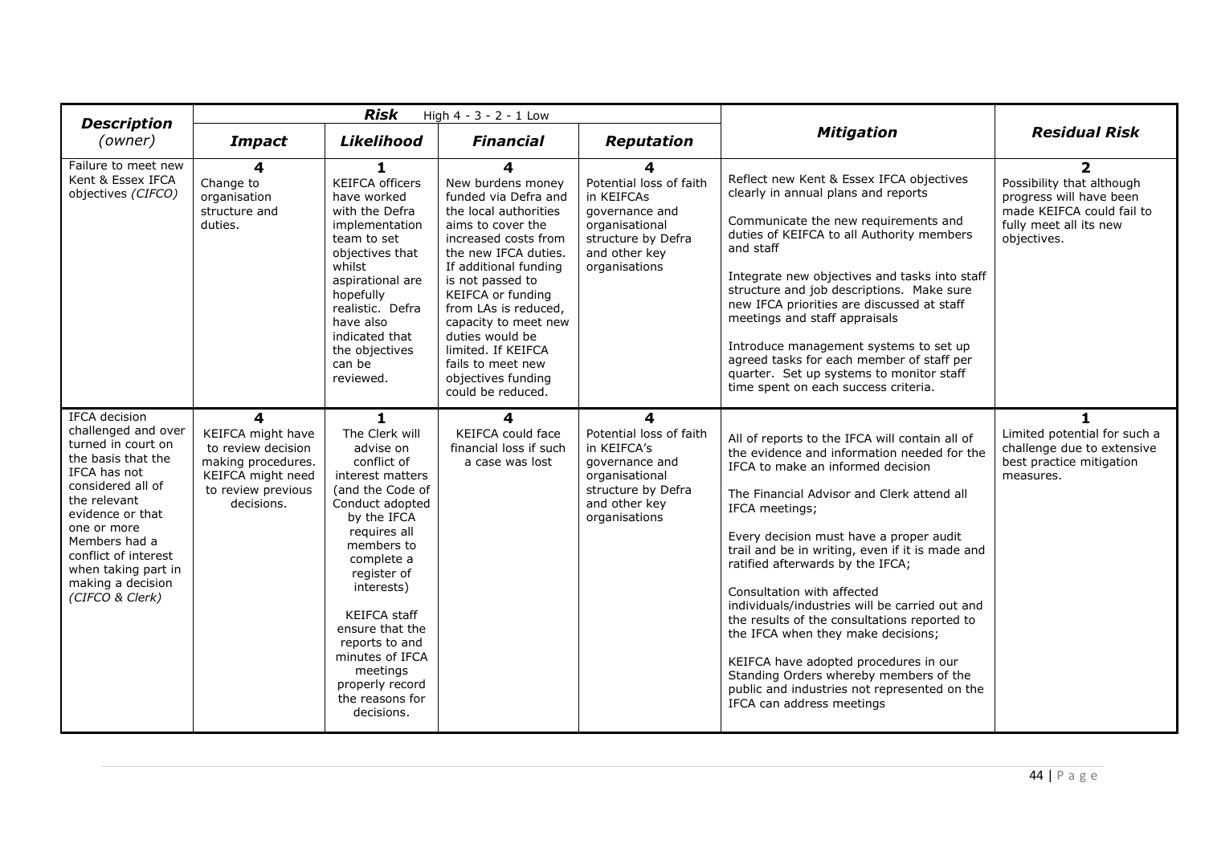| **Description** *(owner)* | **Risk** High 4 - 3 - 2 - 1 Low | | | | **Mitigation** | **Residual Risk** |
|---|---|---|---|---|---|---|
| | ***Impact*** | ***Likelihood*** | ***Financial*** | ***Reputation*** | | |
| Failure to meet new Kent & Essex IFCA objectives *(CIFCO)* | **4** Change to organisation structure and duties. | **1** KEIFCA officers have worked with the Defra implementation team to set objectives that whilst aspirational are hopefully realistic. Defra have also indicated that the objectives can be reviewed. | **4** New burdens money funded via Defra and the local authorities aims to cover the increased costs from the new IFCA duties. If additional funding is not passed to KEIFCA or funding from LAs is reduced, capacity to meet new duties would be limited. If KEIFCA fails to meet new objectives funding could be reduced. | **4** Potential loss of faith in KEIFCAs governance and organisational structure by Defra and other key organisations | Reflect new Kent & Essex IFCA objectives clearly in annual plans and reports<br><br>Communicate the new requirements and duties of KEIFCA to all Authority members and staff<br><br>Integrate new objectives and tasks into staff structure and job descriptions. Make sure new IFCA priorities are discussed at staff meetings and staff appraisals<br><br>Introduce management systems to set up agreed tasks for each member of staff per quarter. Set up systems to monitor staff time spent on each success criteria. | **2** Possibility that although progress will have been made KEIFCA could fail to fully meet all its new objectives. |
| IFCA decision challenged and over turned in court on the basis that the IFCA has not considered all of the relevant evidence or that one or more Members had a conflict of interest when taking part in making a decision *(CIFCO & Clerk)* | **4** KEIFCA might have to review decision making procedures. KEIFCA might need to review previous decisions. | **1** The Clerk will advise on conflict of interest matters (and the Code of Conduct adopted by the IFCA requires all members to complete a register of interests)<br><br>KEIFCA staff ensure that the reports to and minutes of IFCA meetings properly record the reasons for decisions. | **4** KEIFCA could face financial loss if such a case was lost | **4** Potential loss of faith in KEIFCA's governance and organisational structure by Defra and other key organisations | All of reports to the IFCA will contain all of the evidence and information needed for the IFCA to make an informed decision<br><br>The Financial Advisor and Clerk attend all IFCA meetings;<br><br>Every decision must have a proper audit trail and be in writing, even if it is made and ratified afterwards by the IFCA;<br><br>Consultation with affected individuals/industries will be carried out and the results of the consultations reported to the IFCA when they make decisions;<br><br>KEIFCA have adopted procedures in our Standing Orders whereby members of the public and industries not represented on the IFCA can address meetings | **1** Limited potential for such a challenge due to extensive best practice mitigation measures. |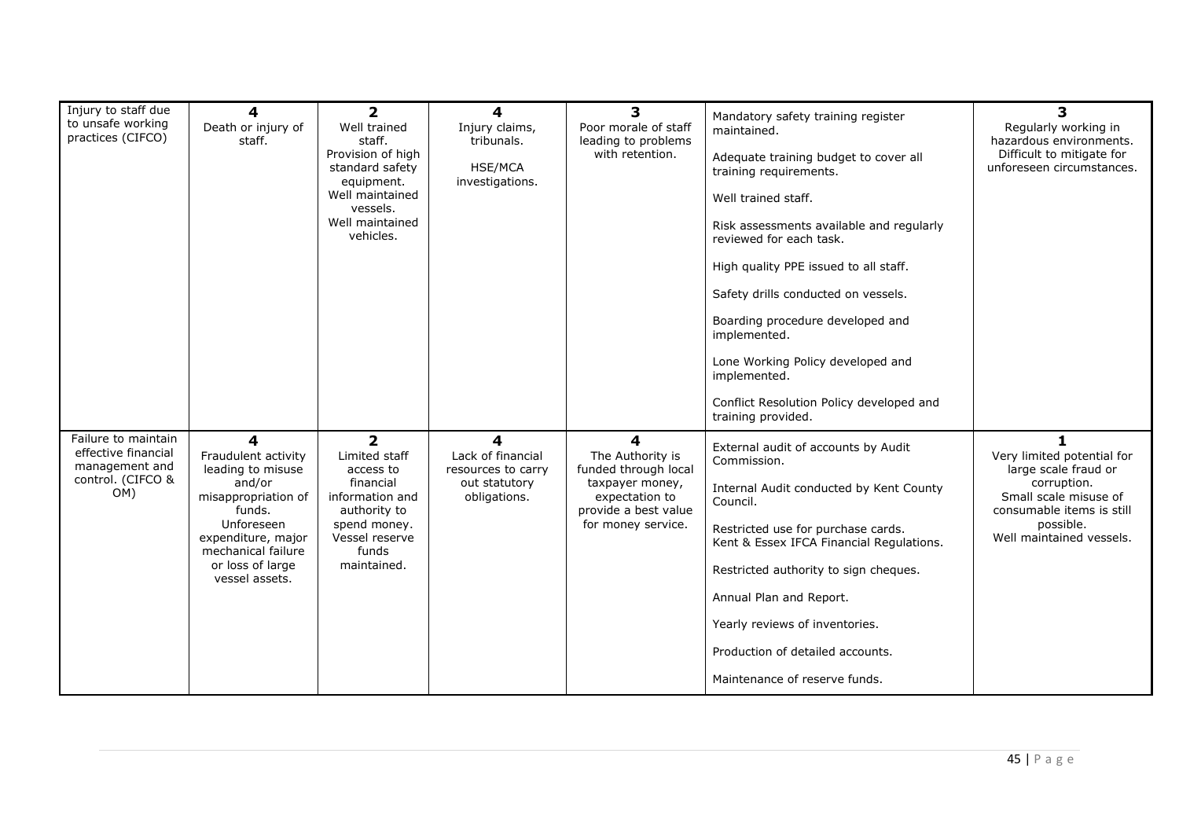| Injury to staff due to unsafe working practices (CIFCO) | **4** Death or injury of staff. | **2** Well trained staff. Provision of high standard safety equipment. Well maintained vessels. Well maintained vehicles. | **4** Injury claims, tribunals. HSE/MCA investigations. | **3** Poor morale of staff leading to problems with retention. | Mandatory safety training register maintained.<br><br>Adequate training budget to cover all training requirements.<br><br>Well trained staff.<br><br>Risk assessments available and regularly reviewed for each task.<br><br>High quality PPE issued to all staff.<br><br>Safety drills conducted on vessels.<br><br>Boarding procedure developed and implemented.<br><br>Lone Working Policy developed and implemented.<br><br>Conflict Resolution Policy developed and training provided. | **3** Regularly working in hazardous environments. Difficult to mitigate for unforeseen circumstances. |
|---|---|---|---|---|---|---|
| Failure to maintain effective financial management and control. (CIFCO & OM) | **4** Fraudulent activity leading to misuse and/or misappropriation of funds. Unforeseen expenditure, major mechanical failure or loss of large vessel assets. | **2** Limited staff access to financial information and authority to spend money. Vessel reserve funds maintained. | **4** Lack of financial resources to carry out statutory obligations. | **4** The Authority is funded through local taxpayer money, expectation to provide a best value for money service. | External audit of accounts by Audit Commission.<br><br>Internal Audit conducted by Kent County Council.<br><br>Restricted use for purchase cards. Kent & Essex IFCA Financial Regulations.<br><br>Restricted authority to sign cheques.<br><br>Annual Plan and Report.<br><br>Yearly reviews of inventories.<br><br>Production of detailed accounts.<br><br>Maintenance of reserve funds. | **1** Very limited potential for large scale fraud or corruption. Small scale misuse of consumable items is still possible. Well maintained vessels. |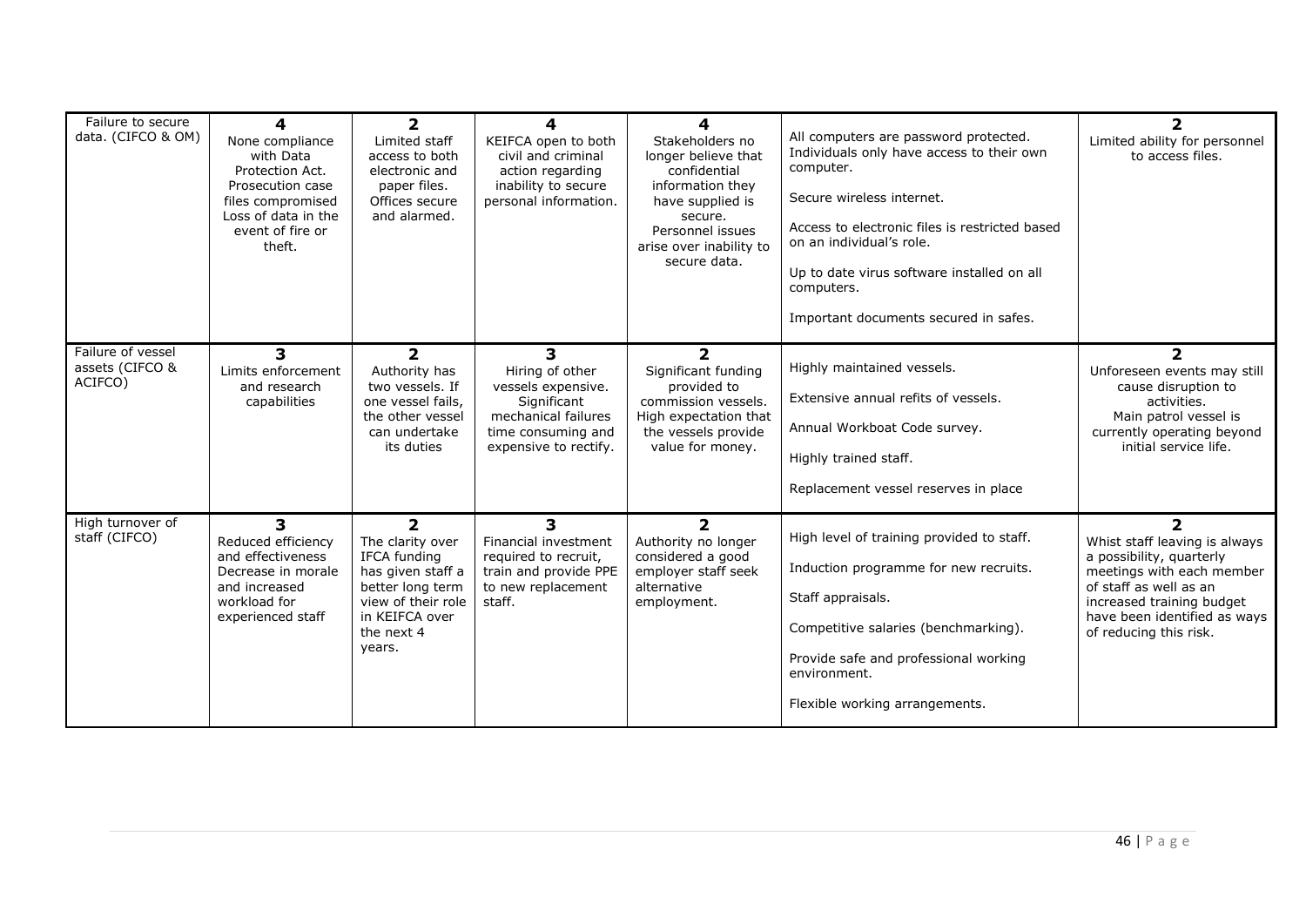| | | | | | | |
|---|---|---|---|---|---|---|
| Failure to secure data. (CIFCO & OM) | **4**<br>None compliance with Data Protection Act. Prosecution case files compromised Loss of data in the event of fire or theft. | **2**<br>Limited staff access to both electronic and paper files. Offices secure and alarmed. | **4**<br>KEIFCA open to both civil and criminal action regarding inability to secure personal information. | **4**<br>Stakeholders no longer believe that confidential information they have supplied is secure. Personnel issues arise over inability to secure data. | All computers are password protected. Individuals only have access to their own computer.<br><br>Secure wireless internet.<br><br>Access to electronic files is restricted based on an individual's role.<br><br>Up to date virus software installed on all computers.<br><br>Important documents secured in safes. | **2**<br>Limited ability for personnel to access files. |
| Failure of vessel assets (CIFCO & ACIFCO) | **3**<br>Limits enforcement and research capabilities | **2**<br>Authority has two vessels. If one vessel fails, the other vessel can undertake its duties | **3**<br>Hiring of other vessels expensive. Significant mechanical failures time consuming and expensive to rectify. | **2**<br>Significant funding provided to commission vessels. High expectation that the vessels provide value for money. | Highly maintained vessels.<br><br>Extensive annual refits of vessels.<br><br>Annual Workboat Code survey.<br><br>Highly trained staff.<br><br>Replacement vessel reserves in place | **2**<br>Unforeseen events may still cause disruption to activities. Main patrol vessel is currently operating beyond initial service life. |
| High turnover of staff (CIFCO) | **3**<br>Reduced efficiency and effectiveness Decrease in morale and increased workload for experienced staff | **2**<br>The clarity over IFCA funding has given staff a better long term view of their role in KEIFCA over the next 4 years. | **3**<br>Financial investment required to recruit, train and provide PPE to new replacement staff. | **2**<br>Authority no longer considered a good employer staff seek alternative employment. | High level of training provided to staff.<br><br>Induction programme for new recruits.<br><br>Staff appraisals.<br><br>Competitive salaries (benchmarking).<br><br>Provide safe and professional working environment.<br><br>Flexible working arrangements. | **2**<br>Whist staff leaving is always a possibility, quarterly meetings with each member of staff as well as an increased training budget have been identified as ways of reducing this risk. |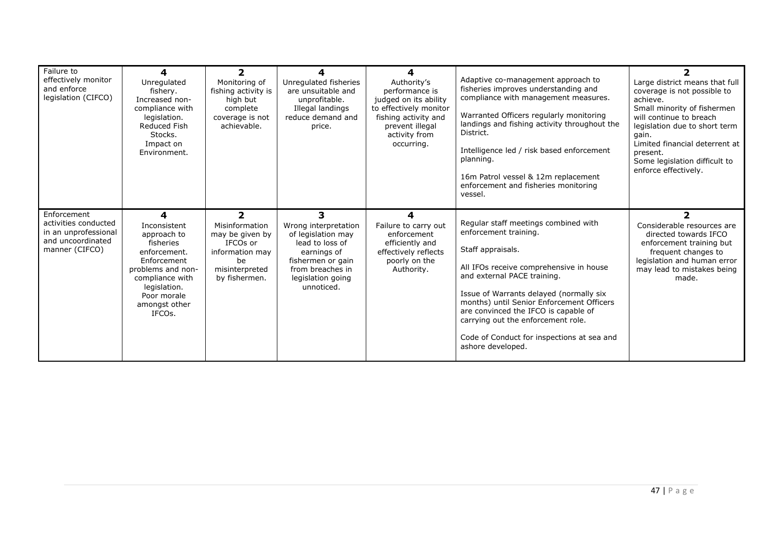| Failure to effectively monitor and enforce legislation (CIFCO) | **4** Unregulated fishery. Increased non-compliance with legislation. Reduced Fish Stocks. Impact on Environment. | **2** Monitoring of fishing activity is high but complete coverage is not achievable. | **4** Unregulated fisheries are unsuitable and unprofitable. Illegal landings reduce demand and price. | **4** Authority's performance is judged on its ability to effectively monitor fishing activity and prevent illegal activity from occurring. | Adaptive co-management approach to fisheries improves understanding and compliance with management measures.<br><br>Warranted Officers regularly monitoring landings and fishing activity throughout the District.<br><br>Intelligence led / risk based enforcement planning.<br><br>16m Patrol vessel & 12m replacement enforcement and fisheries monitoring vessel. | **2** Large district means that full coverage is not possible to achieve. Small minority of fishermen will continue to breach legislation due to short term gain. Limited financial deterrent at present. Some legislation difficult to enforce effectively. |
|---|---|---|---|---|---|---|
| Enforcement activities conducted in an unprofessional and uncoordinated manner (CIFCO) | **4** Inconsistent approach to fisheries enforcement. Enforcement problems and non-compliance with legislation. Poor morale amongst other IFCOs. | **2** Misinformation may be given by IFCOs or information may be misinterpreted by fishermen. | **3** Wrong interpretation of legislation may lead to loss of earnings of fishermen or gain from breaches in legislation going unnoticed. | **4** Failure to carry out enforcement efficiently and effectively reflects poorly on the Authority. | Regular staff meetings combined with enforcement training.<br><br>Staff appraisals.<br><br>All IFOs receive comprehensive in house and external PACE training.<br><br>Issue of Warrants delayed (normally six months) until Senior Enforcement Officers are convinced the IFCO is capable of carrying out the enforcement role.<br><br>Code of Conduct for inspections at sea and ashore developed. | **2** Considerable resources are directed towards IFCO enforcement training but frequent changes to legislation and human error may lead to mistakes being made. |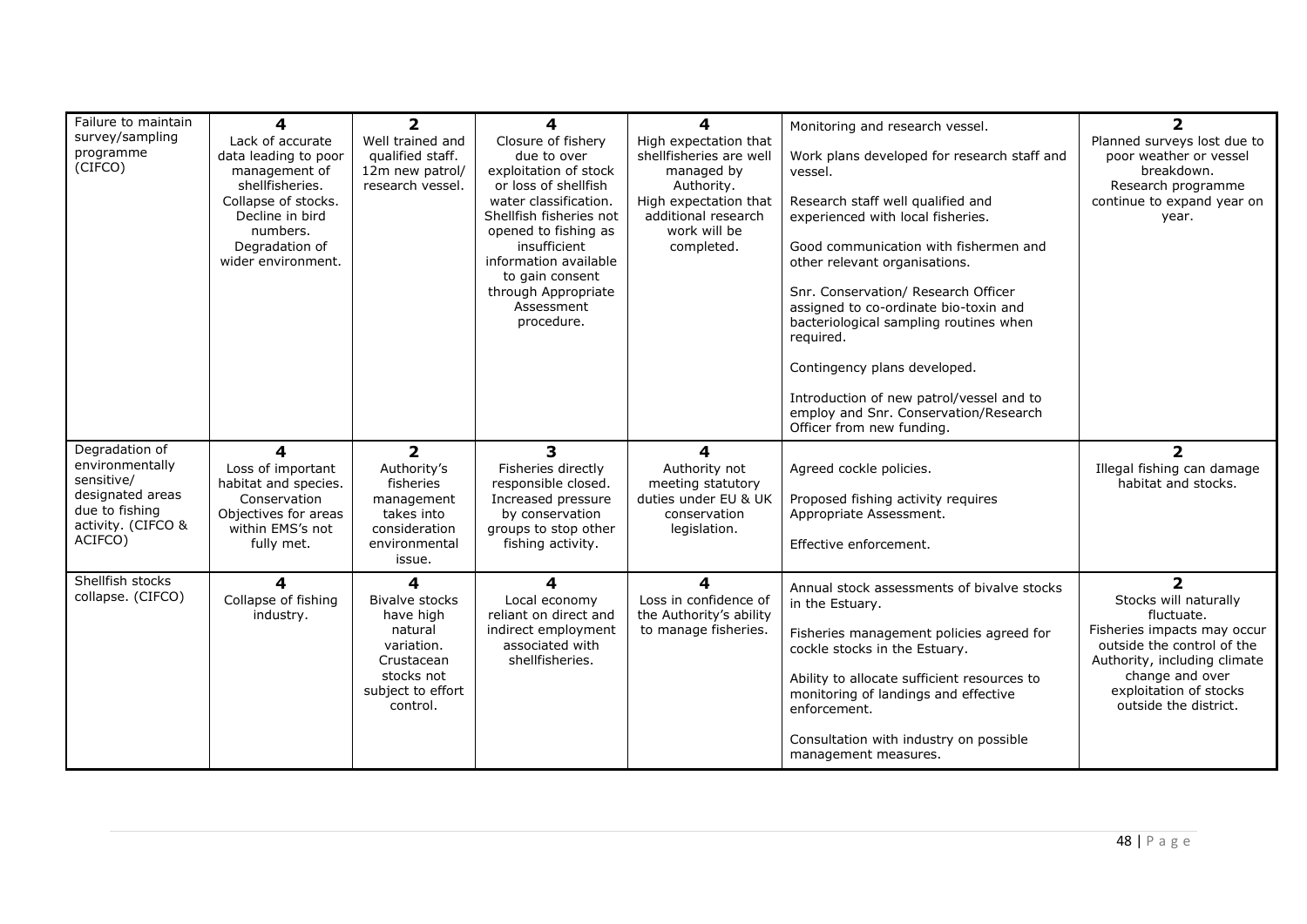| Failure to maintain survey/sampling programme (CIFCO) | **4**<br>Lack of accurate data leading to poor management of shellfisheries. Collapse of stocks. Decline in bird numbers. Degradation of wider environment. | **2**<br>Well trained and qualified staff. 12m new patrol/ research vessel. | **4**<br>Closure of fishery due to over exploitation of stock or loss of shellfish water classification. Shellfish fisheries not opened to fishing as insufficient information available to gain consent through Appropriate Assessment procedure. | **4**<br>High expectation that shellfisheries are well managed by Authority. High expectation that additional research work will be completed. | Monitoring and research vessel.<br><br>Work plans developed for research staff and vessel.<br><br>Research staff well qualified and experienced with local fisheries.<br><br>Good communication with fishermen and other relevant organisations.<br><br>Snr. Conservation/ Research Officer assigned to co-ordinate bio-toxin and bacteriological sampling routines when required.<br><br>Contingency plans developed.<br><br>Introduction of new patrol/vessel and to employ and Snr. Conservation/Research Officer from new funding. | **2**<br>Planned surveys lost due to poor weather or vessel breakdown. Research programme continue to expand year on year. |
|---|---|---|---|---|---|---|
| Degradation of environmentally sensitive/ designated areas due to fishing activity. (CIFCO & ACIFCO) | **4**<br>Loss of important habitat and species. Conservation Objectives for areas within EMS's not fully met. | **2**<br>Authority's fisheries management takes into consideration environmental issue. | **3**<br>Fisheries directly responsible closed. Increased pressure by conservation groups to stop other fishing activity. | **4**<br>Authority not meeting statutory duties under EU & UK conservation legislation. | Agreed cockle policies.<br><br>Proposed fishing activity requires Appropriate Assessment.<br><br>Effective enforcement. | **2**<br>Illegal fishing can damage habitat and stocks. |
| Shellfish stocks collapse. (CIFCO) | **4**<br>Collapse of fishing industry. | **4**<br>Bivalve stocks have high natural variation. Crustacean stocks not subject to effort control. | **4**<br>Local economy reliant on direct and indirect employment associated with shellfisheries. | **4**<br>Loss in confidence of the Authority's ability to manage fisheries. | Annual stock assessments of bivalve stocks in the Estuary.<br><br>Fisheries management policies agreed for cockle stocks in the Estuary.<br><br>Ability to allocate sufficient resources to monitoring of landings and effective enforcement.<br><br>Consultation with industry on possible management measures. | **2**<br>Stocks will naturally fluctuate. Fisheries impacts may occur outside the control of the Authority, including climate change and over exploitation of stocks outside the district. |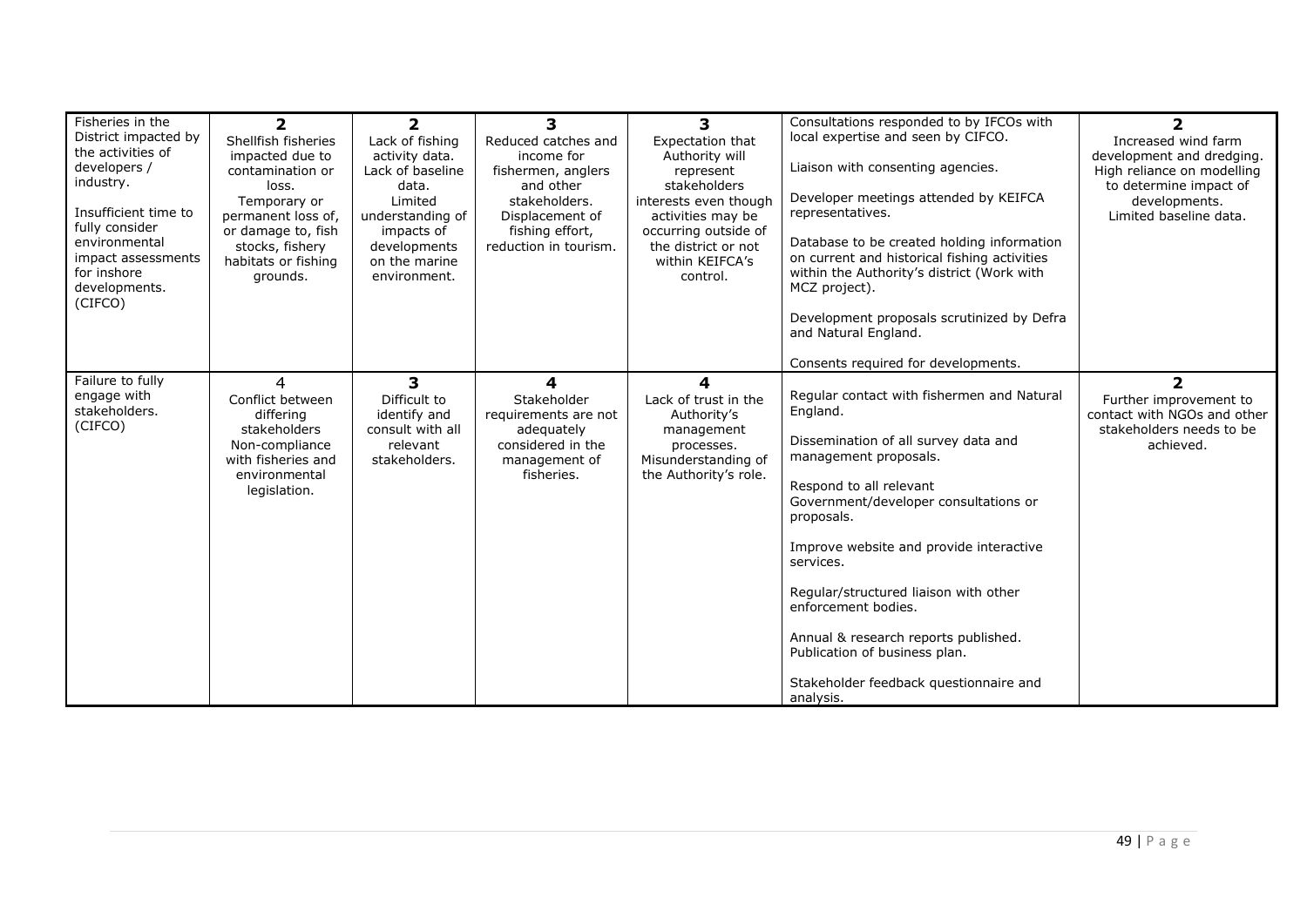| | | | | | | |
|---|---|---|---|---|---|---|
| Fisheries in the District impacted by the activities of developers / industry.<br><br>Insufficient time to fully consider environmental impact assessments for inshore developments. (CIFCO) | **2**<br>Shellfish fisheries impacted due to contamination or loss.<br>Temporary or permanent loss of, or damage to, fish stocks, fishery habitats or fishing grounds. | **2**<br>Lack of fishing activity data.<br>Lack of baseline data.<br>Limited understanding of impacts of developments on the marine environment. | **3**<br>Reduced catches and income for fishermen, anglers and other stakeholders.<br>Displacement of fishing effort, reduction in tourism. | **3**<br>Expectation that Authority will represent stakeholders interests even though activities may be occurring outside of the district or not within KEIFCA's control. | Consultations responded to by IFCOs with local expertise and seen by CIFCO.<br><br>Liaison with consenting agencies.<br><br>Developer meetings attended by KEIFCA representatives.<br><br>Database to be created holding information on current and historical fishing activities within the Authority's district (Work with MCZ project).<br><br>Development proposals scrutinized by Defra and Natural England.<br><br>Consents required for developments. | **2**<br>Increased wind farm development and dredging.<br>High reliance on modelling to determine impact of developments.<br>Limited baseline data. |
| Failure to fully engage with stakeholders. (CIFCO) | 4<br>Conflict between differing stakeholders<br>Non-compliance with fisheries and environmental legislation. | **3**<br>Difficult to identify and consult with all relevant stakeholders. | **4**<br>Stakeholder requirements are not adequately considered in the management of fisheries. | **4**<br>Lack of trust in the Authority's management processes.<br>Misunderstanding of the Authority's role. | Regular contact with fishermen and Natural England.<br><br>Dissemination of all survey data and management proposals.<br><br>Respond to all relevant Government/developer consultations or proposals.<br><br>Improve website and provide interactive services.<br><br>Regular/structured liaison with other enforcement bodies.<br><br>Annual & research reports published.<br>Publication of business plan.<br><br>Stakeholder feedback questionnaire and analysis. | **2**<br>Further improvement to contact with NGOs and other stakeholders needs to be achieved. |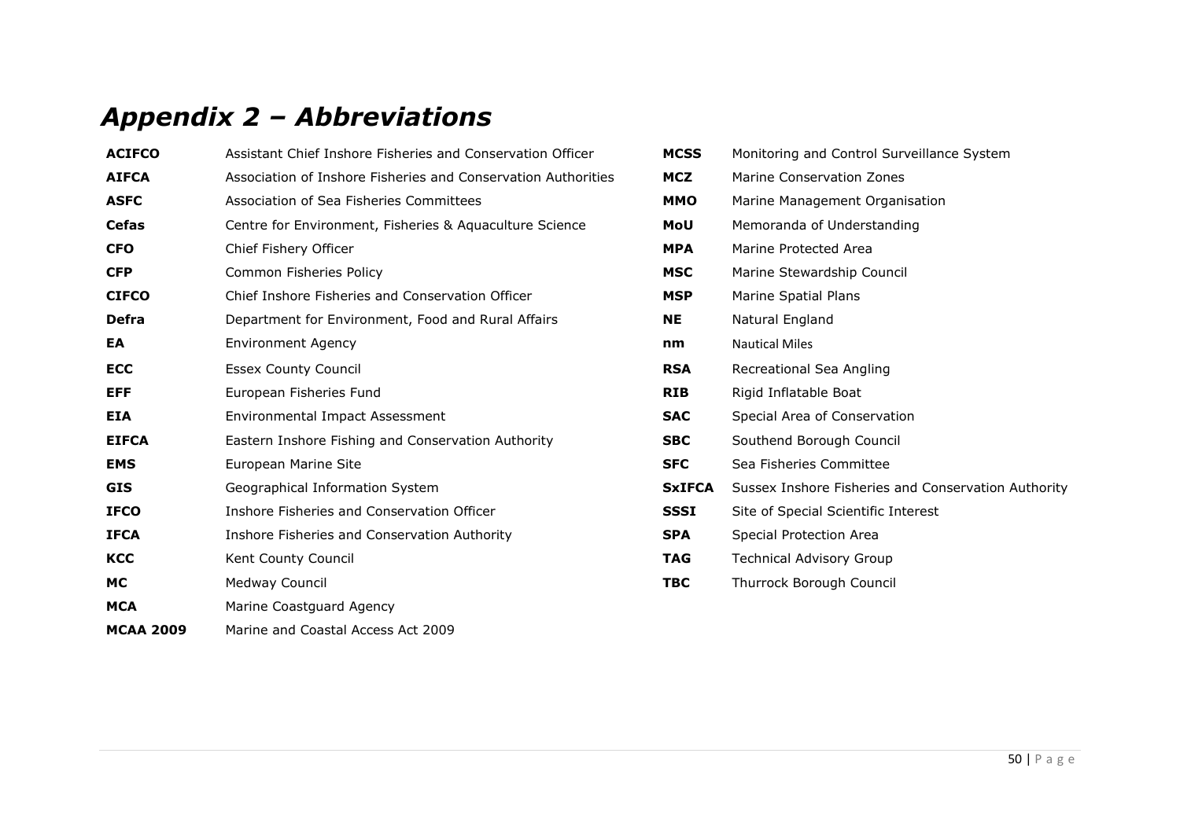# *Appendix 2 – Abbreviations*

| | |
|---|---|
| **ACIFCO** | Assistant Chief Inshore Fisheries and Conservation Officer |
| **AIFCA** | Association of Inshore Fisheries and Conservation Authorities |
| **ASFC** | Association of Sea Fisheries Committees |
| **Cefas** | Centre for Environment, Fisheries & Aquaculture Science |
| **CFO** | Chief Fishery Officer |
| **CFP** | Common Fisheries Policy |
| **CIFCO** | Chief Inshore Fisheries and Conservation Officer |
| **Defra** | Department for Environment, Food and Rural Affairs |
| **EA** | Environment Agency |
| **ECC** | Essex County Council |
| **EFF** | European Fisheries Fund |
| **EIA** | Environmental Impact Assessment |
| **EIFCA** | Eastern Inshore Fishing and Conservation Authority |
| **EMS** | European Marine Site |
| **GIS** | Geographical Information System |
| **IFCO** | Inshore Fisheries and Conservation Officer |
| **IFCA** | Inshore Fisheries and Conservation Authority |
| **KCC** | Kent County Council |
| **MC** | Medway Council |
| **MCA** | Marine Coastguard Agency |
| **MCAA 2009** | Marine and Coastal Access Act 2009 |
| **MCSS** | Monitoring and Control Surveillance System |
| **MCZ** | Marine Conservation Zones |
| **MMO** | Marine Management Organisation |
| **MoU** | Memoranda of Understanding |
| **MPA** | Marine Protected Area |
| **MSC** | Marine Stewardship Council |
| **MSP** | Marine Spatial Plans |
| **NE** | Natural England |
| **nm** | Nautical Miles |
| **RSA** | Recreational Sea Angling |
| **RIB** | Rigid Inflatable Boat |
| **SAC** | Special Area of Conservation |
| **SBC** | Southend Borough Council |
| **SFC** | Sea Fisheries Committee |
| **SxIFCA** | Sussex Inshore Fisheries and Conservation Authority |
| **SSSI** | Site of Special Scientific Interest |
| **SPA** | Special Protection Area |
| **TAG** | Technical Advisory Group |
| **TBC** | Thurrock Borough Council |